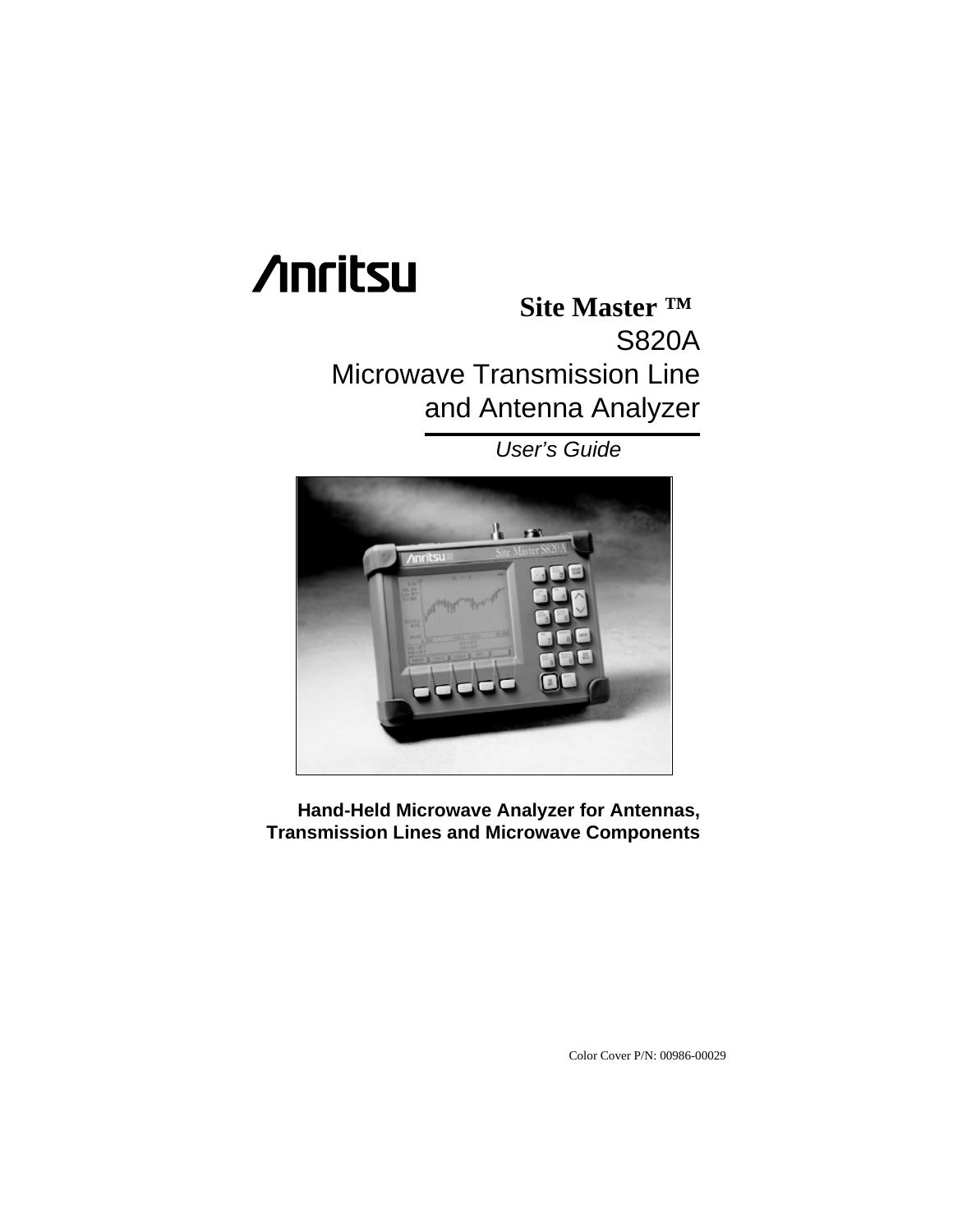Anritsu

# Site Master ™

# S820A

# Microwave Transmission Line and Antenna Analyzer

*User's Guide*

**Hand-Held Microwave Analyzer for Antennas, Transmission Lines and Microwave Components**

Color Cover P/N: 00986-00029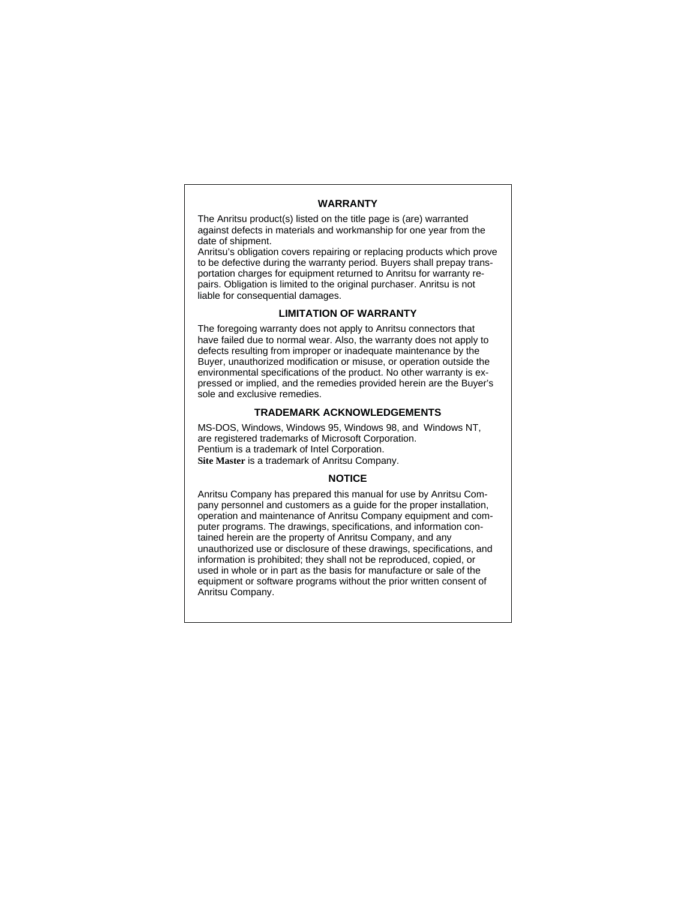## WARRANTY

The Anritsu product(s) listed on the title page is (are) warranted against defects in materials and workmanship for one year from the date of shipment.

Anritsu's obligation covers repairing or replacing products which prove to be defective during the warranty period. Buyers shall prepay transportation charges for equipment returned to Anritsu for warranty repairs. Obligation is limited to the original purchaser. Anritsu is not liable for consequential damages.

## LIMITATION OF WARRANTY

The foregoing warranty does not apply to Anritsu connectors that have failed due to normal wear. Also, the warranty does not apply to defects resulting from improper or inadequate maintenance by the Buyer, unauthorized modification or misuse, or operation outside the environmental specifications of the product. No other warranty is expressed or implied, and the remedies provided herein are the Buyer's sole and exclusive remedies.

## TRADEMARK ACKNOWLEDGEMENTS

MS-DOS, Windows, Windows 95, Windows 98, and Windows NT, are registered trademarks of Microsoft Corporation.
Pentium is a trademark of Intel Corporation.
**Site Master** is a trademark of Anritsu Company.

## NOTICE

Anritsu Company has prepared this manual for use by Anritsu Company personnel and customers as a guide for the proper installation, operation and maintenance of Anritsu Company equipment and computer programs. The drawings, specifications, and information contained herein are the property of Anritsu Company, and any unauthorized use or disclosure of these drawings, specifications, and information is prohibited; they shall not be reproduced, copied, or used in whole or in part as the basis for manufacture or sale of the equipment or software programs without the prior written consent of Anritsu Company.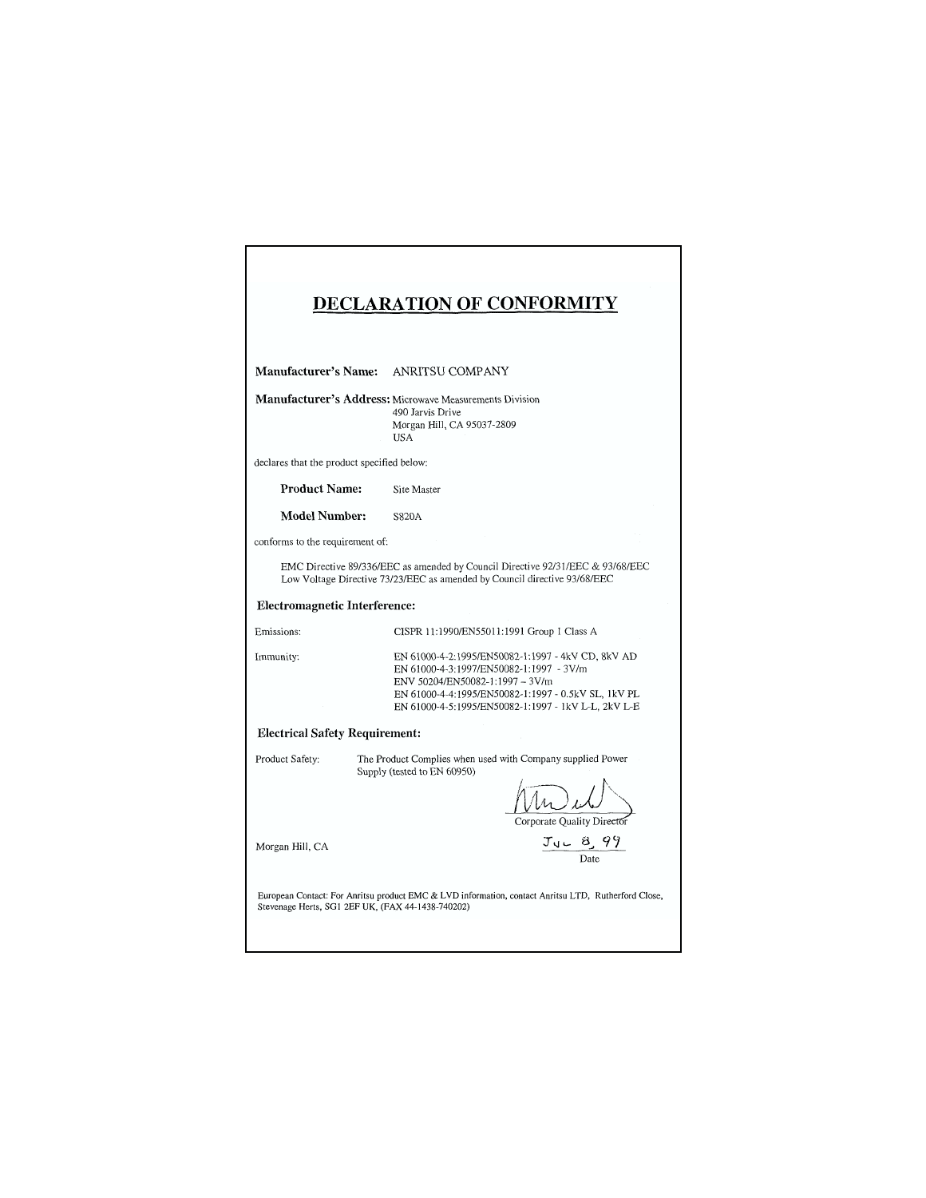# DECLARATION OF CONFORMITY

**Manufacturer's Name:** ANRITSU COMPANY

**Manufacturer's Address:** Microwave Measurements Division
490 Jarvis Drive
Morgan Hill, CA 95037-2809
USA

declares that the product specified below:

**Product Name:** Site Master

**Model Number:** S820A

conforms to the requirement of:

EMC Directive 89/336/EEC as amended by Council Directive 92/31/EEC & 93/68/EEC
Low Voltage Directive 73/23/EEC as amended by Council directive 93/68/EEC

## Electromagnetic Interference:

Emissions: CISPR 11:1990/EN55011:1991 Group 1 Class A

Immunity:
EN 61000-4-2:1995/EN50082-1:1997 - 4kV CD, 8kV AD
EN 61000-4-3:1997/EN50082-1:1997 - 3V/m
ENV 50204/EN50082-1:1997 – 3V/m
EN 61000-4-4:1995/EN50082-1:1997 - 0.5kV SL, 1kV PL
EN 61000-4-5:1995/EN50082-1:1997 - 1kV L-L, 2kV L-E

## Electrical Safety Requirement:

Product Safety: The Product Complies when used with Company supplied Power Supply (tested to EN 60950)

Corporate Quality Director

Morgan Hill, CA

JUL 8, 99
Date

European Contact: For Anritsu product EMC & LVD information, contact Anritsu LTD, Rutherford Close, Stevenage Herts, SG1 2EF UK, (FAX 44-1438-740202)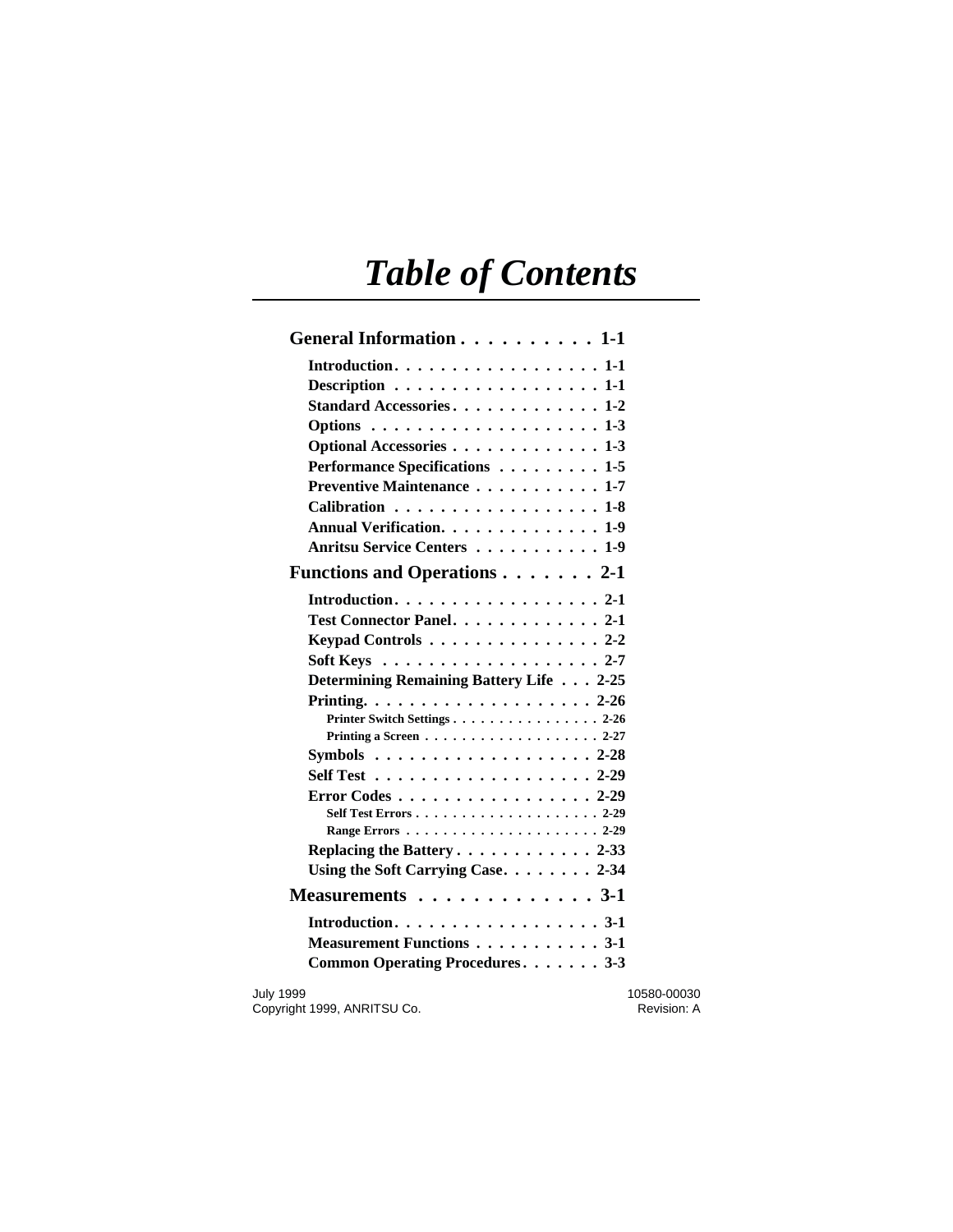# *Table of Contents*

**General Information . . . . . . . . . . 1-1**

- **Introduction. . . . . . . . . . . . . . . . . . 1-1**
- **Description . . . . . . . . . . . . . . . . . . 1-1**
- **Standard Accessories. . . . . . . . . . . . . 1-2**
- **Options . . . . . . . . . . . . . . . . . . . . 1-3**
- **Optional Accessories . . . . . . . . . . . . . 1-3**
- **Performance Specifications . . . . . . . . . 1-5**
- **Preventive Maintenance . . . . . . . . . . . 1-7**
- **Calibration . . . . . . . . . . . . . . . . . . 1-8**
- **Annual Verification. . . . . . . . . . . . . . 1-9**
- **Anritsu Service Centers . . . . . . . . . . . 1-9**

**Functions and Operations . . . . . . . 2-1**

- **Introduction. . . . . . . . . . . . . . . . . . 2-1**
- **Test Connector Panel. . . . . . . . . . . . . 2-1**
- **Keypad Controls . . . . . . . . . . . . . . . 2-2**
- **Soft Keys . . . . . . . . . . . . . . . . . . . 2-7**
- **Determining Remaining Battery Life . . . 2-25**
- **Printing. . . . . . . . . . . . . . . . . . . . 2-26**
  - **Printer Switch Settings . . . . . . . . . . . . . . . . 2-26**
  - **Printing a Screen . . . . . . . . . . . . . . . . . . . 2-27**
- **Symbols . . . . . . . . . . . . . . . . . . . 2-28**
- **Self Test . . . . . . . . . . . . . . . . . . . 2-29**
- **Error Codes . . . . . . . . . . . . . . . . . 2-29**
  - **Self Test Errors . . . . . . . . . . . . . . . . . . . . 2-29**
  - **Range Errors . . . . . . . . . . . . . . . . . . . . . 2-29**
- **Replacing the Battery . . . . . . . . . . . . 2-33**
- **Using the Soft Carrying Case. . . . . . . . 2-34**

**Measurements . . . . . . . . . . . . . 3-1**

- **Introduction. . . . . . . . . . . . . . . . . . 3-1**
- **Measurement Functions . . . . . . . . . . . 3-1**
- **Common Operating Procedures. . . . . . . 3-3**

July 1999 10580-00030
Copyright 1999, ANRITSU Co. Revision: A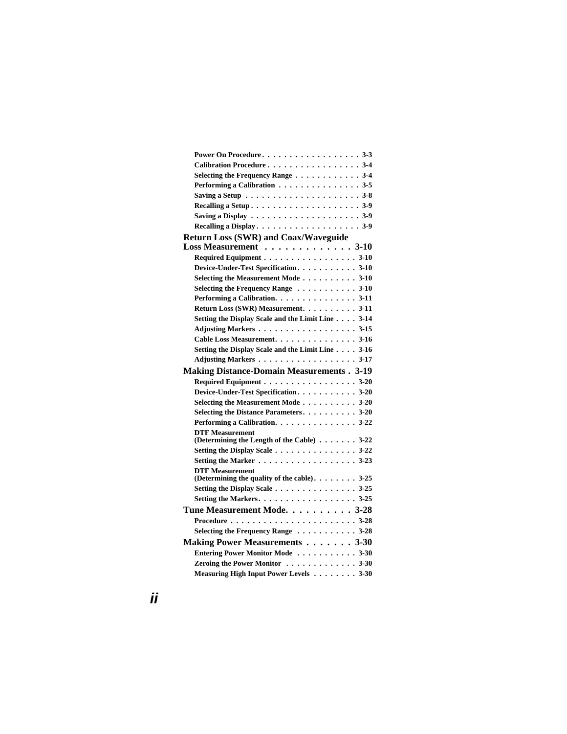- Power On Procedure . . . . . . . . . . . . . . . . . . 3-3
- Calibration Procedure . . . . . . . . . . . . . . . . . 3-4
- Selecting the Frequency Range . . . . . . . . . . . . 3-4
- Performing a Calibration . . . . . . . . . . . . . . . 3-5
- Saving a Setup . . . . . . . . . . . . . . . . . . . . . 3-8
- Recalling a Setup . . . . . . . . . . . . . . . . . . . . 3-9
- Saving a Display . . . . . . . . . . . . . . . . . . . . 3-9
- Recalling a Display . . . . . . . . . . . . . . . . . . . 3-9

**Return Loss (SWR) and Coax/Waveguide Loss Measurement . . . . . . . . . . . . . 3-10**

- Required Equipment . . . . . . . . . . . . . . . . . 3-10
- Device-Under-Test Specification . . . . . . . . . . . 3-10
- Selecting the Measurement Mode . . . . . . . . . . 3-10
- Selecting the Frequency Range . . . . . . . . . . . 3-10
- Performing a Calibration . . . . . . . . . . . . . . . 3-11
- Return Loss (SWR) Measurement . . . . . . . . . . 3-11
- Setting the Display Scale and the Limit Line . . . . 3-14
- Adjusting Markers . . . . . . . . . . . . . . . . . . 3-15
- Cable Loss Measurement . . . . . . . . . . . . . . . 3-16
- Setting the Display Scale and the Limit Line . . . . 3-16
- Adjusting Markers . . . . . . . . . . . . . . . . . . 3-17

**Making Distance-Domain Measurements . 3-19**

- Required Equipment . . . . . . . . . . . . . . . . . 3-20
- Device-Under-Test Specification . . . . . . . . . . . 3-20
- Selecting the Measurement Mode . . . . . . . . . . 3-20
- Selecting the Distance Parameters . . . . . . . . . . 3-20
- Performing a Calibration . . . . . . . . . . . . . . . 3-22
- DTF Measurement (Determining the Length of the Cable) . . . . . . . 3-22
- Setting the Display Scale . . . . . . . . . . . . . . . 3-22
- Setting the Marker . . . . . . . . . . . . . . . . . . 3-23
- DTF Measurement (Determining the quality of the cable) . . . . . . . . 3-25
- Setting the Display Scale . . . . . . . . . . . . . . . 3-25
- Setting the Markers . . . . . . . . . . . . . . . . . . 3-25

**Tune Measurement Mode . . . . . . . . . . 3-28**

- Procedure . . . . . . . . . . . . . . . . . . . . . . . 3-28
- Selecting the Frequency Range . . . . . . . . . . . 3-28

**Making Power Measurements . . . . . . . 3-30**

- Entering Power Monitor Mode . . . . . . . . . . . 3-30
- Zeroing the Power Monitor . . . . . . . . . . . . . 3-30
- Measuring High Input Power Levels . . . . . . . . 3-30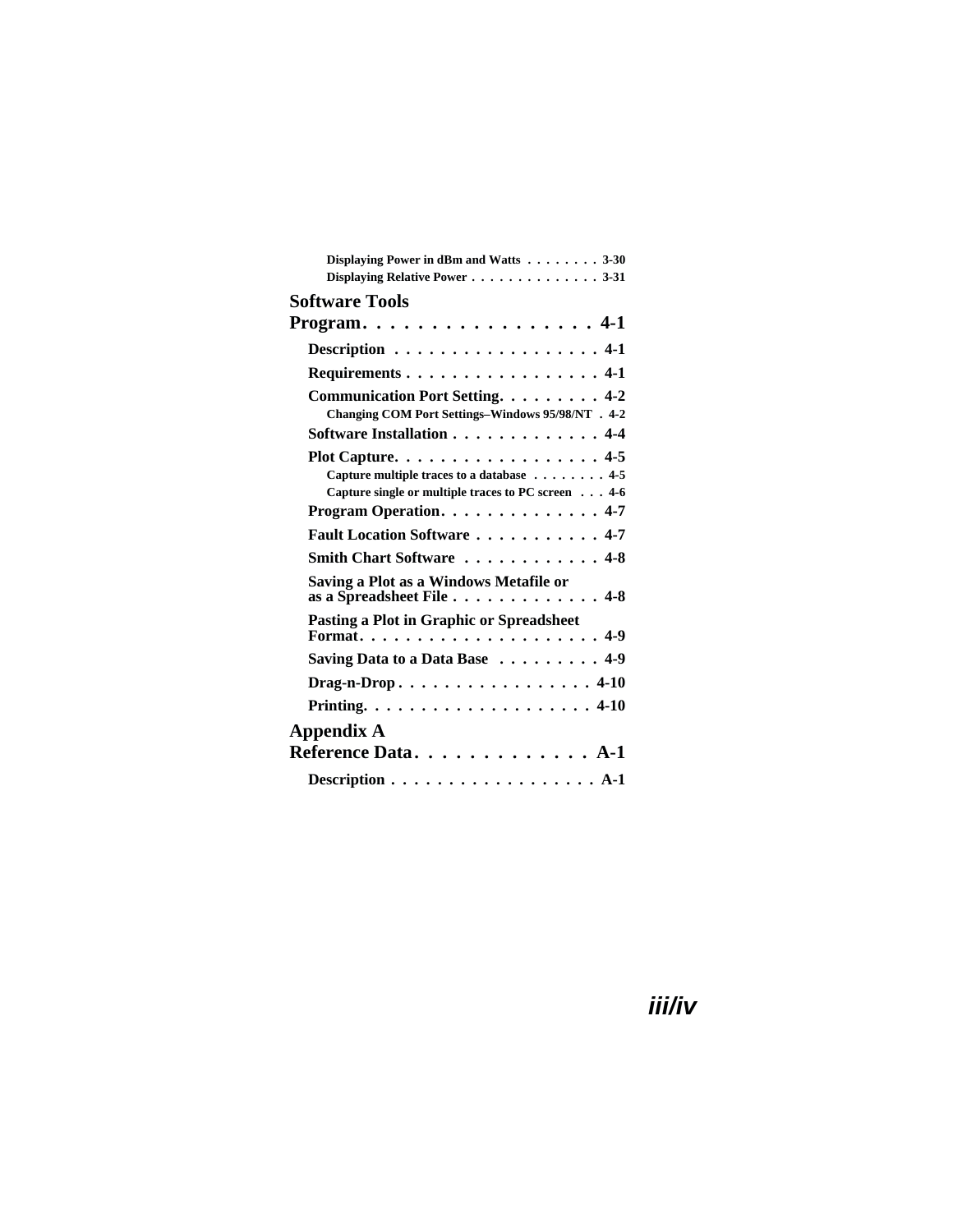Displaying Power in dBm and Watts . . . . . . . . 3-30
Displaying Relative Power . . . . . . . . . . . . . . 3-31

**Software Tools Program . . . . . . . . . . . . . . . . . 4-1**

**Description . . . . . . . . . . . . . . . . . 4-1**

**Requirements . . . . . . . . . . . . . . . . 4-1**

**Communication Port Setting. . . . . . . . . 4-2**

Changing COM Port Settings–Windows 95/98/NT . 4-2

**Software Installation . . . . . . . . . . . . . 4-4**

**Plot Capture. . . . . . . . . . . . . . . . . . 4-5**

Capture multiple traces to a database . . . . . . . . 4-5
Capture single or multiple traces to PC screen . . . 4-6

**Program Operation. . . . . . . . . . . . . . 4-7**

**Fault Location Software . . . . . . . . . . . 4-7**

**Smith Chart Software . . . . . . . . . . . . 4-8**

**Saving a Plot as a Windows Metafile or as a Spreadsheet File . . . . . . . . . . . . . 4-8**

**Pasting a Plot in Graphic or Spreadsheet Format. . . . . . . . . . . . . . . . . . . . 4-9**

**Saving Data to a Data Base . . . . . . . . . 4-9**

**Drag-n-Drop . . . . . . . . . . . . . . . . . 4-10**

**Printing. . . . . . . . . . . . . . . . . . . . 4-10**

**Appendix A Reference Data. . . . . . . . . . . . . A-1**

**Description . . . . . . . . . . . . . . . . . . A-1**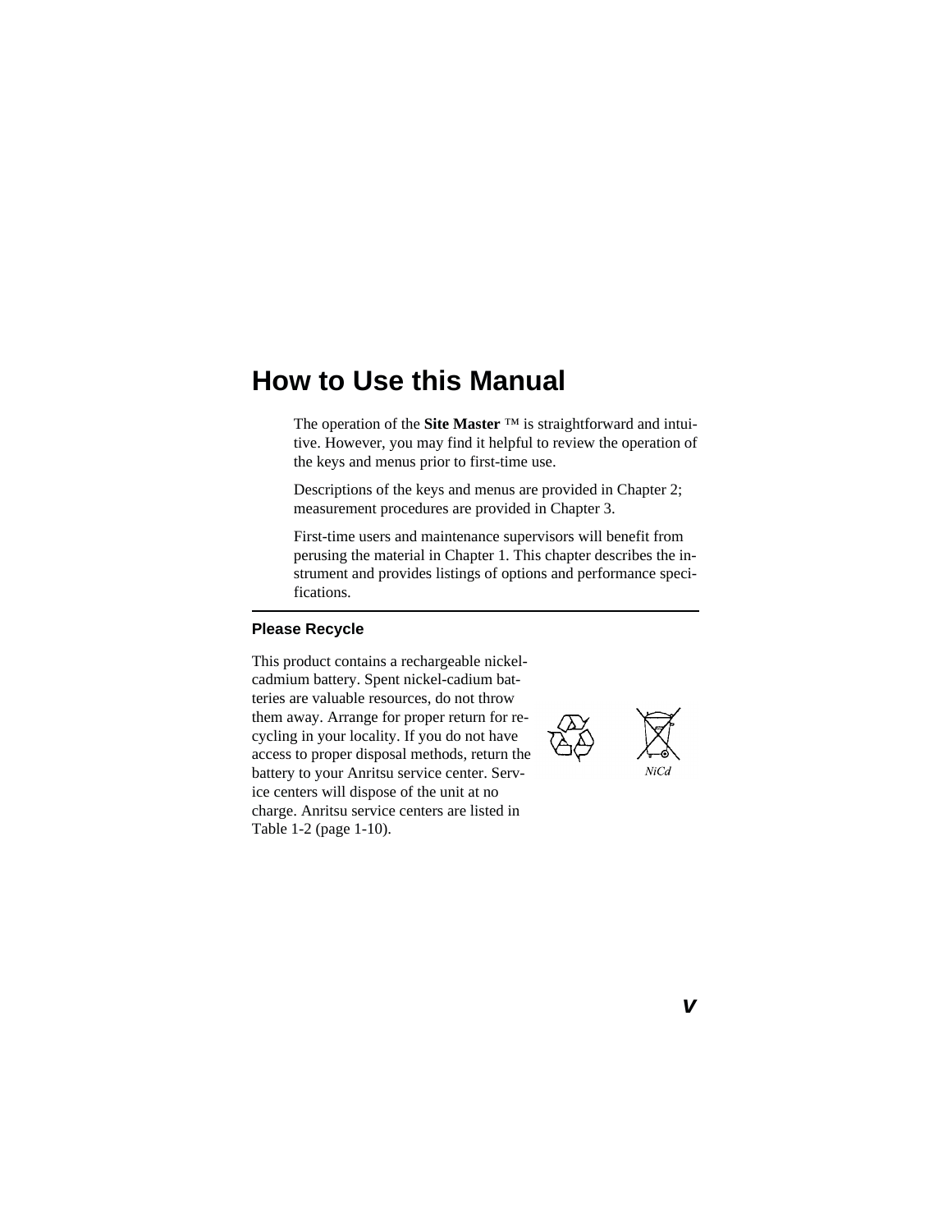# How to Use this Manual

The operation of the **Site Master** ™ is straightforward and intuitive. However, you may find it helpful to review the operation of the keys and menus prior to first-time use.

Descriptions of the keys and menus are provided in Chapter 2; measurement procedures are provided in Chapter 3.

First-time users and maintenance supervisors will benefit from perusing the material in Chapter 1. This chapter describes the instrument and provides listings of options and performance specifications.

---

### Please Recycle

This product contains a rechargeable nickel-cadmium battery. Spent nickel-cadium batteries are valuable resources, do not throw them away. Arrange for proper return for recycling in your locality. If you do not have access to proper disposal methods, return the battery to your Anritsu service center. Service centers will dispose of the unit at no charge. Anritsu service centers are listed in Table 1-2 (page 1-10).

*NiCd*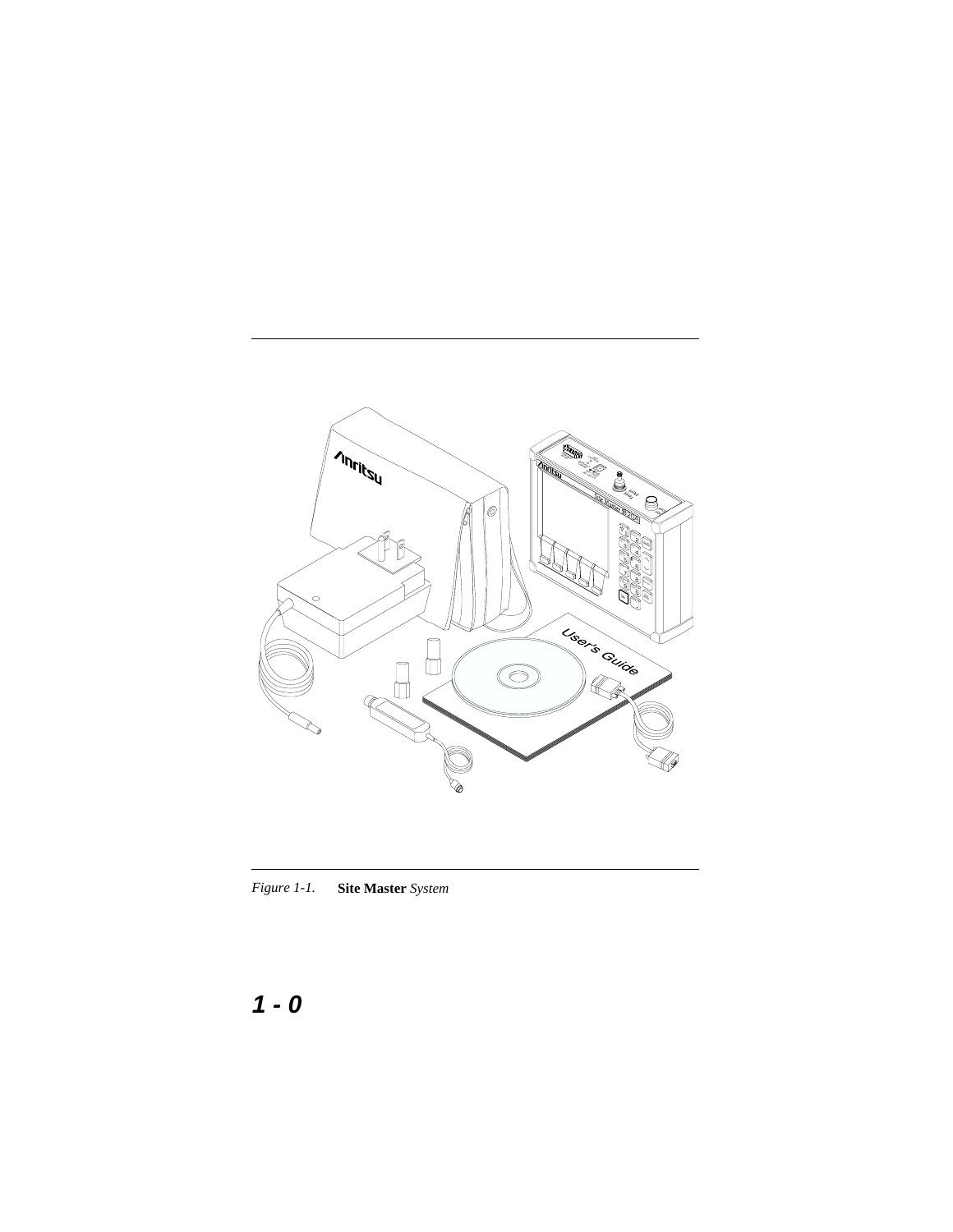*Figure 1-1.* **Site Master** *System*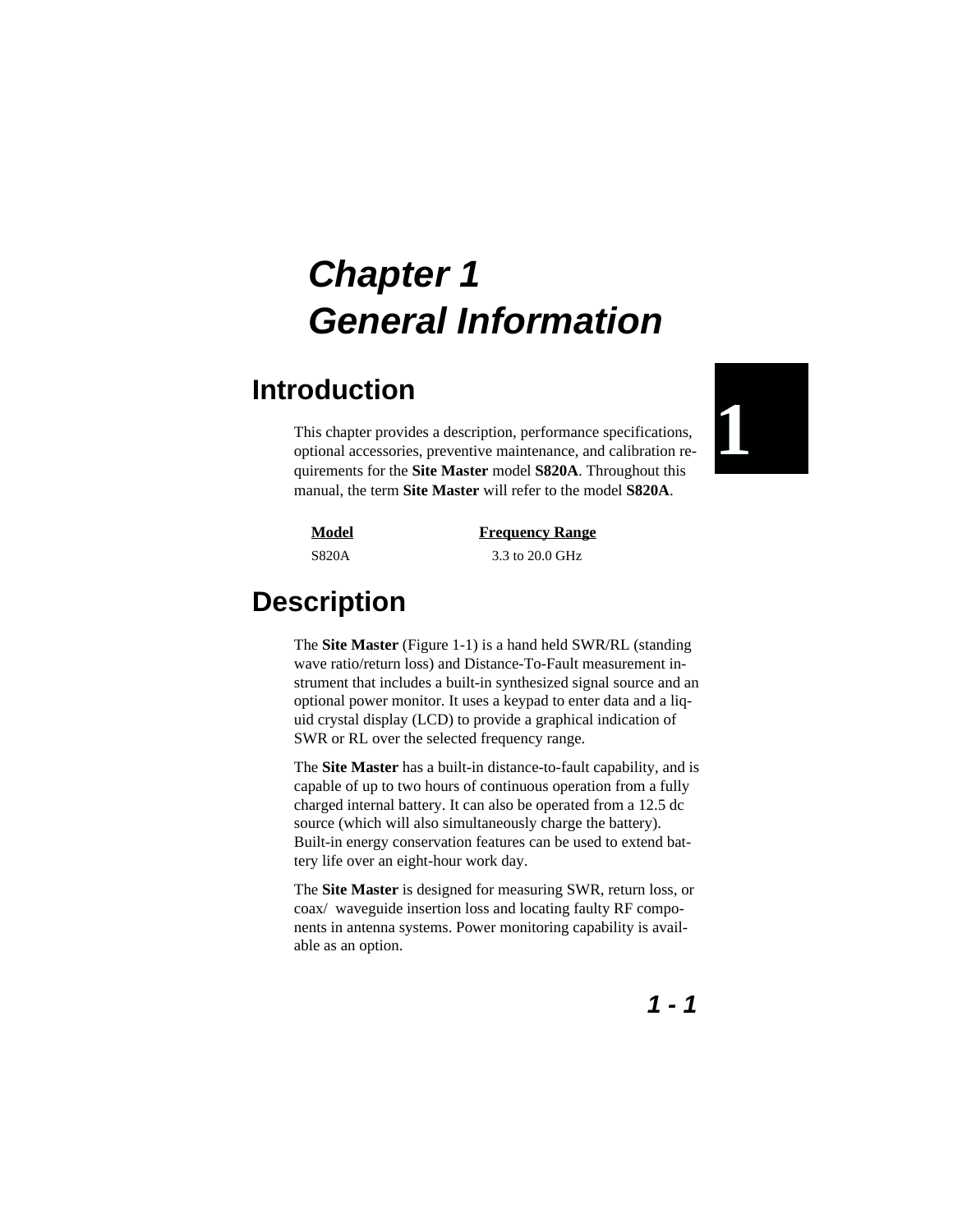# Chapter 1 General Information

## Introduction

This chapter provides a description, performance specifications, optional accessories, preventive maintenance, and calibration requirements for the **Site Master** model **S820A**. Throughout this manual, the term **Site Master** will refer to the model **S820A**.

| Model | Frequency Range |
|---|---|
| S820A | 3.3 to 20.0 GHz |

## Description

The **Site Master** (Figure 1-1) is a hand held SWR/RL (standing wave ratio/return loss) and Distance-To-Fault measurement instrument that includes a built-in synthesized signal source and an optional power monitor. It uses a keypad to enter data and a liquid crystal display (LCD) to provide a graphical indication of SWR or RL over the selected frequency range.

The **Site Master** has a built-in distance-to-fault capability, and is capable of up to two hours of continuous operation from a fully charged internal battery. It can also be operated from a 12.5 dc source (which will also simultaneously charge the battery). Built-in energy conservation features can be used to extend battery life over an eight-hour work day.

The **Site Master** is designed for measuring SWR, return loss, or coax/ waveguide insertion loss and locating faulty RF components in antenna systems. Power monitoring capability is available as an option.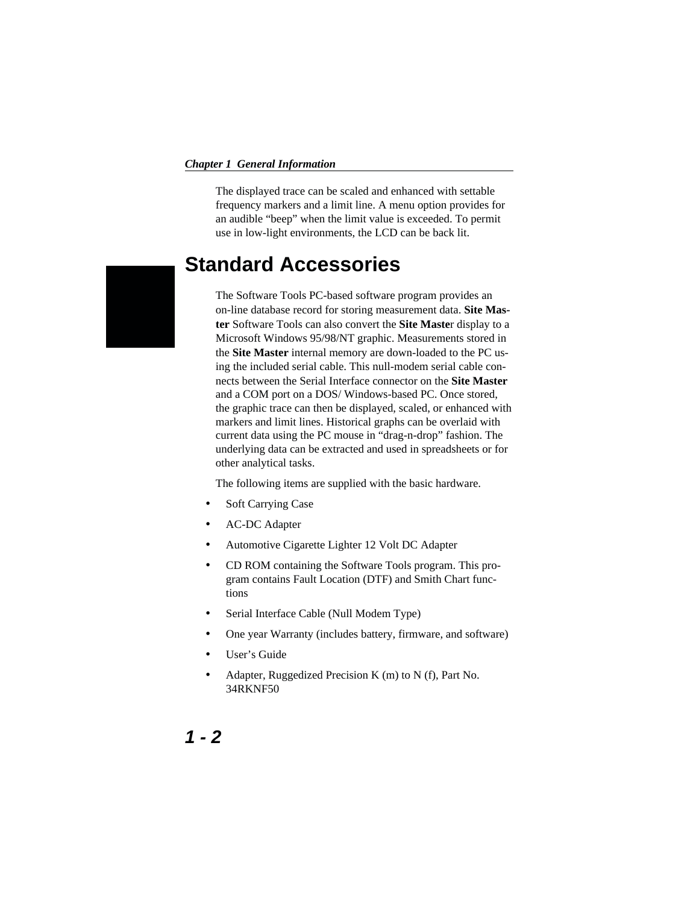The displayed trace can be scaled and enhanced with settable frequency markers and a limit line. A menu option provides for an audible "beep" when the limit value is exceeded. To permit use in low-light environments, the LCD can be back lit.

## Standard Accessories

The Software Tools PC-based software program provides an on-line database record for storing measurement data. **Site Master** Software Tools can also convert the **Site Maste**r display to a Microsoft Windows 95/98/NT graphic. Measurements stored in the **Site Master** internal memory are down-loaded to the PC using the included serial cable. This null-modem serial cable connects between the Serial Interface connector on the **Site Master** and a COM port on a DOS/ Windows-based PC. Once stored, the graphic trace can then be displayed, scaled, or enhanced with markers and limit lines. Historical graphs can be overlaid with current data using the PC mouse in "drag-n-drop" fashion. The underlying data can be extracted and used in spreadsheets or for other analytical tasks.

The following items are supplied with the basic hardware.

- Soft Carrying Case
- AC-DC Adapter
- Automotive Cigarette Lighter 12 Volt DC Adapter
- CD ROM containing the Software Tools program. This program contains Fault Location (DTF) and Smith Chart functions
- Serial Interface Cable (Null Modem Type)
- One year Warranty (includes battery, firmware, and software)
- User's Guide
- Adapter, Ruggedized Precision K (m) to N (f), Part No. 34RKNF50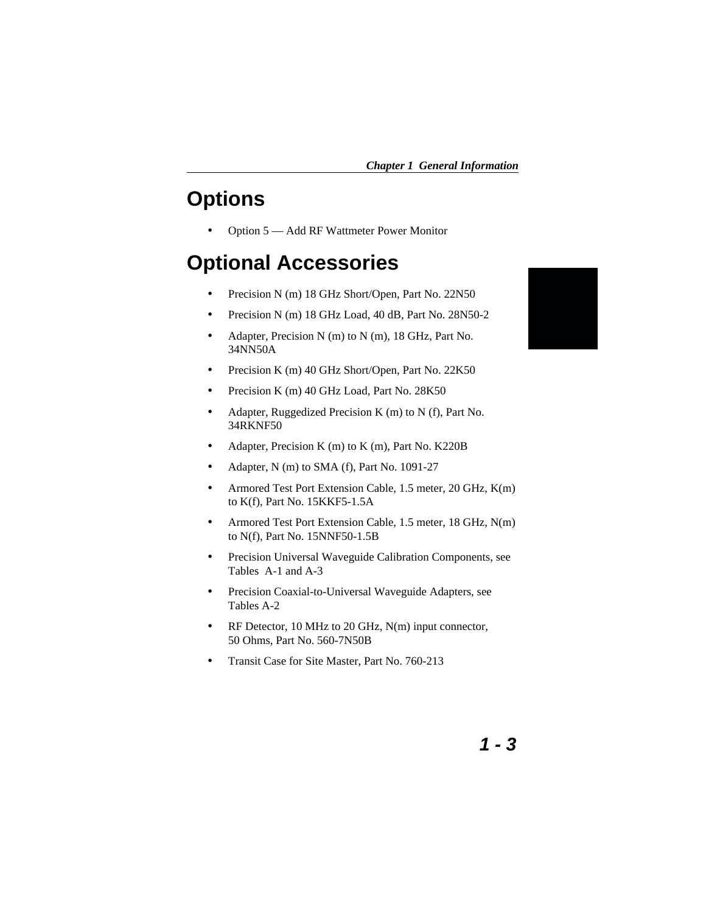# Options

- Option 5 — Add RF Wattmeter Power Monitor

# Optional Accessories

- Precision N (m) 18 GHz Short/Open, Part No. 22N50
- Precision N (m) 18 GHz Load, 40 dB, Part No. 28N50-2
- Adapter, Precision N (m) to N (m), 18 GHz, Part No. 34NN50A
- Precision K (m) 40 GHz Short/Open, Part No. 22K50
- Precision K (m) 40 GHz Load, Part No. 28K50
- Adapter, Ruggedized Precision K (m) to N (f), Part No. 34RKNF50
- Adapter, Precision K (m) to K (m), Part No. K220B
- Adapter, N (m) to SMA (f), Part No. 1091-27
- Armored Test Port Extension Cable, 1.5 meter, 20 GHz, K(m) to K(f), Part No. 15KKF5-1.5A
- Armored Test Port Extension Cable, 1.5 meter, 18 GHz, N(m) to N(f), Part No. 15NNF50-1.5B
- Precision Universal Waveguide Calibration Components, see Tables A-1 and A-3
- Precision Coaxial-to-Universal Waveguide Adapters, see Tables A-2
- RF Detector, 10 MHz to 20 GHz, N(m) input connector, 50 Ohms, Part No. 560-7N50B
- Transit Case for Site Master, Part No. 760-213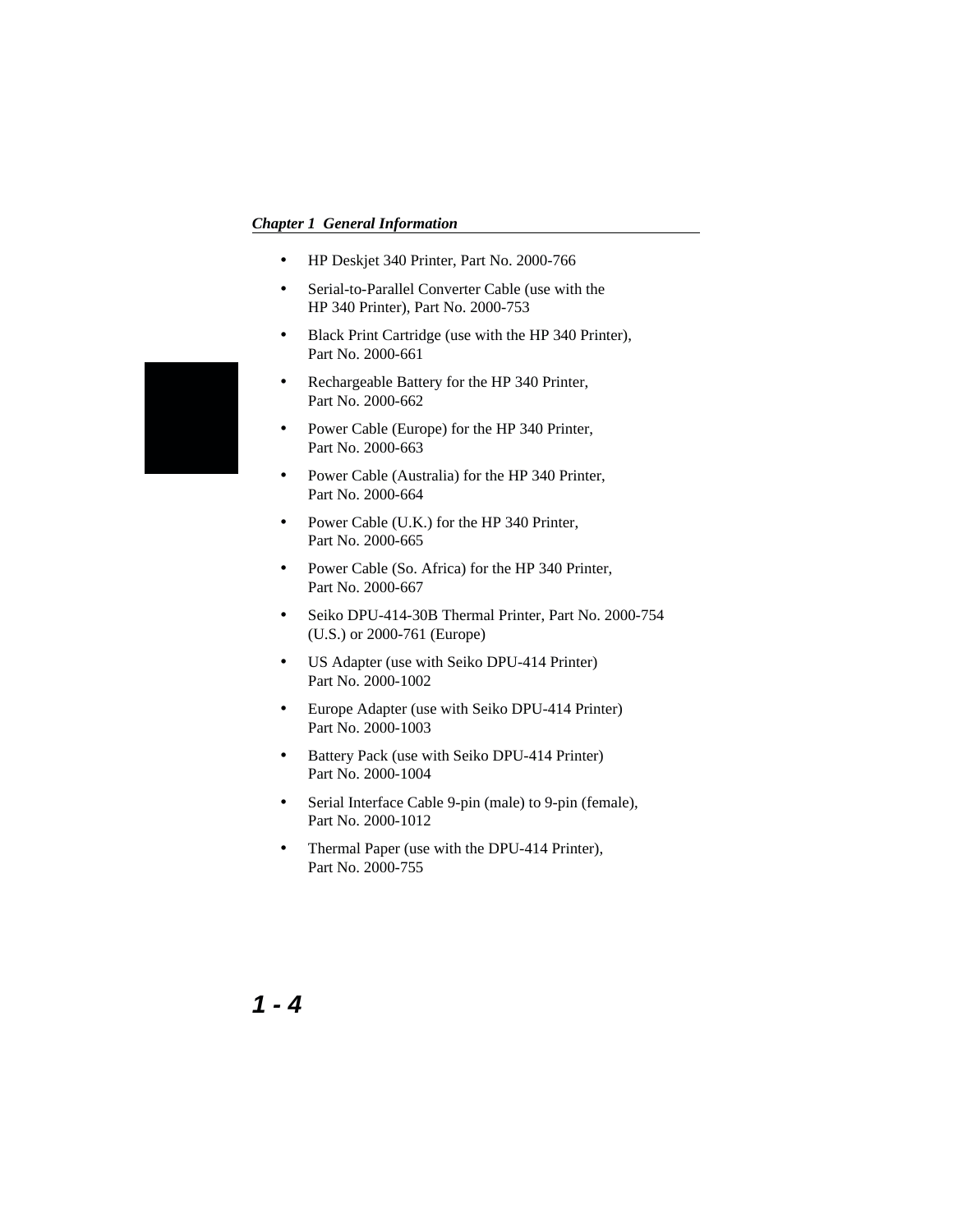- HP Deskjet 340 Printer, Part No. 2000-766
- Serial-to-Parallel Converter Cable (use with the HP 340 Printer), Part No. 2000-753
- Black Print Cartridge (use with the HP 340 Printer), Part No. 2000-661
- Rechargeable Battery for the HP 340 Printer, Part No. 2000-662
- Power Cable (Europe) for the HP 340 Printer, Part No. 2000-663
- Power Cable (Australia) for the HP 340 Printer, Part No. 2000-664
- Power Cable (U.K.) for the HP 340 Printer, Part No. 2000-665
- Power Cable (So. Africa) for the HP 340 Printer, Part No. 2000-667
- Seiko DPU-414-30B Thermal Printer, Part No. 2000-754 (U.S.) or 2000-761 (Europe)
- US Adapter (use with Seiko DPU-414 Printer) Part No. 2000-1002
- Europe Adapter (use with Seiko DPU-414 Printer) Part No. 2000-1003
- Battery Pack (use with Seiko DPU-414 Printer) Part No. 2000-1004
- Serial Interface Cable 9-pin (male) to 9-pin (female), Part No. 2000-1012
- Thermal Paper (use with the DPU-414 Printer), Part No. 2000-755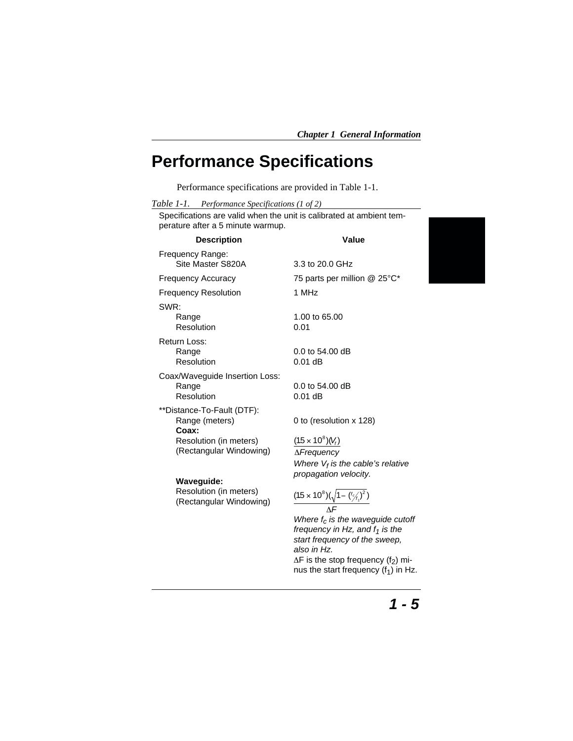# Performance Specifications

Performance specifications are provided in Table 1-1.

*Table 1-1. Performance Specifications (1 of 2)*

Specifications are valid when the unit is calibrated at ambient temperature after a 5 minute warmup.

| Description | Value |
|---|---|
| Frequency Range: | |
| Site Master S820A | 3.3 to 20.0 GHz |
| Frequency Accuracy | 75 parts per million @ 25°C* |
| Frequency Resolution | 1 MHz |
| SWR: | |
| Range | 1.00 to 65.00 |
| Resolution | 0.01 |
| Return Loss: | |
| Range | 0.0 to 54.00 dB |
| Resolution | 0.01 dB |
| Coax/Waveguide Insertion Loss: | |
| Range | 0.0 to 54.00 dB |
| Resolution | 0.01 dB |
| **Distance-To-Fault (DTF): | |
| Range (meters) | 0 to (resolution x 128) |
| **Coax:** | |
| Resolution (in meters) (Rectangular Windowing) | $\frac{(15 \times 10^8)(V_f)}{\Delta Frequency}$ *Where $V_f$ is the cable's relative propagation velocity.* |
| **Waveguide:** | |
| Resolution (in meters) (Rectangular Windowing) | $\frac{(15 \times 10^8)\left(\sqrt{1 - \left(f_c/f_1\right)^2}\right)}{\Delta F}$ *Where $f_c$ is the waveguide cutoff frequency in Hz, and $f_1$ is the start frequency of the sweep, also in Hz.* $\Delta F$ is the stop frequency ($f_2$) minus the start frequency ($f_1$) in Hz. |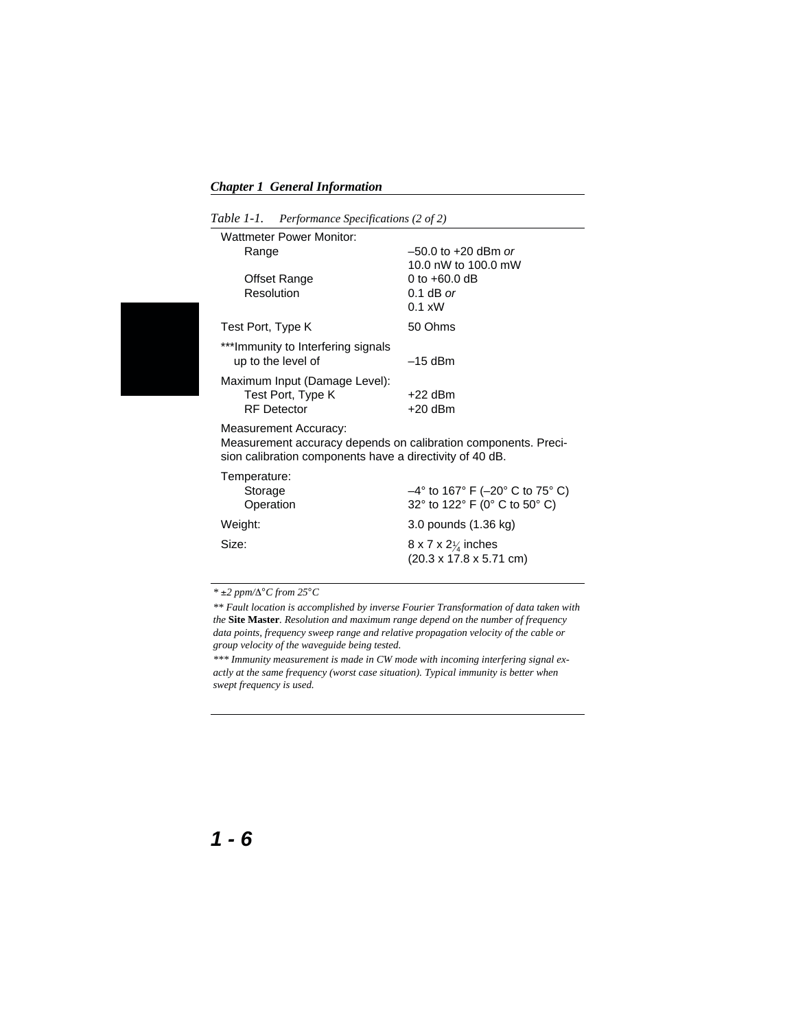*Table 1-1. Performance Specifications (2 of 2)*

| | |
|---|---|
| Wattmeter Power Monitor: | |
| Range | –50.0 to +20 dBm *or* 10.0 nW to 100.0 mW |
| Offset Range | 0 to +60.0 dB |
| Resolution | 0.1 dB *or* 0.1 xW |
| Test Port, Type K | 50 Ohms |
| ***Immunity to Interfering signals up to the level of | –15 dBm |
| Maximum Input (Damage Level): | |
| Test Port, Type K | +22 dBm |
| RF Detector | +20 dBm |
| Measurement Accuracy: Measurement accuracy depends on calibration components. Precision calibration components have a directivity of 40 dB. | |
| Temperature: | |
| Storage | –4° to 167° F (–20° C to 75° C) |
| Operation | 32° to 122° F (0° C to 50° C) |
| Weight: | 3.0 pounds (1.36 kg) |
| Size: | 8 x 7 x 2¼ inches (20.3 x 17.8 x 5.71 cm) |

*\* ±2 ppm/Δ°C from 25°C*

*\*\* Fault location is accomplished by inverse Fourier Transformation of data taken with the* **Site Master***. Resolution and maximum range depend on the number of frequency data points, frequency sweep range and relative propagation velocity of the cable or group velocity of the waveguide being tested.*

*\*\*\* Immunity measurement is made in CW mode with incoming interfering signal exactly at the same frequency (worst case situation). Typical immunity is better when swept frequency is used.*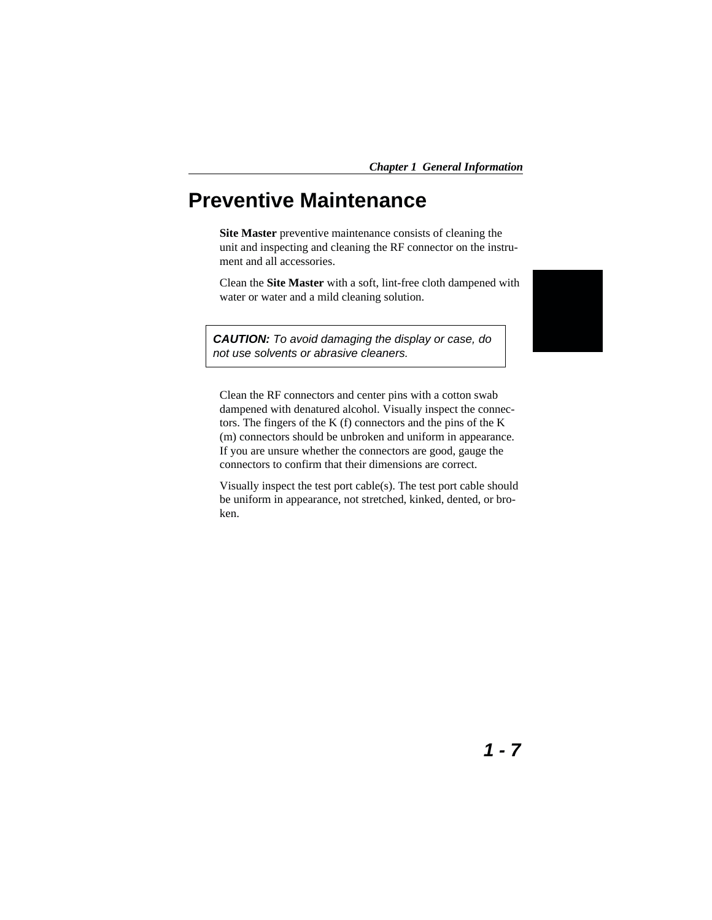# Preventive Maintenance

**Site Master** preventive maintenance consists of cleaning the unit and inspecting and cleaning the RF connector on the instrument and all accessories.

Clean the **Site Master** with a soft, lint-free cloth dampened with water or water and a mild cleaning solution.

> ***CAUTION:*** *To avoid damaging the display or case, do not use solvents or abrasive cleaners.*

Clean the RF connectors and center pins with a cotton swab dampened with denatured alcohol. Visually inspect the connectors. The fingers of the K (f) connectors and the pins of the K (m) connectors should be unbroken and uniform in appearance. If you are unsure whether the connectors are good, gauge the connectors to confirm that their dimensions are correct.

Visually inspect the test port cable(s). The test port cable should be uniform in appearance, not stretched, kinked, dented, or broken.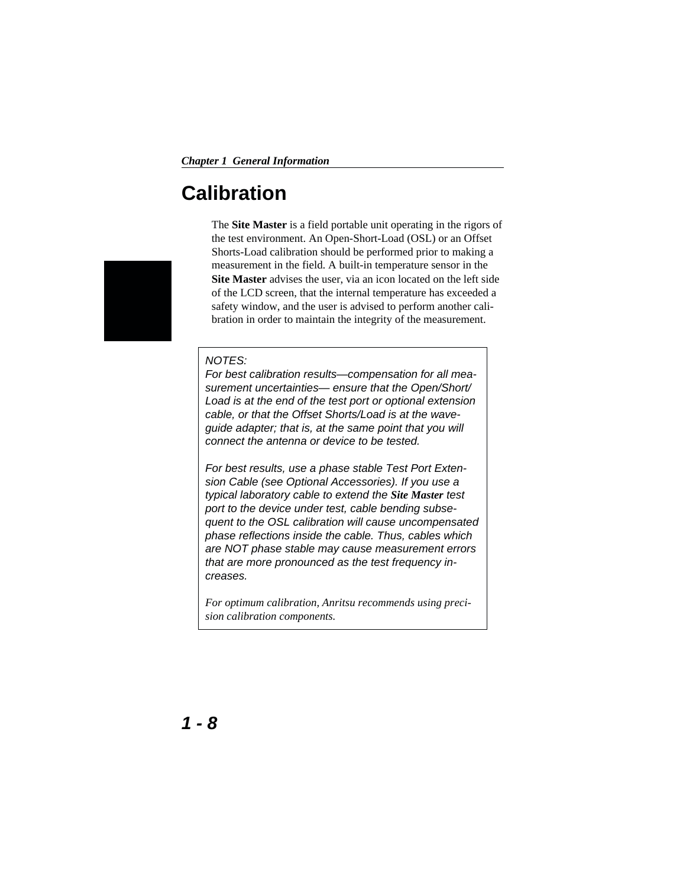# Calibration

The **Site Master** is a field portable unit operating in the rigors of the test environment. An Open-Short-Load (OSL) or an Offset Shorts-Load calibration should be performed prior to making a measurement in the field. A built-in temperature sensor in the **Site Master** advises the user, via an icon located on the left side of the LCD screen, that the internal temperature has exceeded a safety window, and the user is advised to perform another calibration in order to maintain the integrity of the measurement.

> *NOTES:*
> *For best calibration results—compensation for all measurement uncertainties— ensure that the Open/Short/Load is at the end of the test port or optional extension cable, or that the Offset Shorts/Load is at the waveguide adapter; that is, at the same point that you will connect the antenna or device to be tested.*
>
> *For best results, use a phase stable Test Port Extension Cable (see Optional Accessories). If you use a typical laboratory cable to extend the **Site Master** test port to the device under test, cable bending subsequent to the OSL calibration will cause uncompensated phase reflections inside the cable. Thus, cables which are NOT phase stable may cause measurement errors that are more pronounced as the test frequency increases.*
>
> *For optimum calibration, Anritsu recommends using precision calibration components.*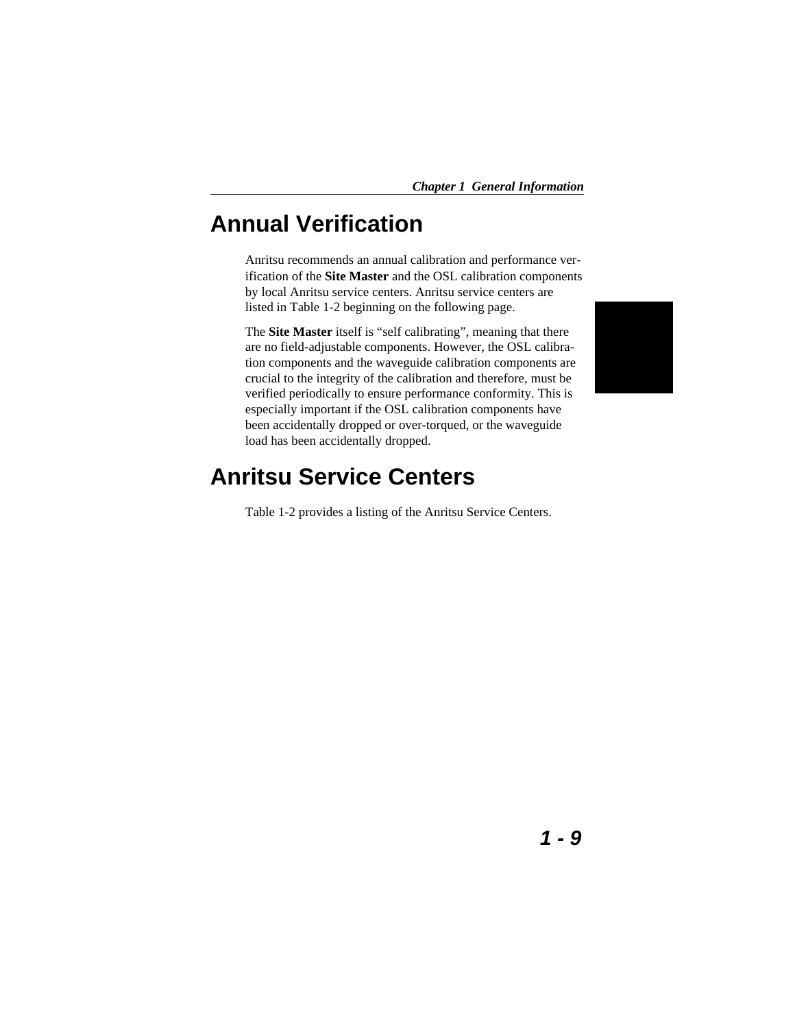# Annual Verification

Anritsu recommends an annual calibration and performance verification of the **Site Master** and the OSL calibration components by local Anritsu service centers. Anritsu service centers are listed in Table 1-2 beginning on the following page.

The **Site Master** itself is “self calibrating”, meaning that there are no field-adjustable components. However, the OSL calibration components and the waveguide calibration components are crucial to the integrity of the calibration and therefore, must be verified periodically to ensure performance conformity. This is especially important if the OSL calibration components have been accidentally dropped or over-torqued, or the waveguide load has been accidentally dropped.

# Anritsu Service Centers

Table 1-2 provides a listing of the Anritsu Service Centers.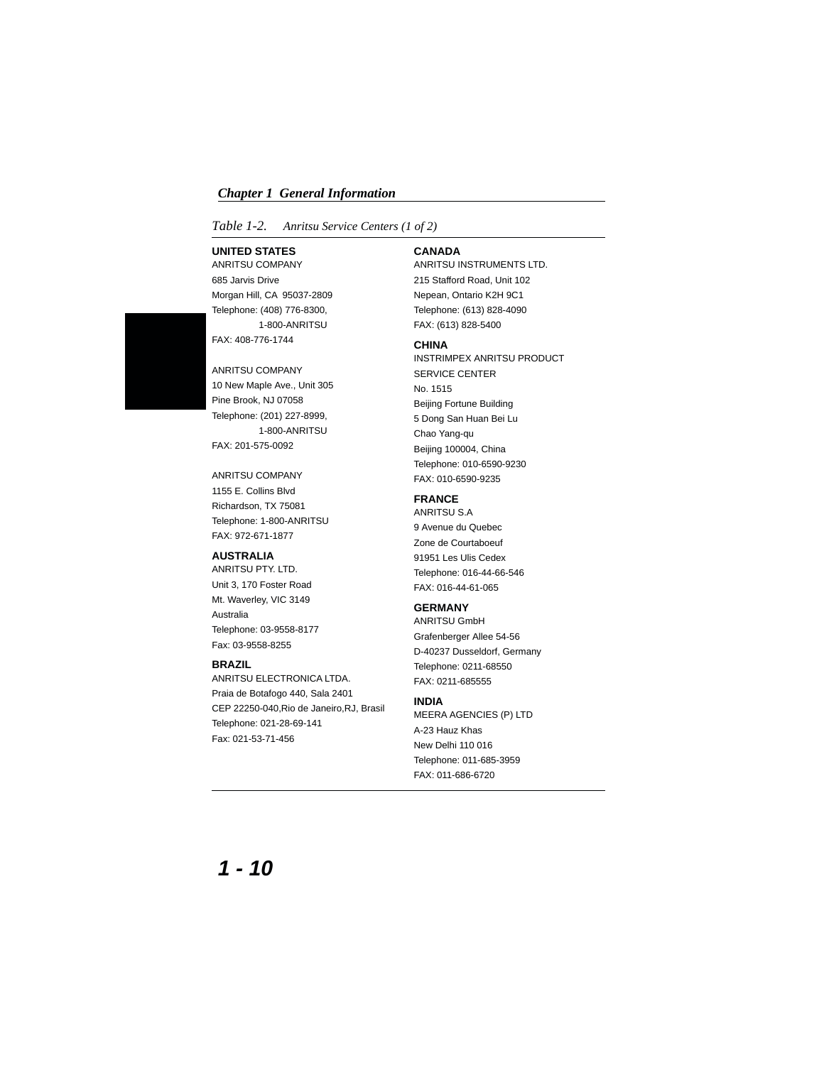*Table 1-2. Anritsu Service Centers (1 of 2)*

**UNITED STATES**
ANRITSU COMPANY
685 Jarvis Drive
Morgan Hill, CA 95037-2809
Telephone: (408) 776-8300,
1-800-ANRITSU
FAX: 408-776-1744

ANRITSU COMPANY
10 New Maple Ave., Unit 305
Pine Brook, NJ 07058
Telephone: (201) 227-8999,
1-800-ANRITSU
FAX: 201-575-0092

ANRITSU COMPANY
1155 E. Collins Blvd
Richardson, TX 75081
Telephone: 1-800-ANRITSU
FAX: 972-671-1877

**AUSTRALIA**
ANRITSU PTY. LTD.
Unit 3, 170 Foster Road
Mt. Waverley, VIC 3149
Australia
Telephone: 03-9558-8177
Fax: 03-9558-8255

**BRAZIL**
ANRITSU ELECTRONICA LTDA.
Praia de Botafogo 440, Sala 2401
CEP 22250-040,Rio de Janeiro,RJ, Brasil
Telephone: 021-28-69-141
Fax: 021-53-71-456

**CANADA**
ANRITSU INSTRUMENTS LTD.
215 Stafford Road, Unit 102
Nepean, Ontario K2H 9C1
Telephone: (613) 828-4090
FAX: (613) 828-5400

**CHINA**
INSTRIMPEX ANRITSU PRODUCT
SERVICE CENTER
No. 1515
Beijing Fortune Building
5 Dong San Huan Bei Lu
Chao Yang-qu
Beijing 100004, China
Telephone: 010-6590-9230
FAX: 010-6590-9235

**FRANCE**
ANRITSU S.A
9 Avenue du Quebec
Zone de Courtaboeuf
91951 Les Ulis Cedex
Telephone: 016-44-66-546
FAX: 016-44-61-065

**GERMANY**
ANRITSU GmbH
Grafenberger Allee 54-56
D-40237 Dusseldorf, Germany
Telephone: 0211-68550
FAX: 0211-685555

**INDIA**
MEERA AGENCIES (P) LTD
A-23 Hauz Khas
New Delhi 110 016
Telephone: 011-685-3959
FAX: 011-686-6720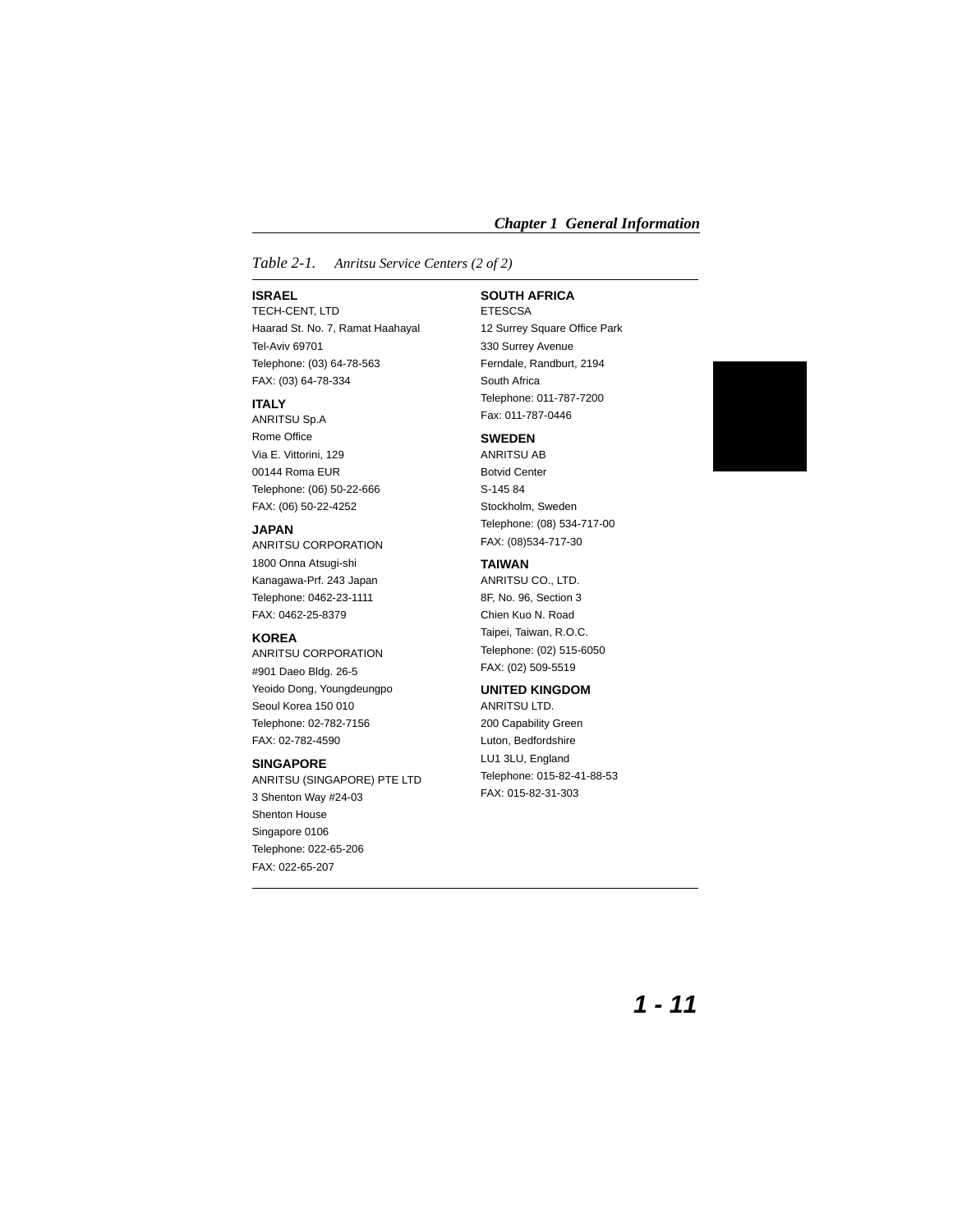*Table 2-1. Anritsu Service Centers (2 of 2)*

**ISRAEL**
TECH-CENT, LTD
Haarad St. No. 7, Ramat Haahayal
Tel-Aviv 69701
Telephone: (03) 64-78-563
FAX: (03) 64-78-334

**ITALY**
ANRITSU Sp.A
Rome Office
Via E. Vittorini, 129
00144 Roma EUR
Telephone: (06) 50-22-666
FAX: (06) 50-22-4252

**JAPAN**
ANRITSU CORPORATION
1800 Onna Atsugi-shi
Kanagawa-Prf. 243 Japan
Telephone: 0462-23-1111
FAX: 0462-25-8379

**KOREA**
ANRITSU CORPORATION
#901 Daeo Bldg. 26-5
Yeoido Dong, Youngdeungpo
Seoul Korea 150 010
Telephone: 02-782-7156
FAX: 02-782-4590

**SINGAPORE**
ANRITSU (SINGAPORE) PTE LTD
3 Shenton Way #24-03
Shenton House
Singapore 0106
Telephone: 022-65-206
FAX: 022-65-207

**SOUTH AFRICA**
ETESCSA
12 Surrey Square Office Park
330 Surrey Avenue
Ferndale, Randburt, 2194
South Africa
Telephone: 011-787-7200
Fax: 011-787-0446

**SWEDEN**
ANRITSU AB
Botvid Center
S-145 84
Stockholm, Sweden
Telephone: (08) 534-717-00
FAX: (08)534-717-30

**TAIWAN**
ANRITSU CO., LTD.
8F, No. 96, Section 3
Chien Kuo N. Road
Taipei, Taiwan, R.O.C.
Telephone: (02) 515-6050
FAX: (02) 509-5519

**UNITED KINGDOM**
ANRITSU LTD.
200 Capability Green
Luton, Bedfordshire
LU1 3LU, England
Telephone: 015-82-41-88-53
FAX: 015-82-31-303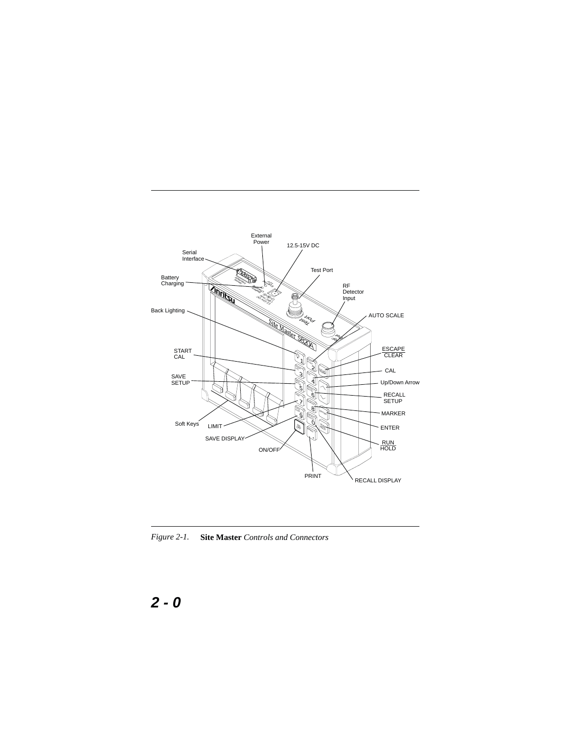External Power

12.5-15V DC

Serial Interface

Test Port

Battery Charging

RF Detector Input

Back Lighting

AUTO SCALE

START CAL

ESCAPE CLEAR

CAL

SAVE SETUP

Up/Down Arrow

RECALL SETUP

MARKER

ENTER

Soft Keys

LIMIT

SAVE DISPLAY

RUN HOLD

ON/OFF

PRINT

RECALL DISPLAY

*Figure 2-1.* **Site Master** *Controls and Connectors*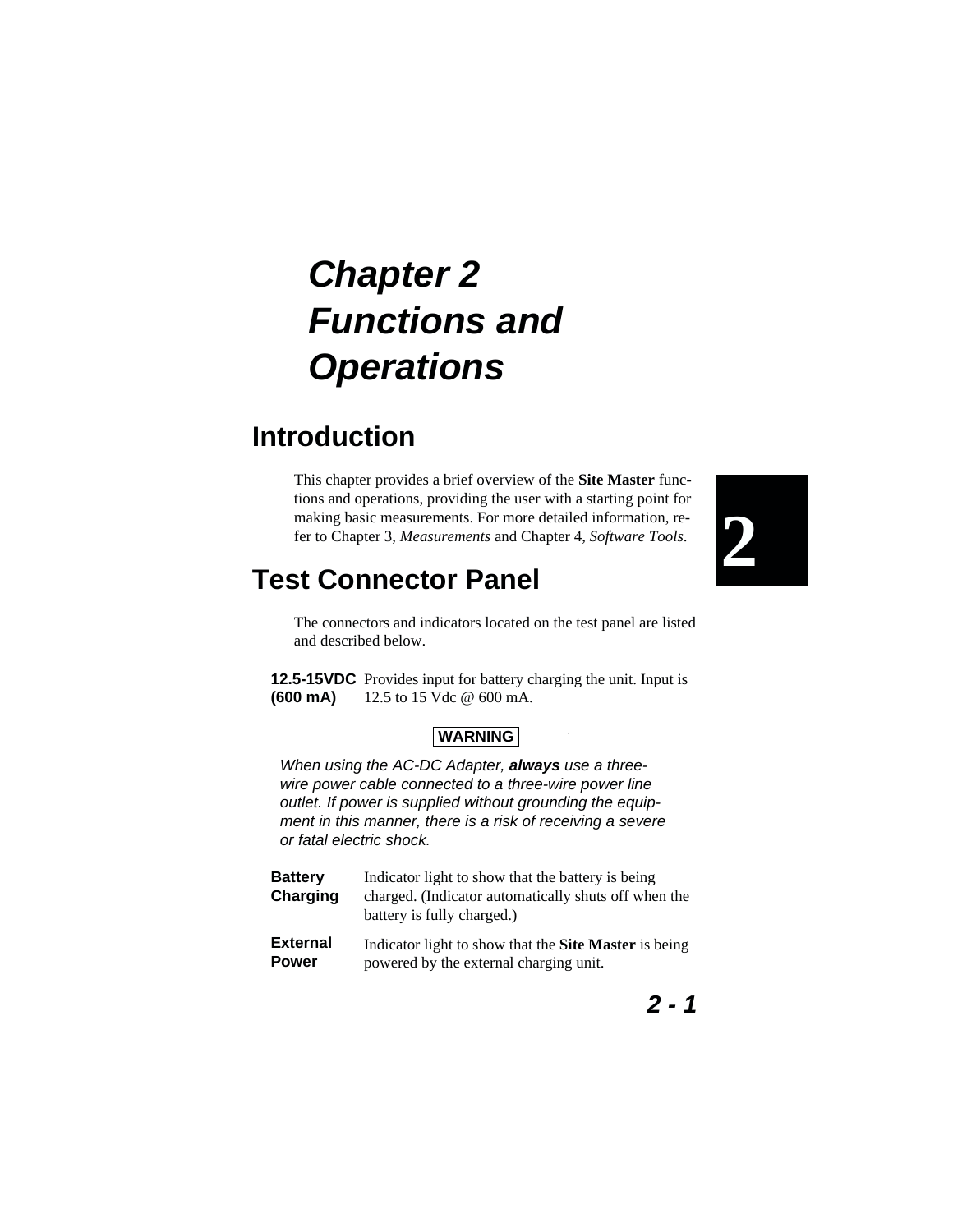# Chapter 2 Functions and Operations

## Introduction

This chapter provides a brief overview of the **Site Master** functions and operations, providing the user with a starting point for making basic measurements. For more detailed information, refer to Chapter 3, *Measurements* and Chapter 4, *Software Tools*.

## Test Connector Panel

The connectors and indicators located on the test panel are listed and described below.

**12.5-15VDC (600 mA)** Provides input for battery charging the unit. Input is 12.5 to 15 Vdc @ 600 mA.

**WARNING**

*When using the AC-DC Adapter, **always** use a three-wire power cable connected to a three-wire power line outlet. If power is supplied without grounding the equipment in this manner, there is a risk of receiving a severe or fatal electric shock.*

**Battery Charging** Indicator light to show that the battery is being charged. (Indicator automatically shuts off when the battery is fully charged.)

**External Power** Indicator light to show that the **Site Master** is being powered by the external charging unit.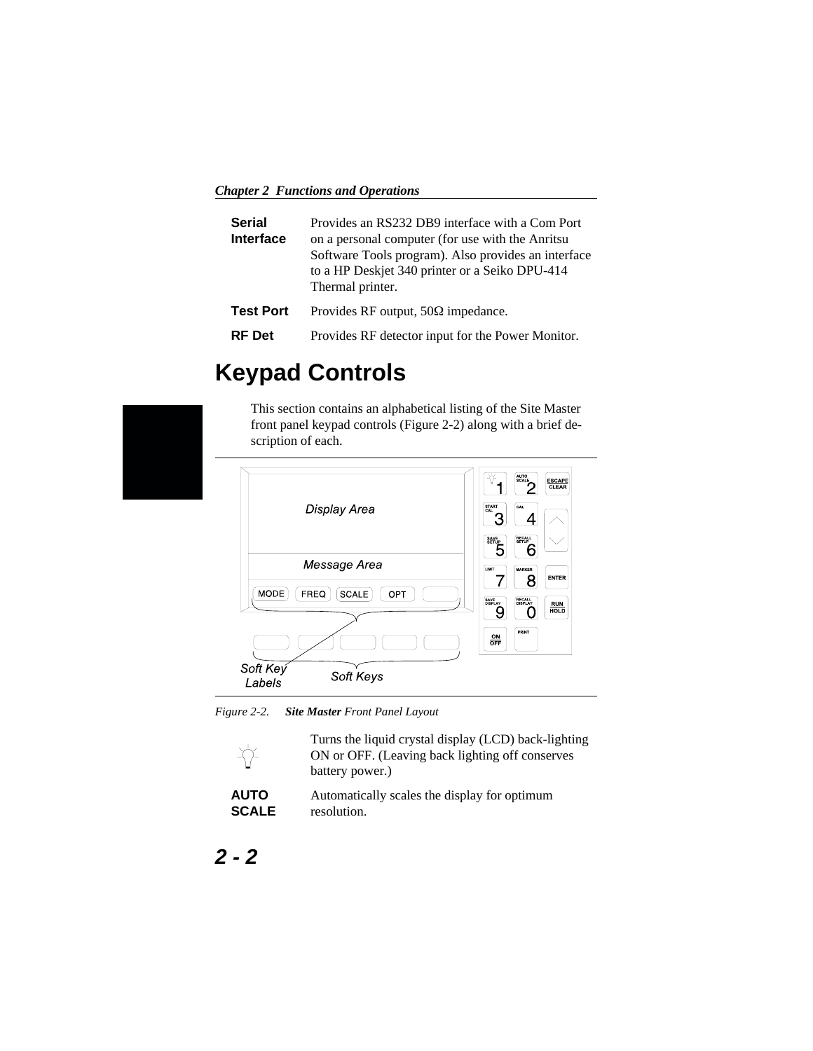**Serial Interface** Provides an RS232 DB9 interface with a Com Port on a personal computer (for use with the Anritsu Software Tools program). Also provides an interface to a HP Deskjet 340 printer or a Seiko DPU-414 Thermal printer.

**Test Port** Provides RF output, 50Ω impedance.

**RF Det** Provides RF detector input for the Power Monitor.

# Keypad Controls

This section contains an alphabetical listing of the Site Master front panel keypad controls (Figure 2-2) along with a brief description of each.

*Figure 2-2. **Site Master** Front Panel Layout*

(Back-lighting key) Turns the liquid crystal display (LCD) back-lighting ON or OFF. (Leaving back lighting off conserves battery power.)

**AUTO SCALE** Automatically scales the display for optimum resolution.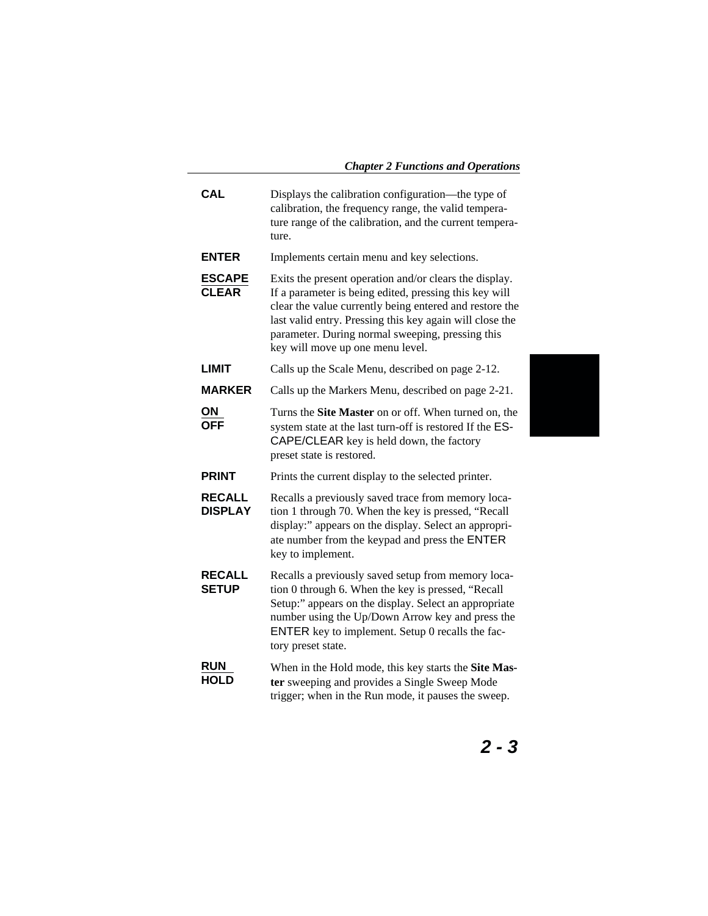**CAL** Displays the calibration configuration—the type of calibration, the frequency range, the valid temperature range of the calibration, and the current temperature.

**ENTER** Implements certain menu and key selections.

**ESCAPE CLEAR** Exits the present operation and/or clears the display. If a parameter is being edited, pressing this key will clear the value currently being entered and restore the last valid entry. Pressing this key again will close the parameter. During normal sweeping, pressing this key will move up one menu level.

**LIMIT** Calls up the Scale Menu, described on page 2-12.

**MARKER** Calls up the Markers Menu, described on page 2-21.

**ON OFF** Turns the **Site Master** on or off. When turned on, the system state at the last turn-off is restored If the ESCAPE/CLEAR key is held down, the factory preset state is restored.

**PRINT** Prints the current display to the selected printer.

**RECALL DISPLAY** Recalls a previously saved trace from memory location 1 through 70. When the key is pressed, "Recall display:" appears on the display. Select an appropriate number from the keypad and press the ENTER key to implement.

**RECALL SETUP** Recalls a previously saved setup from memory location 0 through 6. When the key is pressed, "Recall Setup:" appears on the display. Select an appropriate number using the Up/Down Arrow key and press the ENTER key to implement. Setup 0 recalls the factory preset state.

**RUN HOLD** When in the Hold mode, this key starts the **Site Master** sweeping and provides a Single Sweep Mode trigger; when in the Run mode, it pauses the sweep.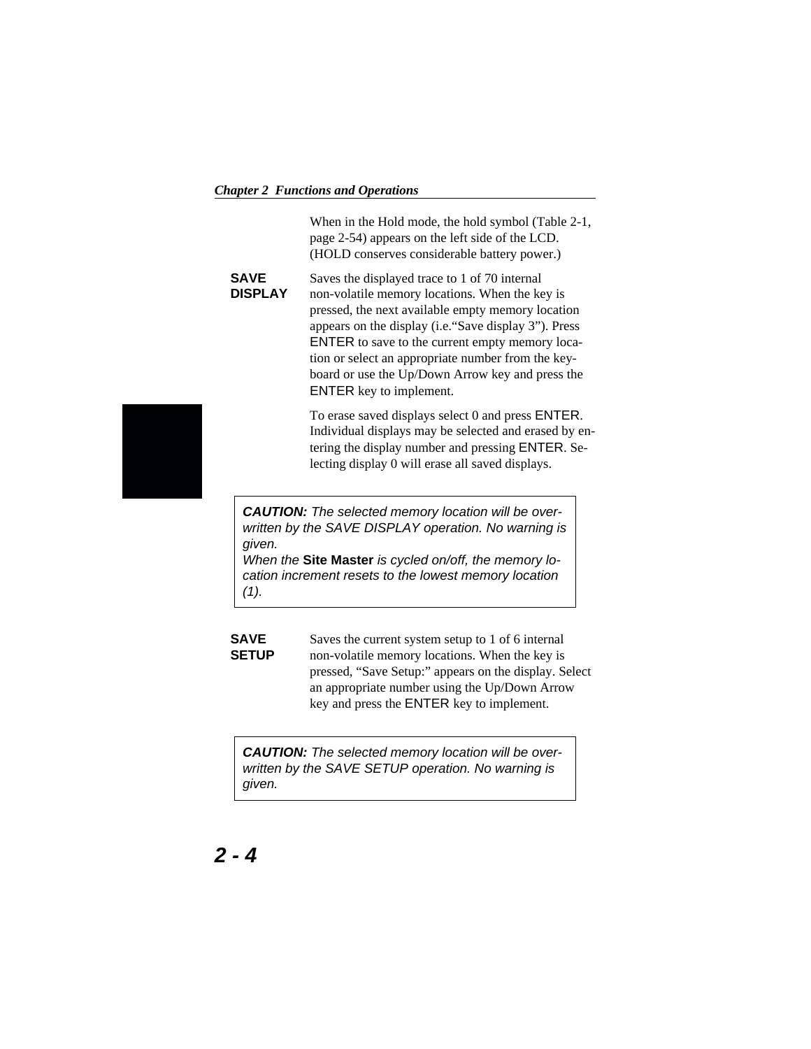When in the Hold mode, the hold symbol (Table 2-1, page 2-54) appears on the left side of the LCD. (HOLD conserves considerable battery power.)

**SAVE DISPLAY** Saves the displayed trace to 1 of 70 internal non-volatile memory locations. When the key is pressed, the next available empty memory location appears on the display (i.e."Save display 3"). Press ENTER to save to the current empty memory location or select an appropriate number from the keyboard or use the Up/Down Arrow key and press the ENTER key to implement.

To erase saved displays select 0 and press ENTER. Individual displays may be selected and erased by entering the display number and pressing ENTER. Selecting display 0 will erase all saved displays.

> ***CAUTION:*** *The selected memory location will be overwritten by the SAVE DISPLAY operation. No warning is given.*
> *When the* **Site Master** *is cycled on/off, the memory location increment resets to the lowest memory location (1).*

**SAVE SETUP** Saves the current system setup to 1 of 6 internal non-volatile memory locations. When the key is pressed, "Save Setup:" appears on the display. Select an appropriate number using the Up/Down Arrow key and press the ENTER key to implement.

> ***CAUTION:*** *The selected memory location will be overwritten by the SAVE SETUP operation. No warning is given.*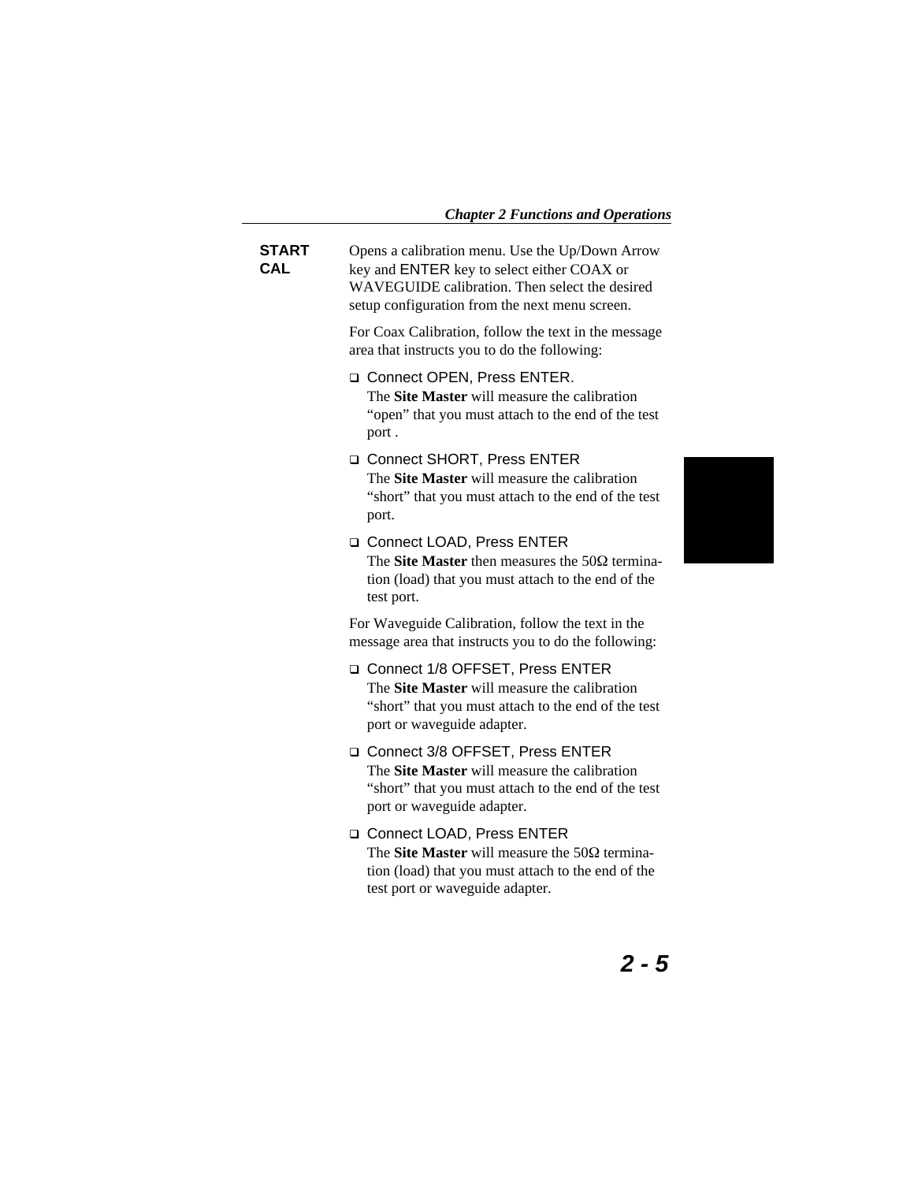**START CAL**

Opens a calibration menu. Use the Up/Down Arrow key and ENTER key to select either COAX or WAVEGUIDE calibration. Then select the desired setup configuration from the next menu screen.

For Coax Calibration, follow the text in the message area that instructs you to do the following:

- ❑ Connect OPEN, Press ENTER.
  The **Site Master** will measure the calibration "open" that you must attach to the end of the test port .
- ❑ Connect SHORT, Press ENTER
  The **Site Master** will measure the calibration "short" that you must attach to the end of the test port.
- ❑ Connect LOAD, Press ENTER
  The **Site Master** then measures the 50Ω termination (load) that you must attach to the end of the test port.

For Waveguide Calibration, follow the text in the message area that instructs you to do the following:

- ❑ Connect 1/8 OFFSET, Press ENTER
  The **Site Master** will measure the calibration "short" that you must attach to the end of the test port or waveguide adapter.
- ❑ Connect 3/8 OFFSET, Press ENTER
  The **Site Master** will measure the calibration "short" that you must attach to the end of the test port or waveguide adapter.
- ❑ Connect LOAD, Press ENTER
  The **Site Master** will measure the 50Ω termination (load) that you must attach to the end of the test port or waveguide adapter.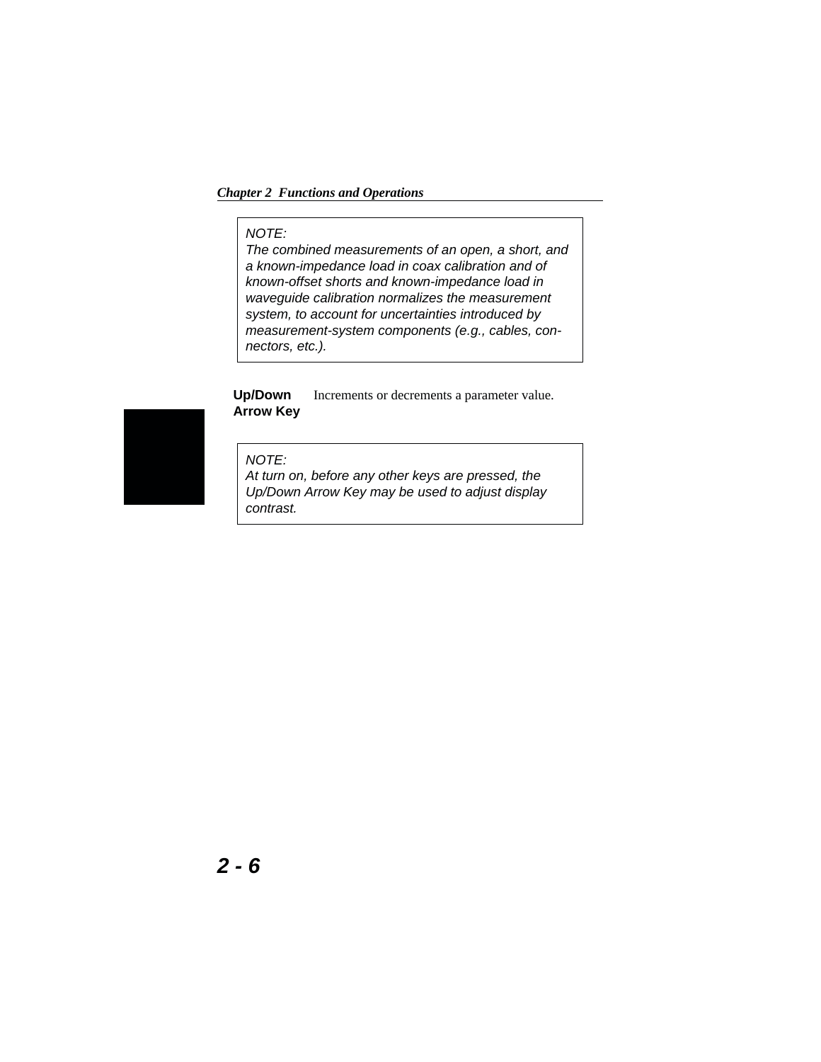> *NOTE:*
> *The combined measurements of an open, a short, and a known-impedance load in coax calibration and of known-offset shorts and known-impedance load in waveguide calibration normalizes the measurement system, to account for uncertainties introduced by measurement-system components (e.g., cables, connectors, etc.).*

**Up/Down Arrow Key** Increments or decrements a parameter value.

> *NOTE:*
> *At turn on, before any other keys are pressed, the Up/Down Arrow Key may be used to adjust display contrast.*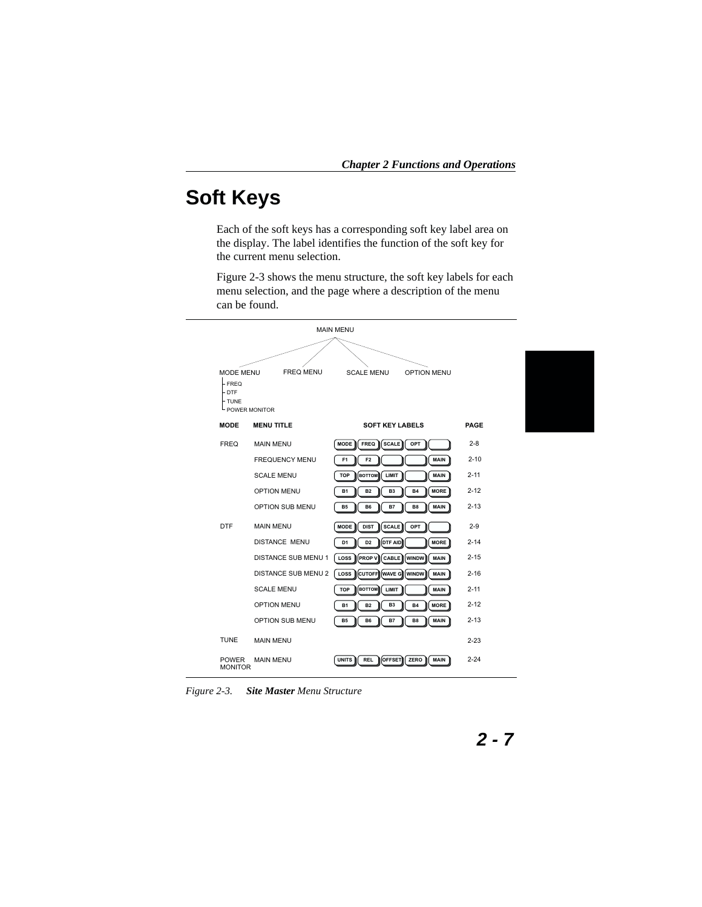# Soft Keys

Each of the soft keys has a corresponding soft key label area on the display. The label identifies the function of the soft key for the current menu selection.

Figure 2-3 shows the menu structure, the soft key labels for each menu selection, and the page where a description of the menu can be found.

MAIN MENU

- MODE MENU
  - FREQ
  - DTF
  - TUNE
  - POWER MONITOR
- FREQ MENU
- SCALE MENU
- OPTION MENU

| MODE | MENU TITLE | SOFT KEY LABELS | | | | | PAGE |
|---|---|---|---|---|---|---|---|
| FREQ | MAIN MENU | MODE | FREQ | SCALE | OPT | | 2-8 |
| | FREQUENCY MENU | F1 | F2 | | | MAIN | 2-10 |
| | SCALE MENU | TOP | BOTTOM | LIMIT | | MAIN | 2-11 |
| | OPTION MENU | B1 | B2 | B3 | B4 | MORE | 2-12 |
| | OPTION SUB MENU | B5 | B6 | B7 | B8 | MAIN | 2-13 |
| DTF | MAIN MENU | MODE | DIST | SCALE | OPT | | 2-9 |
| | DISTANCE MENU | D1 | D2 | DTF AID | | MORE | 2-14 |
| | DISTANCE SUB MENU 1 | LOSS | PROP V | CABLE | WINDW | MAIN | 2-15 |
| | DISTANCE SUB MENU 2 | LOSS | CUTOFF | WAVE G | WINDW | MAIN | 2-16 |
| | SCALE MENU | TOP | BOTTOM | LIMIT | | MAIN | 2-11 |
| | OPTION MENU | B1 | B2 | B3 | B4 | MORE | 2-12 |
| | OPTION SUB MENU | B5 | B6 | B7 | B8 | MAIN | 2-13 |
| TUNE | MAIN MENU | | | | | | 2-23 |
| POWER MONITOR | MAIN MENU | UNITS | REL | OFFSET | ZERO | MAIN | 2-24 |

*Figure 2-3.* ***Site Master*** *Menu Structure*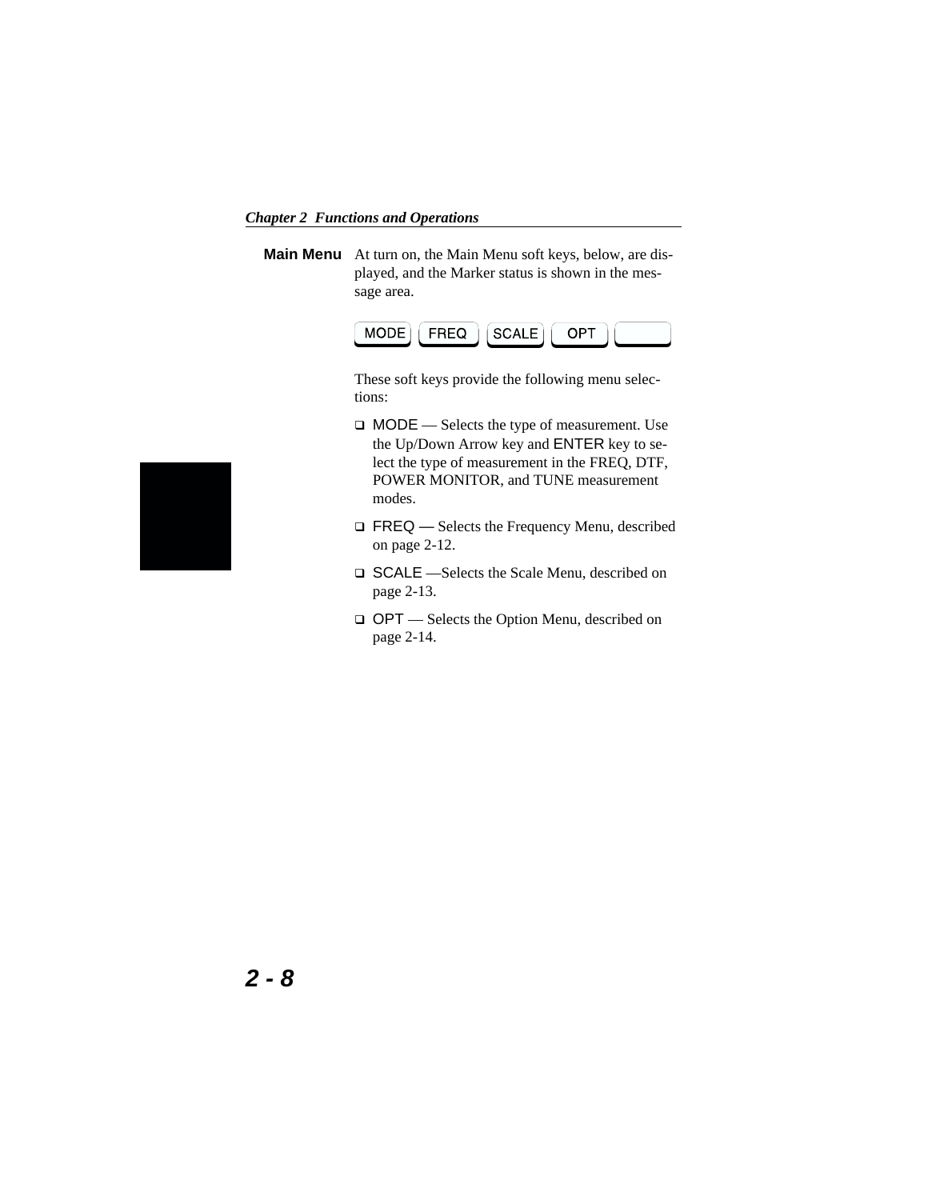## Main Menu

At turn on, the Main Menu soft keys, below, are displayed, and the Marker status is shown in the message area.

| MODE | FREQ | SCALE | OPT | |
|---|---|---|---|---|

These soft keys provide the following menu selections:

- MODE — Selects the type of measurement. Use the Up/Down Arrow key and ENTER key to select the type of measurement in the FREQ, DTF, POWER MONITOR, and TUNE measurement modes.
- FREQ — Selects the Frequency Menu, described on page 2-12.
- SCALE —Selects the Scale Menu, described on page 2-13.
- OPT — Selects the Option Menu, described on page 2-14.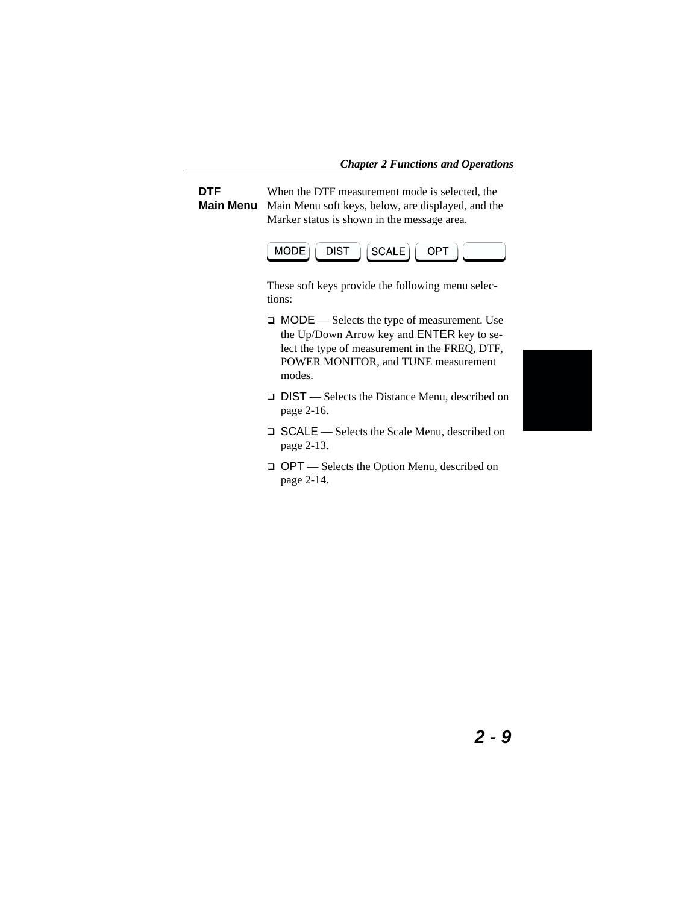## DTF Main Menu

When the DTF measurement mode is selected, the Main Menu soft keys, below, are displayed, and the Marker status is shown in the message area.

MODE | DIST | SCALE | OPT | 

These soft keys provide the following menu selections:

- MODE — Selects the type of measurement. Use the Up/Down Arrow key and ENTER key to select the type of measurement in the FREQ, DTF, POWER MONITOR, and TUNE measurement modes.
- DIST — Selects the Distance Menu, described on page 2-16.
- SCALE — Selects the Scale Menu, described on page 2-13.
- OPT — Selects the Option Menu, described on page 2-14.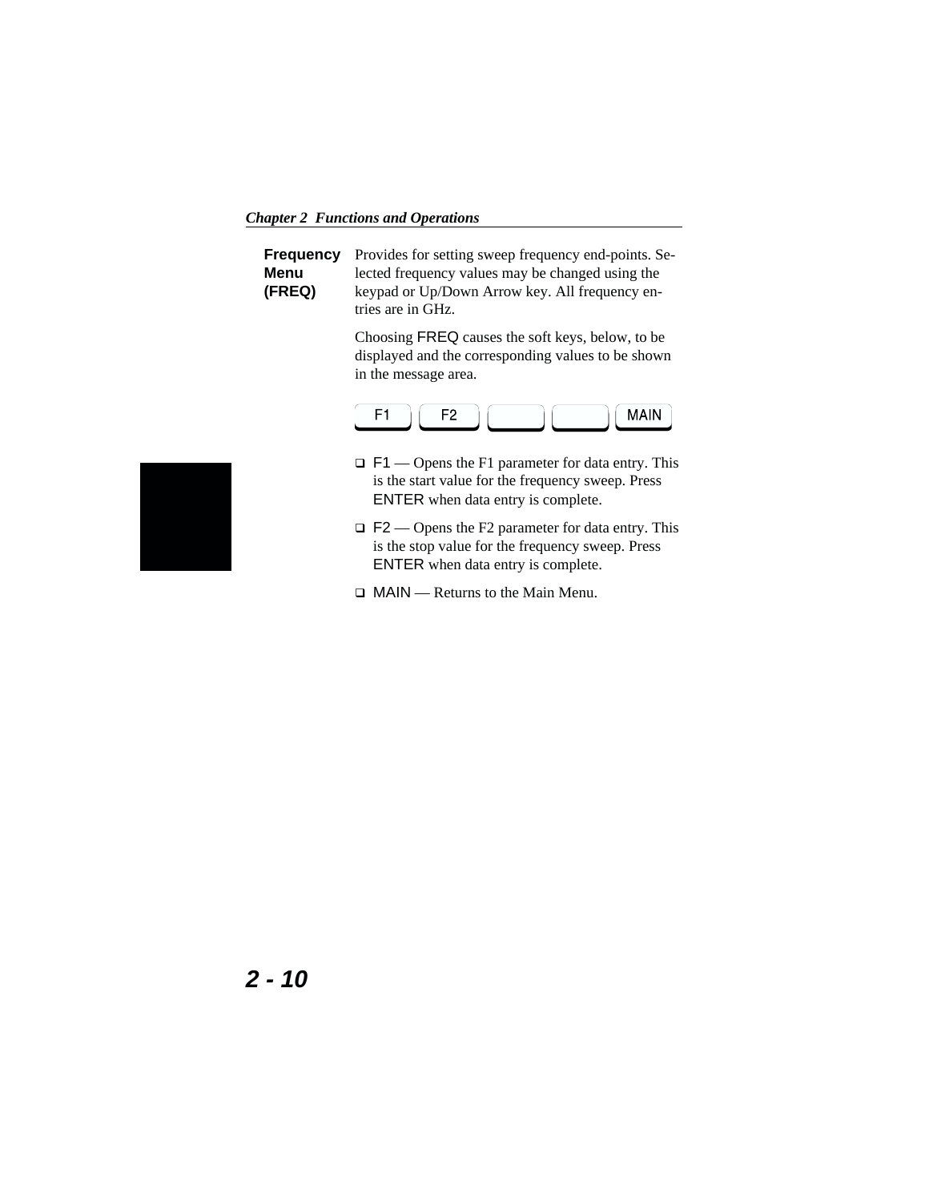### Frequency Menu (FREQ)

Provides for setting sweep frequency end-points. Selected frequency values may be changed using the keypad or Up/Down Arrow key. All frequency entries are in GHz.

Choosing FREQ causes the soft keys, below, to be displayed and the corresponding values to be shown in the message area.

| F1 | F2 | | | MAIN |
|---|---|---|---|---|

- F1 — Opens the F1 parameter for data entry. This is the start value for the frequency sweep. Press ENTER when data entry is complete.
- F2 — Opens the F2 parameter for data entry. This is the stop value for the frequency sweep. Press ENTER when data entry is complete.
- MAIN — Returns to the Main Menu.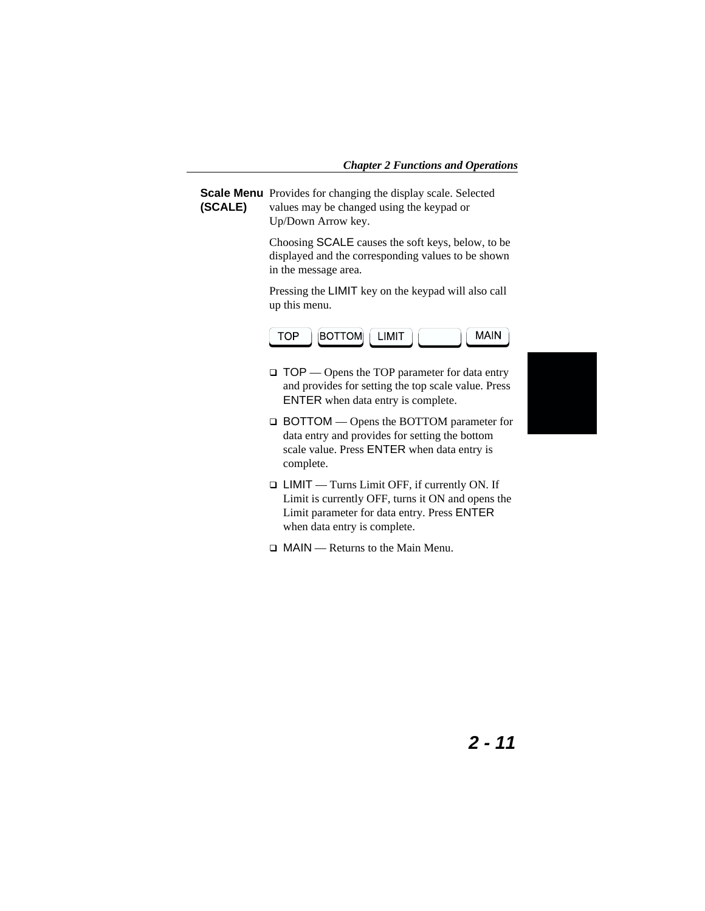## Scale Menu (SCALE)

Provides for changing the display scale. Selected values may be changed using the keypad or Up/Down Arrow key.

Choosing SCALE causes the soft keys, below, to be displayed and the corresponding values to be shown in the message area.

Pressing the LIMIT key on the keypad will also call up this menu.

| TOP | BOTTOM | LIMIT | | MAIN |
|---|---|---|---|---|

- TOP — Opens the TOP parameter for data entry and provides for setting the top scale value. Press ENTER when data entry is complete.
- BOTTOM — Opens the BOTTOM parameter for data entry and provides for setting the bottom scale value. Press ENTER when data entry is complete.
- LIMIT — Turns Limit OFF, if currently ON. If Limit is currently OFF, turns it ON and opens the Limit parameter for data entry. Press ENTER when data entry is complete.
- MAIN — Returns to the Main Menu.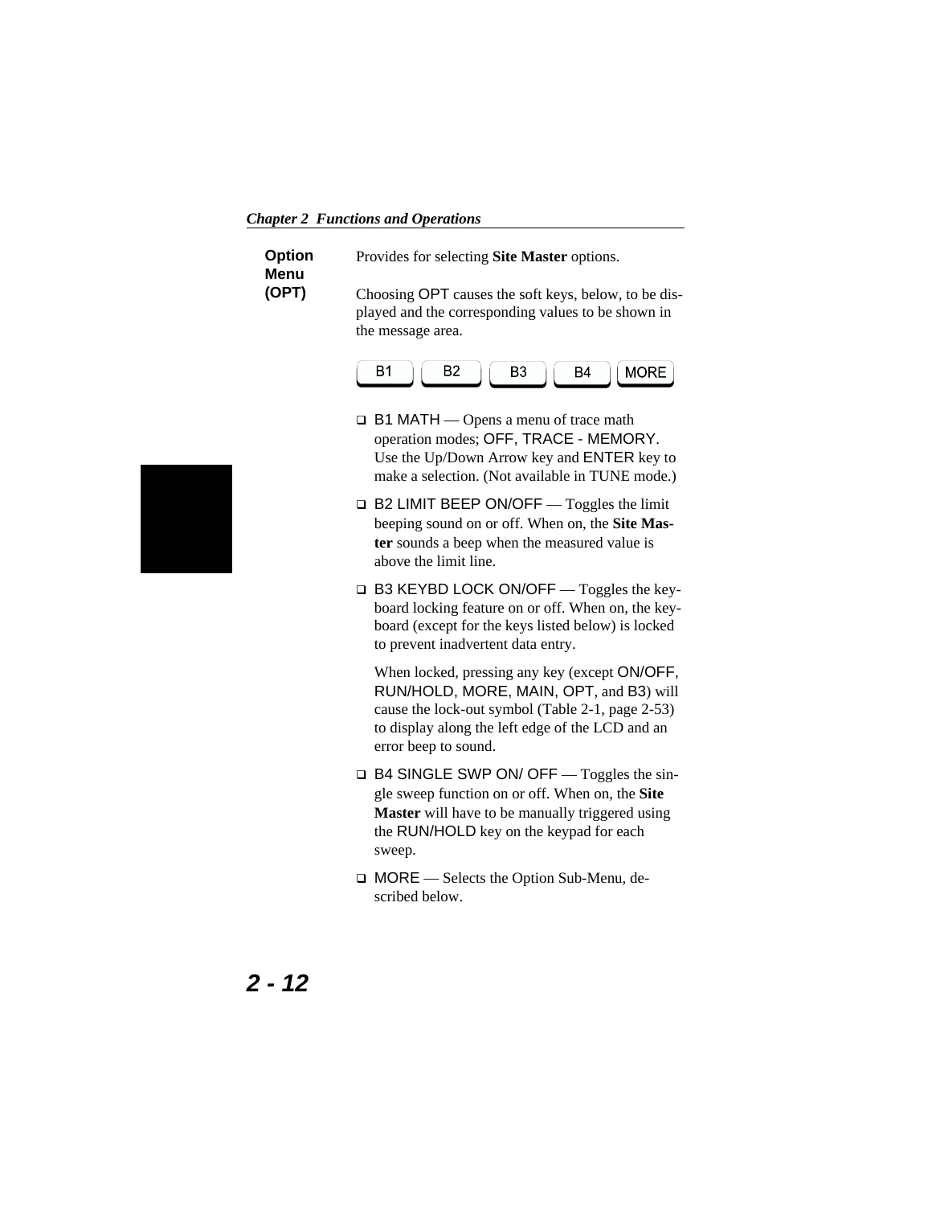## Option Menu (OPT)

Provides for selecting **Site Master** options.

Choosing OPT causes the soft keys, below, to be displayed and the corresponding values to be shown in the message area.

B1 | B2 | B3 | B4 | MORE

- B1 MATH — Opens a menu of trace math operation modes; OFF, TRACE - MEMORY. Use the Up/Down Arrow key and ENTER key to make a selection. (Not available in TUNE mode.)
- B2 LIMIT BEEP ON/OFF — Toggles the limit beeping sound on or off. When on, the **Site Master** sounds a beep when the measured value is above the limit line.
- B3 KEYBD LOCK ON/OFF — Toggles the keyboard locking feature on or off. When on, the keyboard (except for the keys listed below) is locked to prevent inadvertent data entry.

  When locked, pressing any key (except ON/OFF, RUN/HOLD, MORE, MAIN, OPT, and B3) will cause the lock-out symbol (Table 2-1, page 2-53) to display along the left edge of the LCD and an error beep to sound.
- B4 SINGLE SWP ON/ OFF — Toggles the single sweep function on or off. When on, the **Site Master** will have to be manually triggered using the RUN/HOLD key on the keypad for each sweep.
- MORE — Selects the Option Sub-Menu, described below.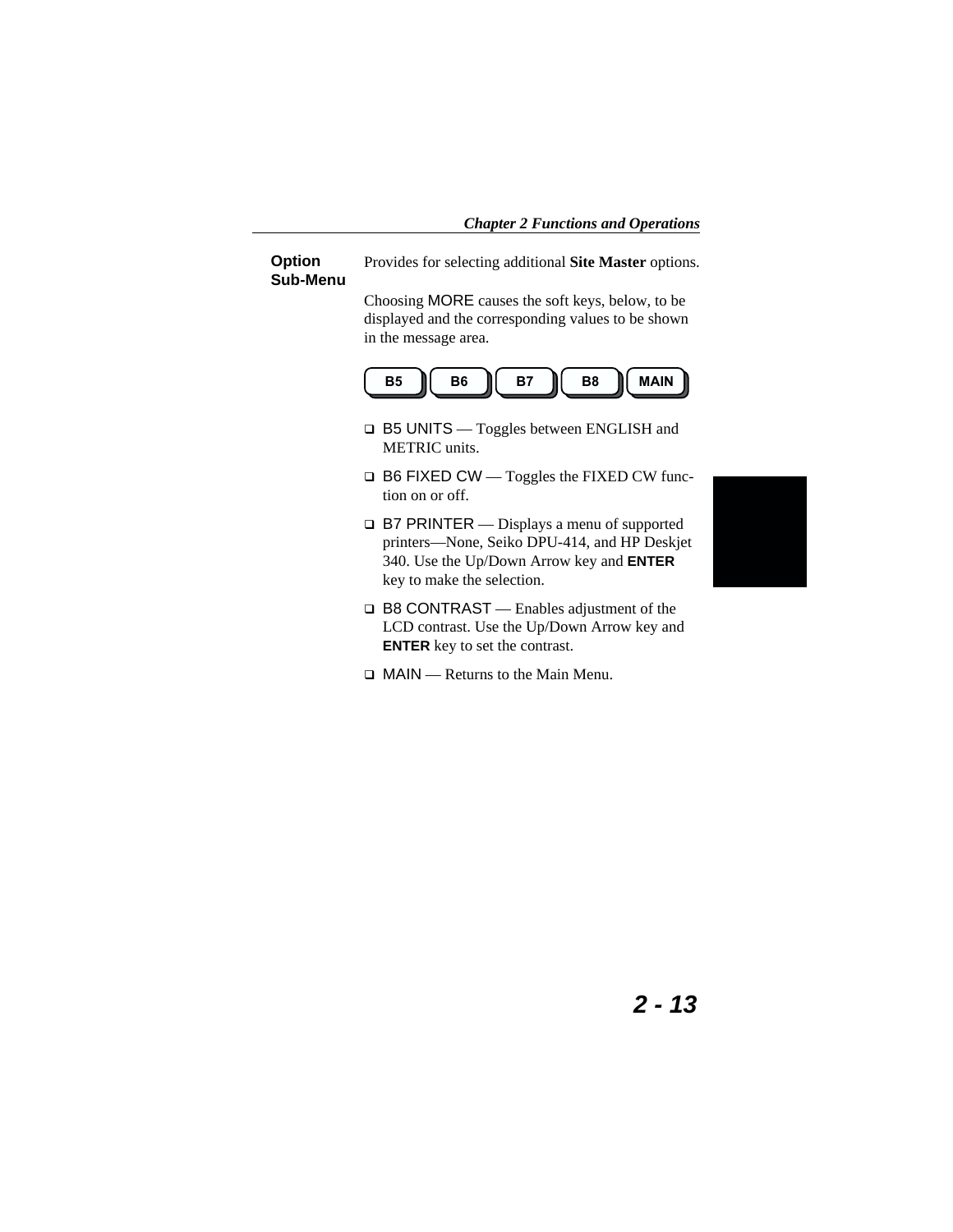### Option Sub-Menu

Provides for selecting additional **Site Master** options.

Choosing MORE causes the soft keys, below, to be displayed and the corresponding values to be shown in the message area.

| B5 | B6 | B7 | B8 | MAIN |
|---|---|---|---|---|

- B5 UNITS — Toggles between ENGLISH and METRIC units.
- B6 FIXED CW — Toggles the FIXED CW function on or off.
- B7 PRINTER — Displays a menu of supported printers—None, Seiko DPU-414, and HP Deskjet 340. Use the Up/Down Arrow key and **ENTER** key to make the selection.
- B8 CONTRAST — Enables adjustment of the LCD contrast. Use the Up/Down Arrow key and **ENTER** key to set the contrast.
- MAIN — Returns to the Main Menu.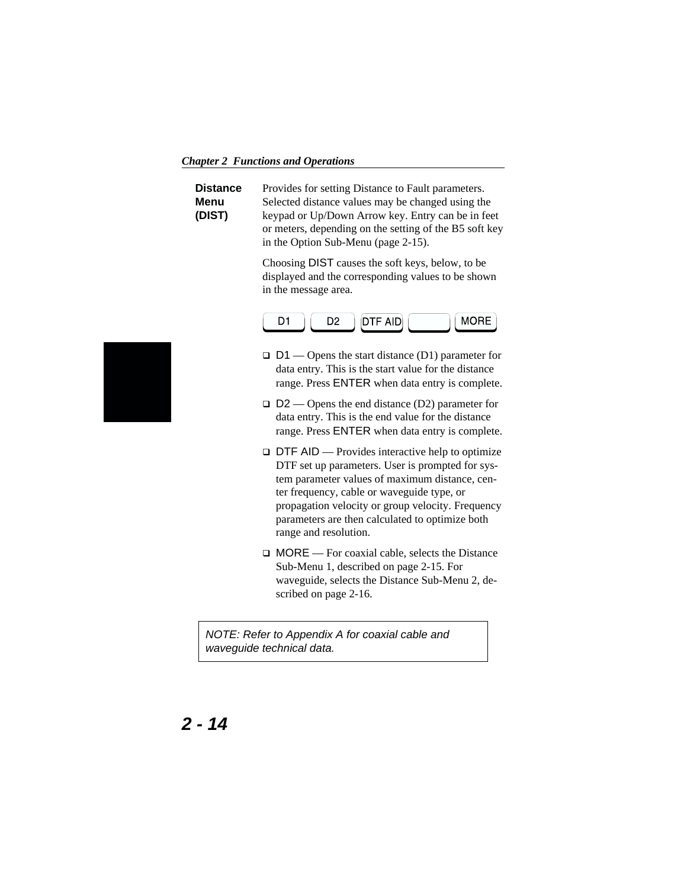**Distance Menu (DIST)**

Provides for setting Distance to Fault parameters. Selected distance values may be changed using the keypad or Up/Down Arrow key. Entry can be in feet or meters, depending on the setting of the B5 soft key in the Option Sub-Menu (page 2-15).

Choosing DIST causes the soft keys, below, to be displayed and the corresponding values to be shown in the message area.

| D1 | D2 | DTF AID | | MORE |
|---|---|---|---|---|

- D1 — Opens the start distance (D1) parameter for data entry. This is the start value for the distance range. Press ENTER when data entry is complete.
- D2 — Opens the end distance (D2) parameter for data entry. This is the end value for the distance range. Press ENTER when data entry is complete.
- DTF AID — Provides interactive help to optimize DTF set up parameters. User is prompted for system parameter values of maximum distance, center frequency, cable or waveguide type, or propagation velocity or group velocity. Frequency parameters are then calculated to optimize both range and resolution.
- MORE — For coaxial cable, selects the Distance Sub-Menu 1, described on page 2-15. For waveguide, selects the Distance Sub-Menu 2, described on page 2-16.

*NOTE: Refer to Appendix A for coaxial cable and waveguide technical data.*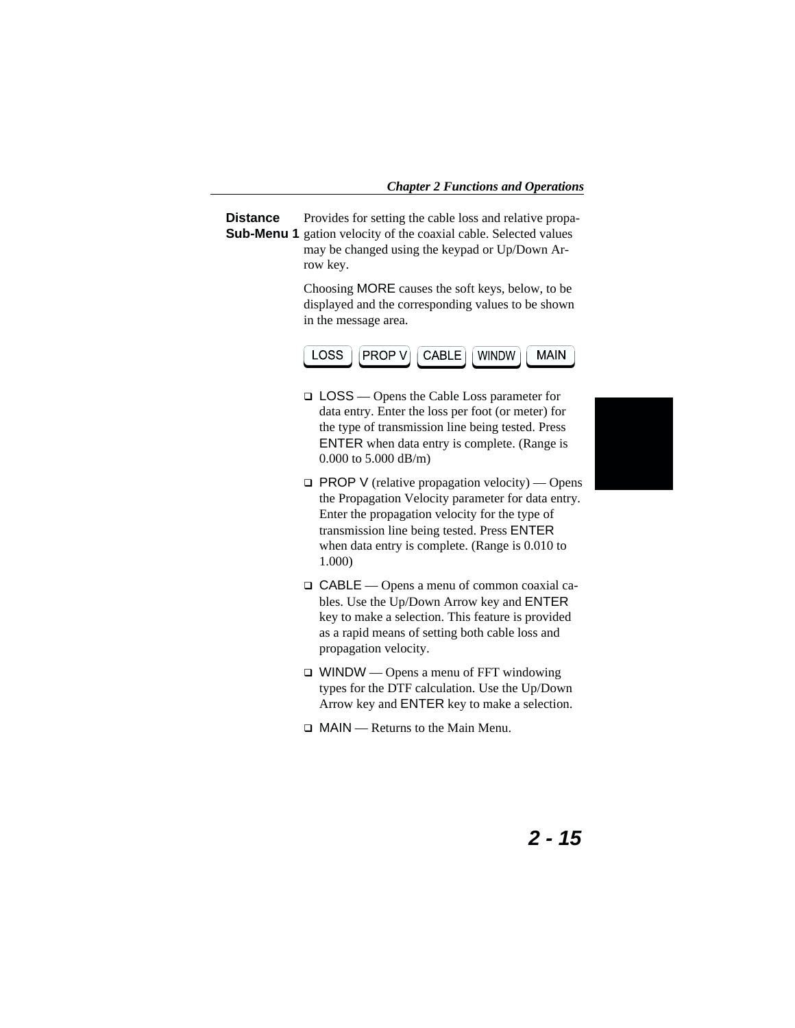## Distance Sub-Menu 1

Provides for setting the cable loss and relative propagation velocity of the coaxial cable. Selected values may be changed using the keypad or Up/Down Arrow key.

Choosing MORE causes the soft keys, below, to be displayed and the corresponding values to be shown in the message area.

LOSS | PROP V | CABLE | WINDW | MAIN

- LOSS — Opens the Cable Loss parameter for data entry. Enter the loss per foot (or meter) for the type of transmission line being tested. Press ENTER when data entry is complete. (Range is 0.000 to 5.000 dB/m)
- PROP V (relative propagation velocity) — Opens the Propagation Velocity parameter for data entry. Enter the propagation velocity for the type of transmission line being tested. Press ENTER when data entry is complete. (Range is 0.010 to 1.000)
- CABLE — Opens a menu of common coaxial cables. Use the Up/Down Arrow key and ENTER key to make a selection. This feature is provided as a rapid means of setting both cable loss and propagation velocity.
- WINDW — Opens a menu of FFT windowing types for the DTF calculation. Use the Up/Down Arrow key and ENTER key to make a selection.
- MAIN — Returns to the Main Menu.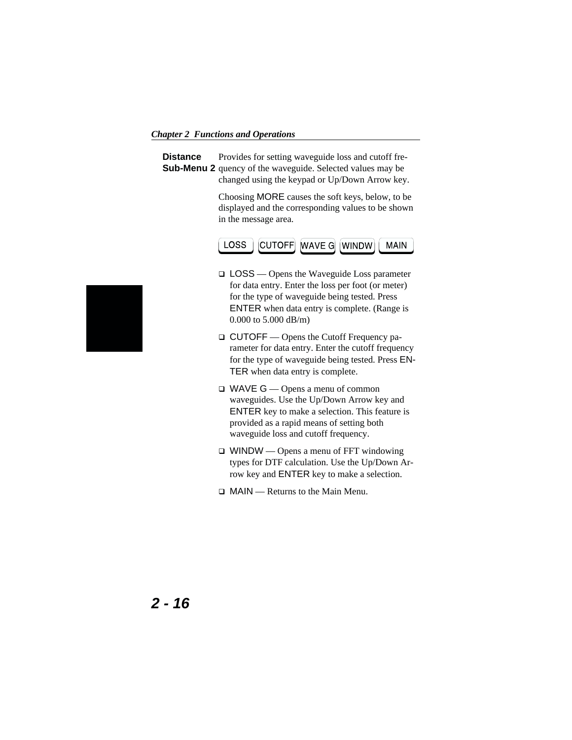**Distance Sub-Menu 2** Provides for setting waveguide loss and cutoff frequency of the waveguide. Selected values may be changed using the keypad or Up/Down Arrow key.

Choosing MORE causes the soft keys, below, to be displayed and the corresponding values to be shown in the message area.

LOSS | CUTOFF | WAVE G | WINDW | MAIN

- LOSS — Opens the Waveguide Loss parameter for data entry. Enter the loss per foot (or meter) for the type of waveguide being tested. Press ENTER when data entry is complete. (Range is 0.000 to 5.000 dB/m)
- CUTOFF — Opens the Cutoff Frequency parameter for data entry. Enter the cutoff frequency for the type of waveguide being tested. Press ENTER when data entry is complete.
- WAVE G — Opens a menu of common waveguides. Use the Up/Down Arrow key and ENTER key to make a selection. This feature is provided as a rapid means of setting both waveguide loss and cutoff frequency.
- WINDW — Opens a menu of FFT windowing types for DTF calculation. Use the Up/Down Arrow key and ENTER key to make a selection.
- MAIN — Returns to the Main Menu.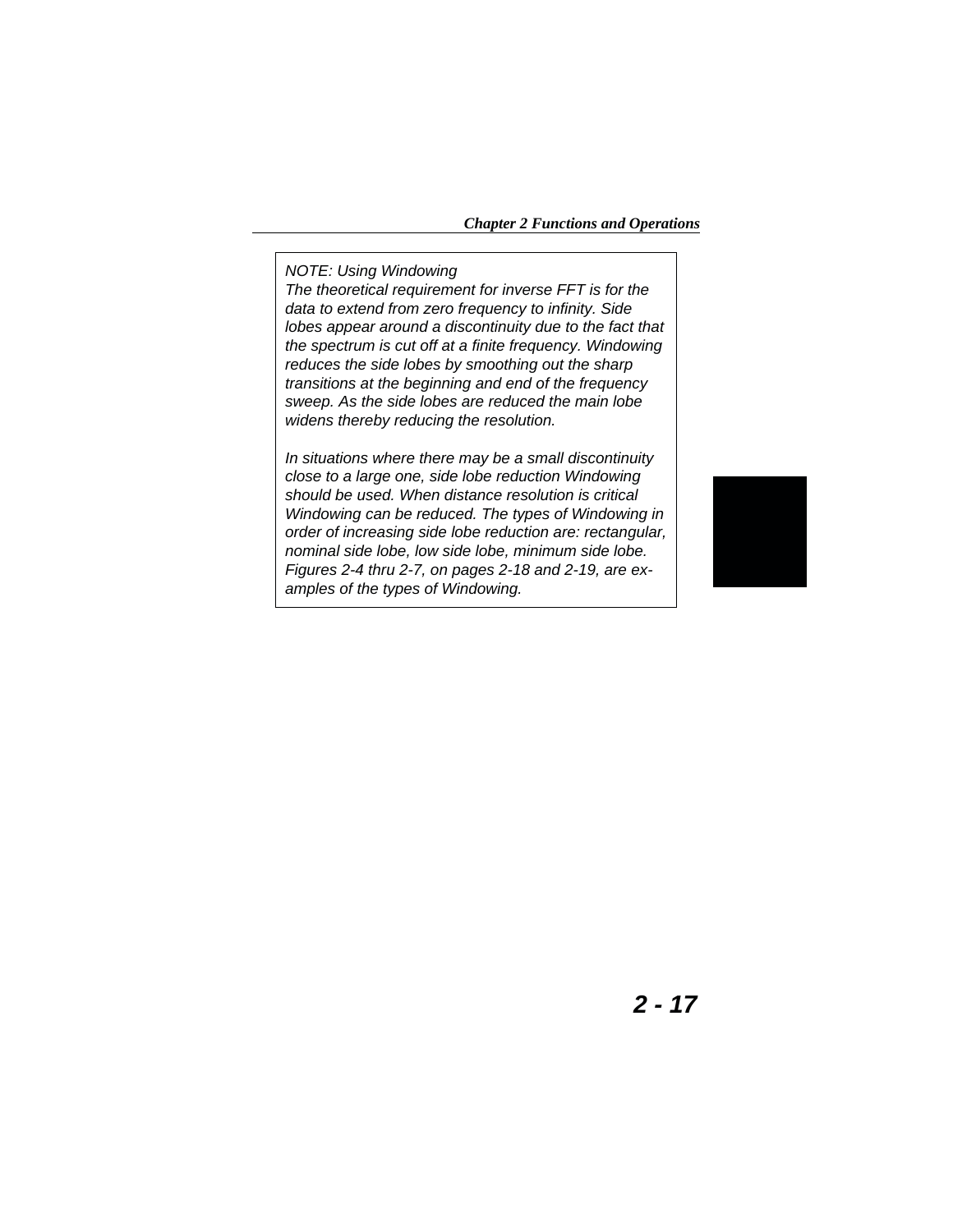*NOTE: Using Windowing*

*The theoretical requirement for inverse FFT is for the data to extend from zero frequency to infinity. Side lobes appear around a discontinuity due to the fact that the spectrum is cut off at a finite frequency. Windowing reduces the side lobes by smoothing out the sharp transitions at the beginning and end of the frequency sweep. As the side lobes are reduced the main lobe widens thereby reducing the resolution.*

*In situations where there may be a small discontinuity close to a large one, side lobe reduction Windowing should be used. When distance resolution is critical Windowing can be reduced. The types of Windowing in order of increasing side lobe reduction are: rectangular, nominal side lobe, low side lobe, minimum side lobe. Figures 2-4 thru 2-7, on pages 2-18 and 2-19, are examples of the types of Windowing.*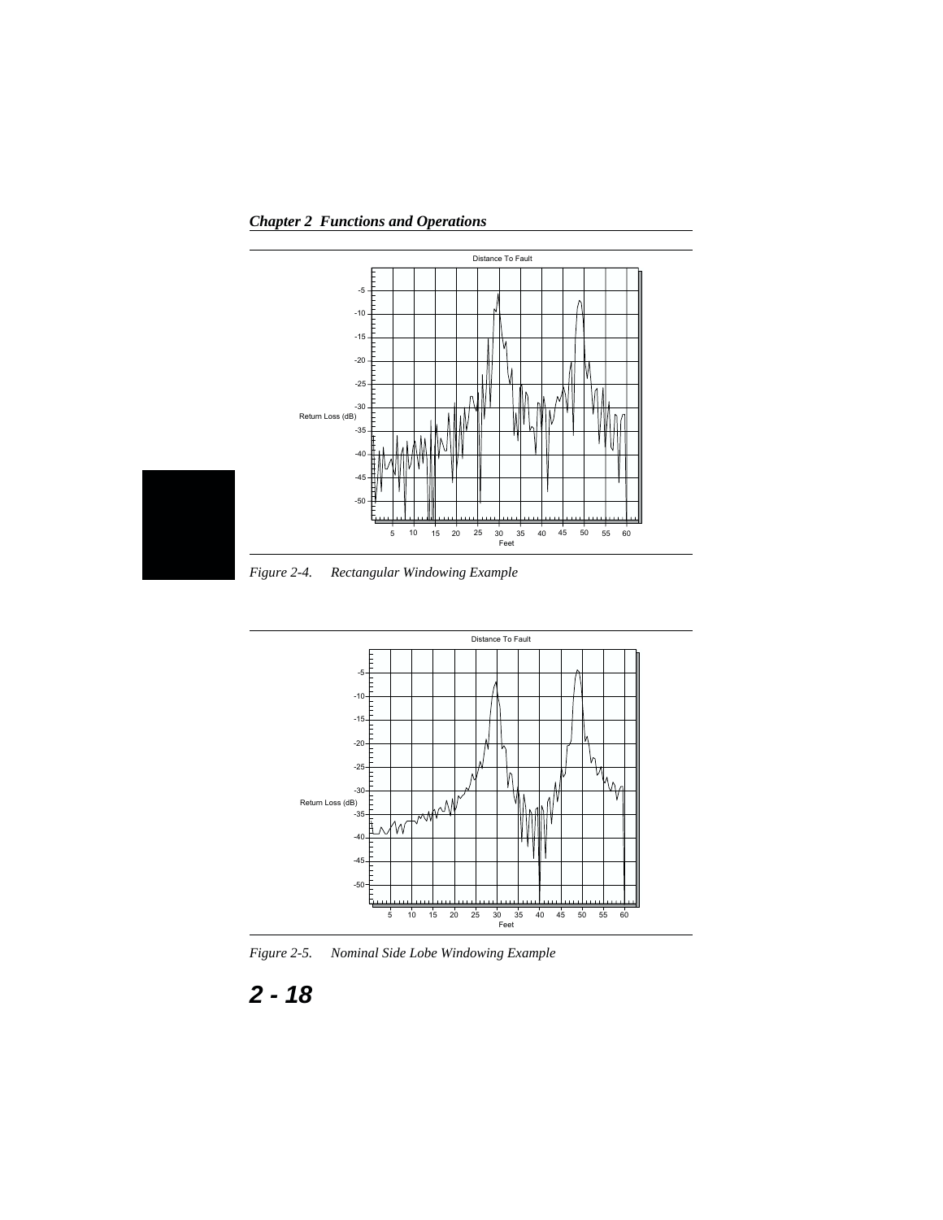*Figure 2-4. Rectangular Windowing Example*

*Figure 2-5. Nominal Side Lobe Windowing Example*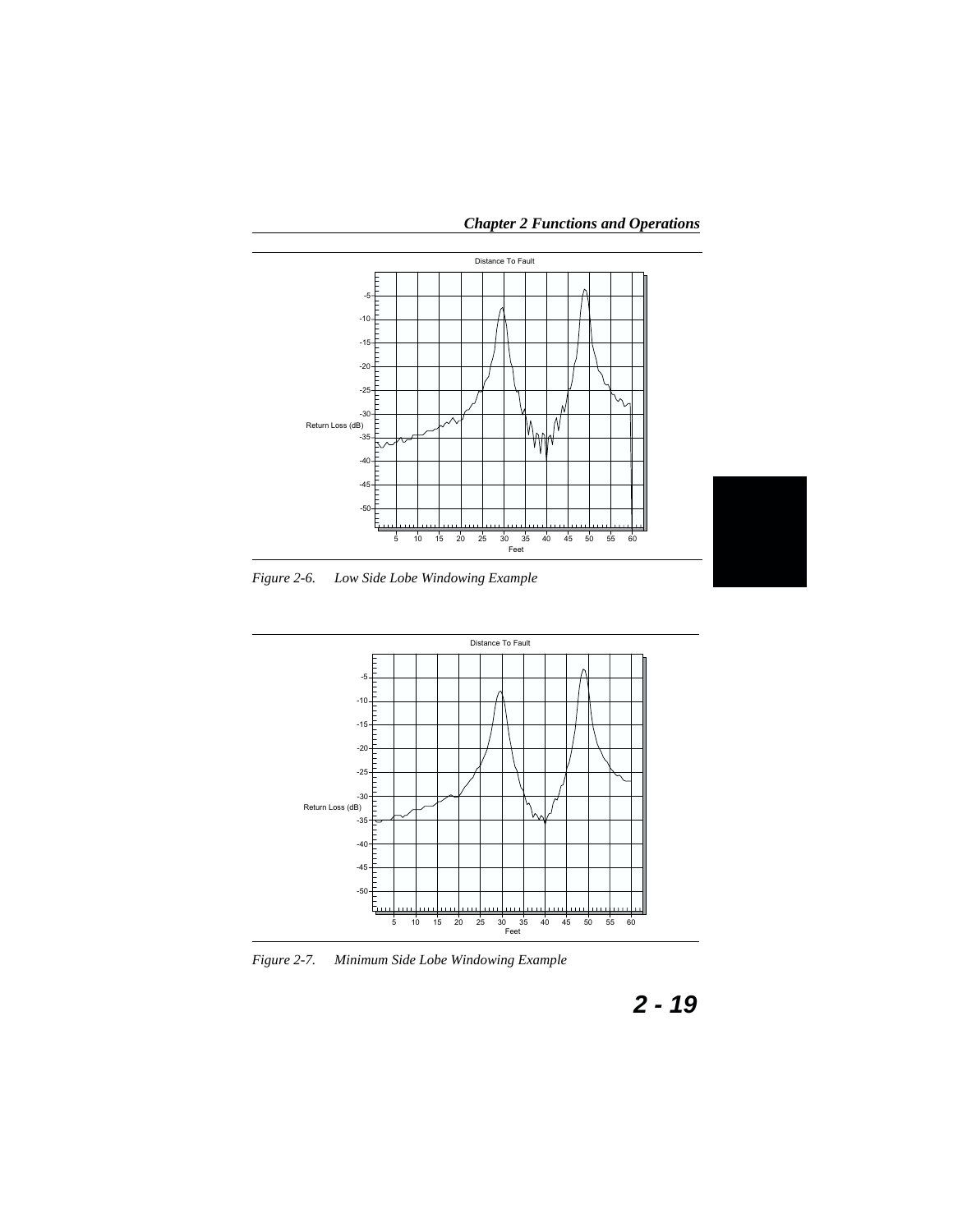Distance To Fault

Return Loss (dB)

Feet

*Figure 2-6.   Low Side Lobe Windowing Example*

Distance To Fault

Return Loss (dB)

Feet

*Figure 2-7.   Minimum Side Lobe Windowing Example*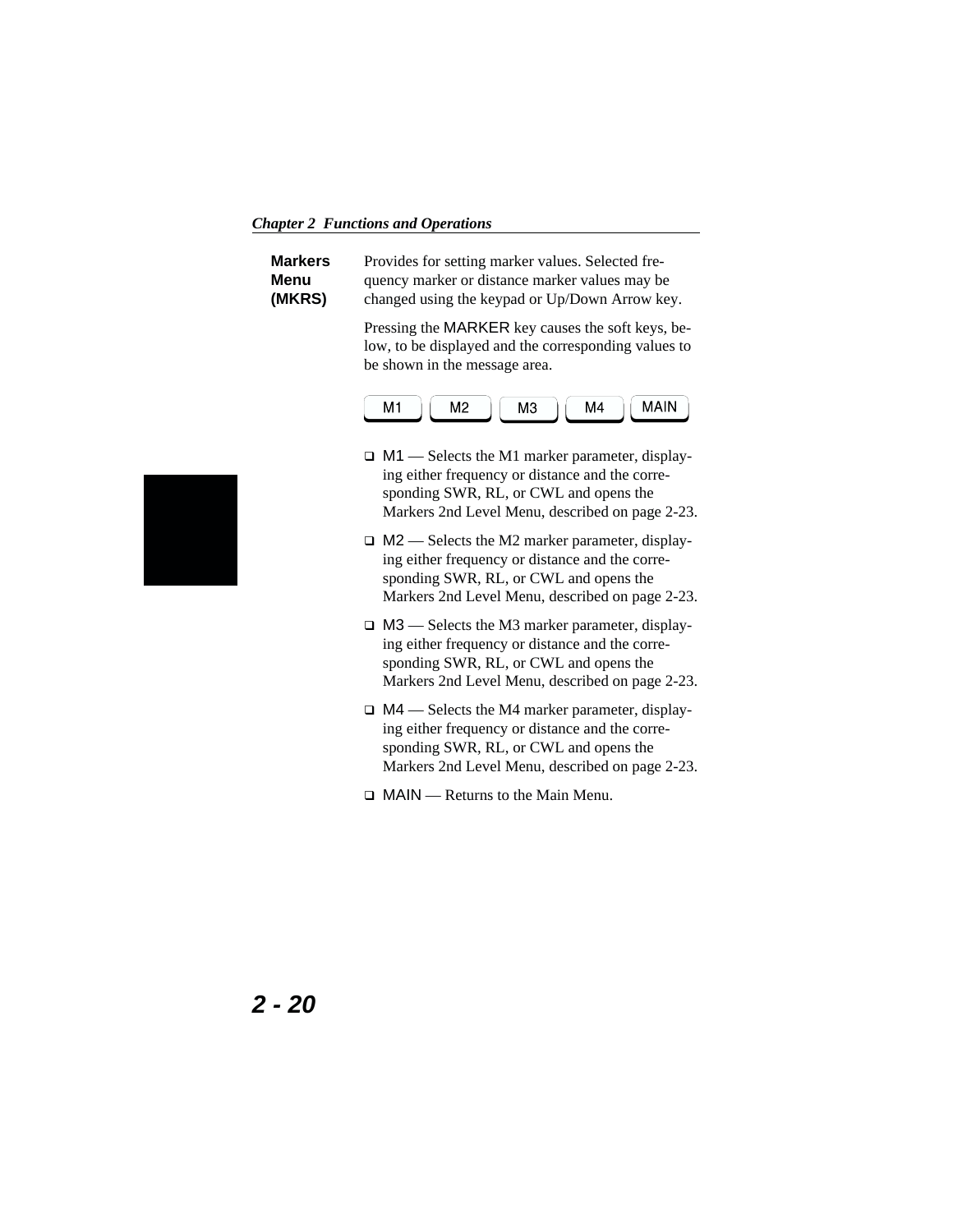## Markers Menu (MKRS)

Provides for setting marker values. Selected frequency marker or distance marker values may be changed using the keypad or Up/Down Arrow key.

Pressing the MARKER key causes the soft keys, below, to be displayed and the corresponding values to be shown in the message area.

M1 | M2 | M3 | M4 | MAIN

- M1 — Selects the M1 marker parameter, displaying either frequency or distance and the corresponding SWR, RL, or CWL and opens the Markers 2nd Level Menu, described on page 2-23.
- M2 — Selects the M2 marker parameter, displaying either frequency or distance and the corresponding SWR, RL, or CWL and opens the Markers 2nd Level Menu, described on page 2-23.
- M3 — Selects the M3 marker parameter, displaying either frequency or distance and the corresponding SWR, RL, or CWL and opens the Markers 2nd Level Menu, described on page 2-23.
- M4 — Selects the M4 marker parameter, displaying either frequency or distance and the corresponding SWR, RL, or CWL and opens the Markers 2nd Level Menu, described on page 2-23.
- MAIN — Returns to the Main Menu.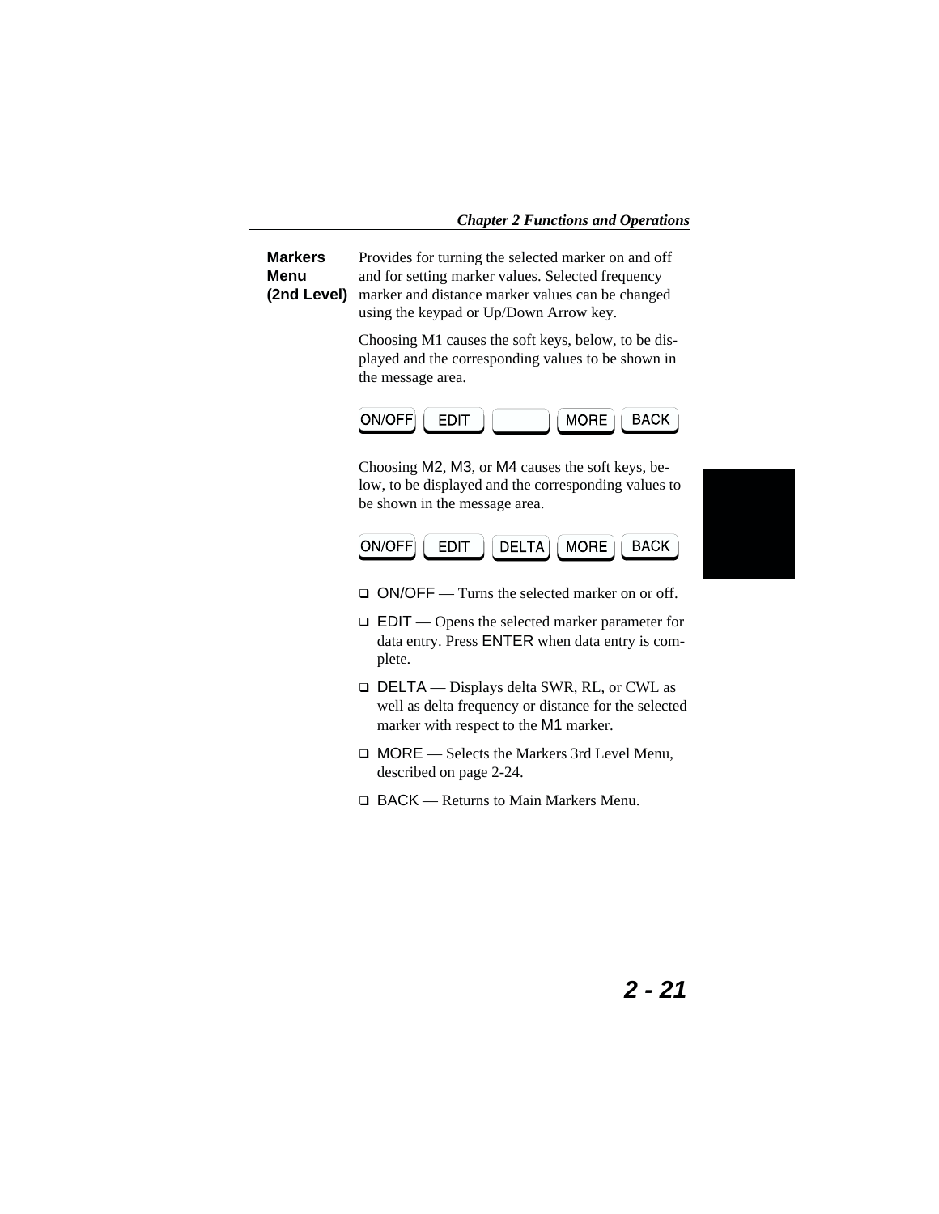## Markers Menu (2nd Level)

Provides for turning the selected marker on and off and for setting marker values. Selected frequency marker and distance marker values can be changed using the keypad or Up/Down Arrow key.

Choosing M1 causes the soft keys, below, to be displayed and the corresponding values to be shown in the message area.

| ON/OFF | EDIT | | MORE | BACK |
|---|---|---|---|---|

Choosing M2, M3, or M4 causes the soft keys, below, to be displayed and the corresponding values to be shown in the message area.

| ON/OFF | EDIT | DELTA | MORE | BACK |
|---|---|---|---|---|

- ON/OFF — Turns the selected marker on or off.
- EDIT — Opens the selected marker parameter for data entry. Press ENTER when data entry is complete.
- DELTA — Displays delta SWR, RL, or CWL as well as delta frequency or distance for the selected marker with respect to the M1 marker.
- MORE — Selects the Markers 3rd Level Menu, described on page 2-24.
- BACK — Returns to Main Markers Menu.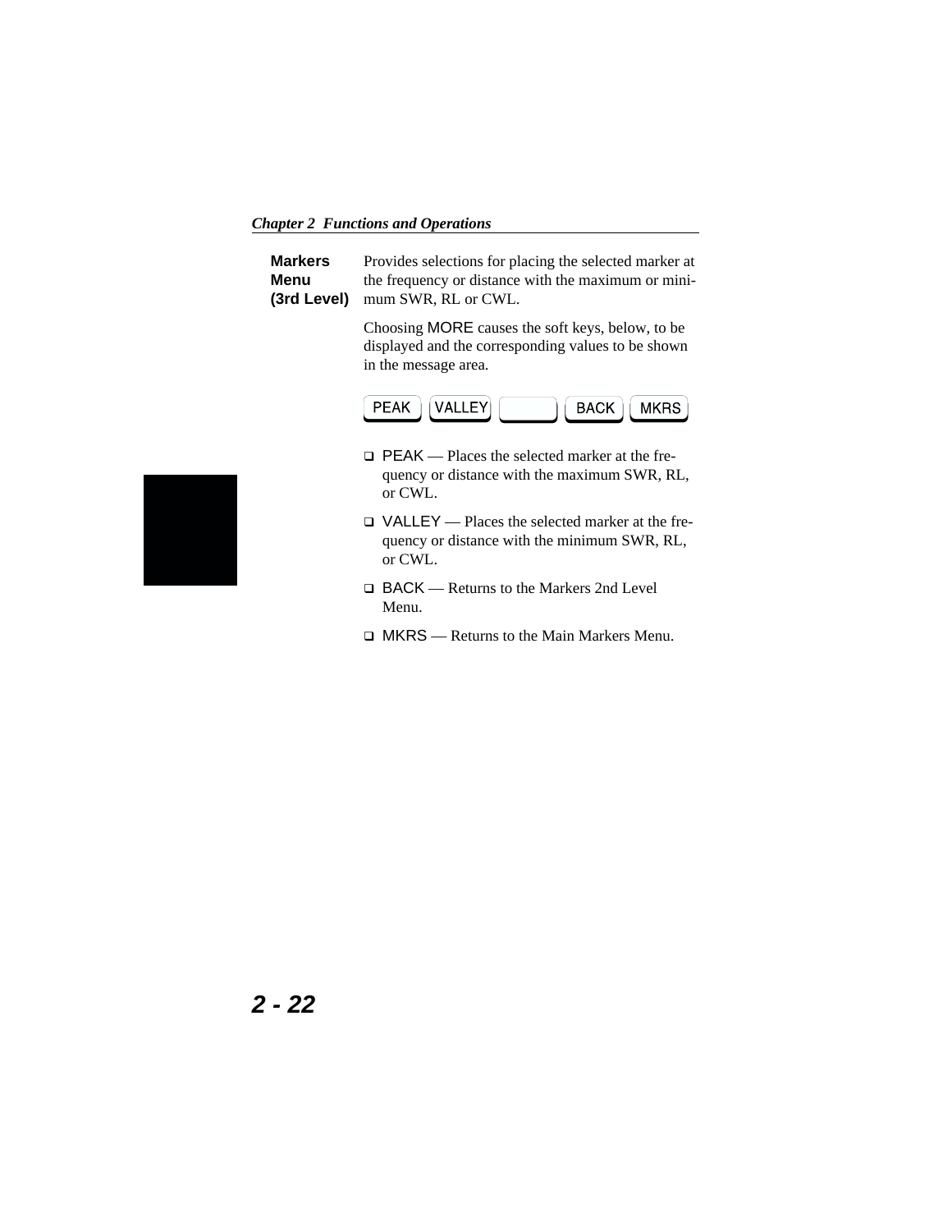**Markers Menu (3rd Level)**

Provides selections for placing the selected marker at the frequency or distance with the maximum or minimum SWR, RL or CWL.

Choosing MORE causes the soft keys, below, to be displayed and the corresponding values to be shown in the message area.

| PEAK | VALLEY | | BACK | MKRS |
|---|---|---|---|---|

- PEAK — Places the selected marker at the frequency or distance with the maximum SWR, RL, or CWL.
- VALLEY — Places the selected marker at the frequency or distance with the minimum SWR, RL, or CWL.
- BACK — Returns to the Markers 2nd Level Menu.
- MKRS — Returns to the Main Markers Menu.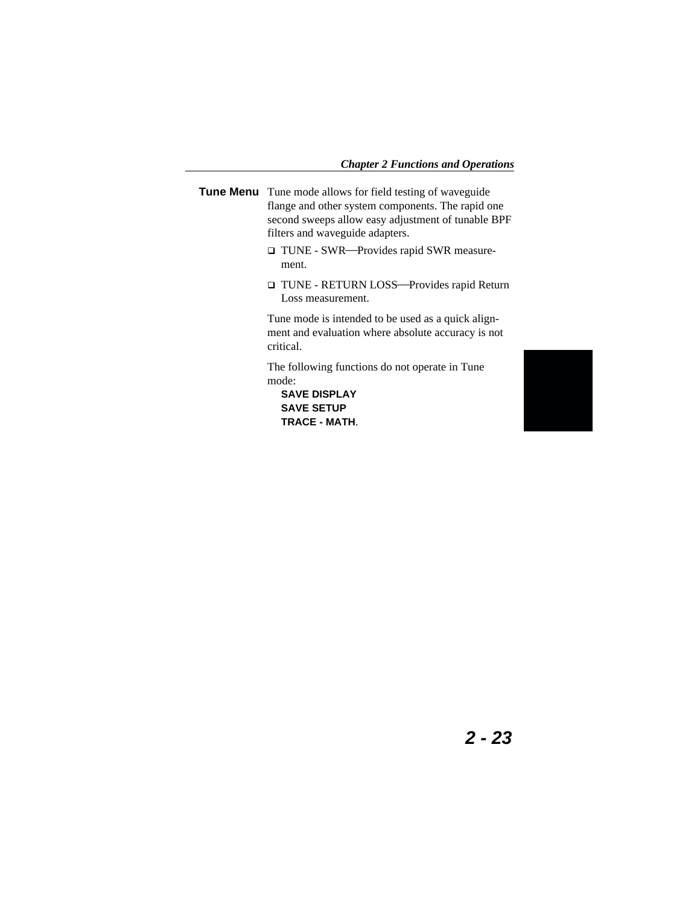## Tune Menu

Tune mode allows for field testing of waveguide flange and other system components. The rapid one second sweeps allow easy adjustment of tunable BPF filters and waveguide adapters.

- TUNE - SWR—Provides rapid SWR measurement.
- TUNE - RETURN LOSS—Provides rapid Return Loss measurement.

Tune mode is intended to be used as a quick alignment and evaluation where absolute accuracy is not critical.

The following functions do not operate in Tune mode:

**SAVE DISPLAY**
**SAVE SETUP**
**TRACE - MATH**.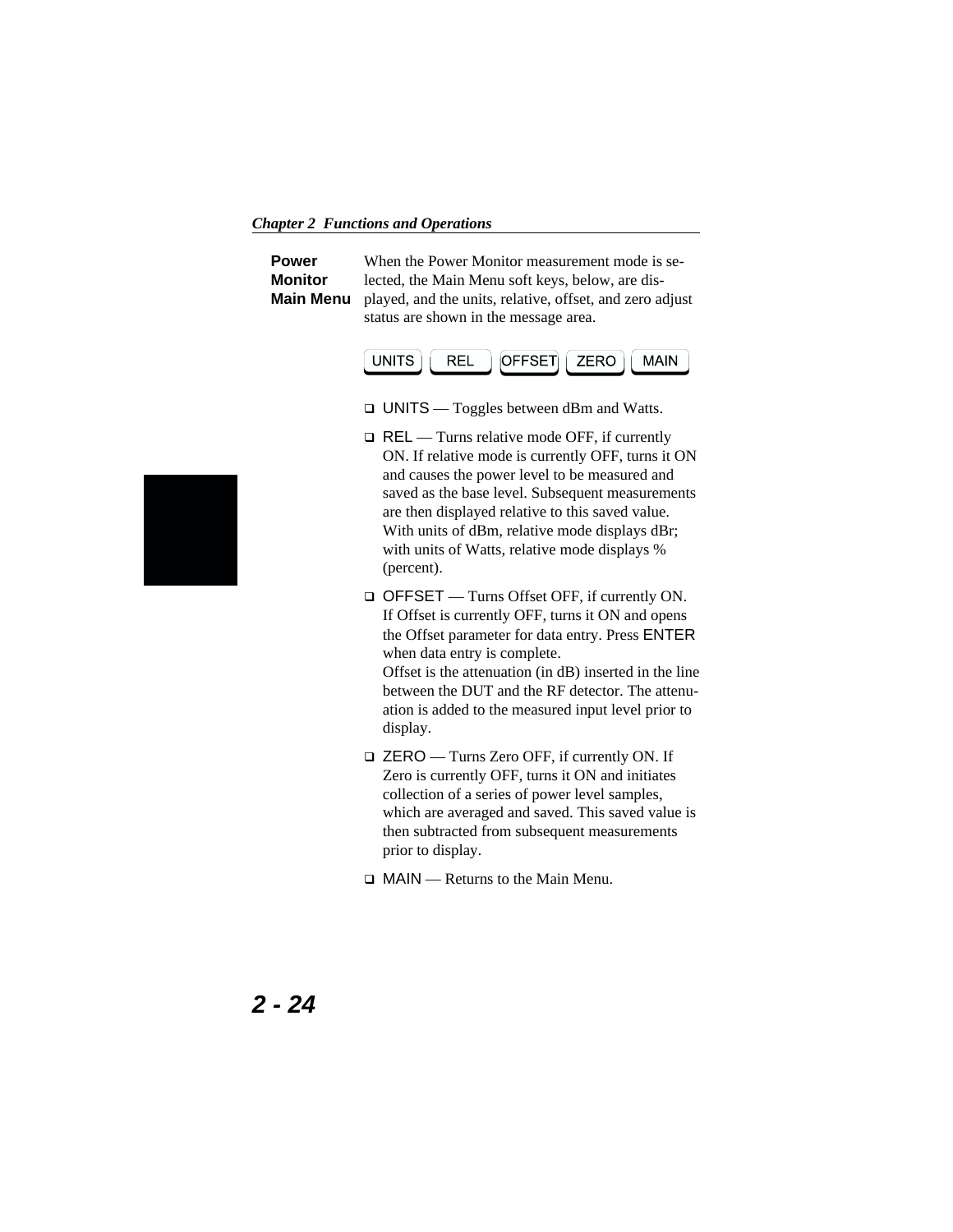## Power Monitor Main Menu

When the Power Monitor measurement mode is selected, the Main Menu soft keys, below, are displayed, and the units, relative, offset, and zero adjust status are shown in the message area.

UNITS | REL | OFFSET | ZERO | MAIN

- UNITS — Toggles between dBm and Watts.
- REL — Turns relative mode OFF, if currently ON. If relative mode is currently OFF, turns it ON and causes the power level to be measured and saved as the base level. Subsequent measurements are then displayed relative to this saved value. With units of dBm, relative mode displays dBr; with units of Watts, relative mode displays % (percent).
- OFFSET — Turns Offset OFF, if currently ON. If Offset is currently OFF, turns it ON and opens the Offset parameter for data entry. Press ENTER when data entry is complete.
  Offset is the attenuation (in dB) inserted in the line between the DUT and the RF detector. The attenuation is added to the measured input level prior to display.
- ZERO — Turns Zero OFF, if currently ON. If Zero is currently OFF, turns it ON and initiates collection of a series of power level samples, which are averaged and saved. This saved value is then subtracted from subsequent measurements prior to display.
- MAIN — Returns to the Main Menu.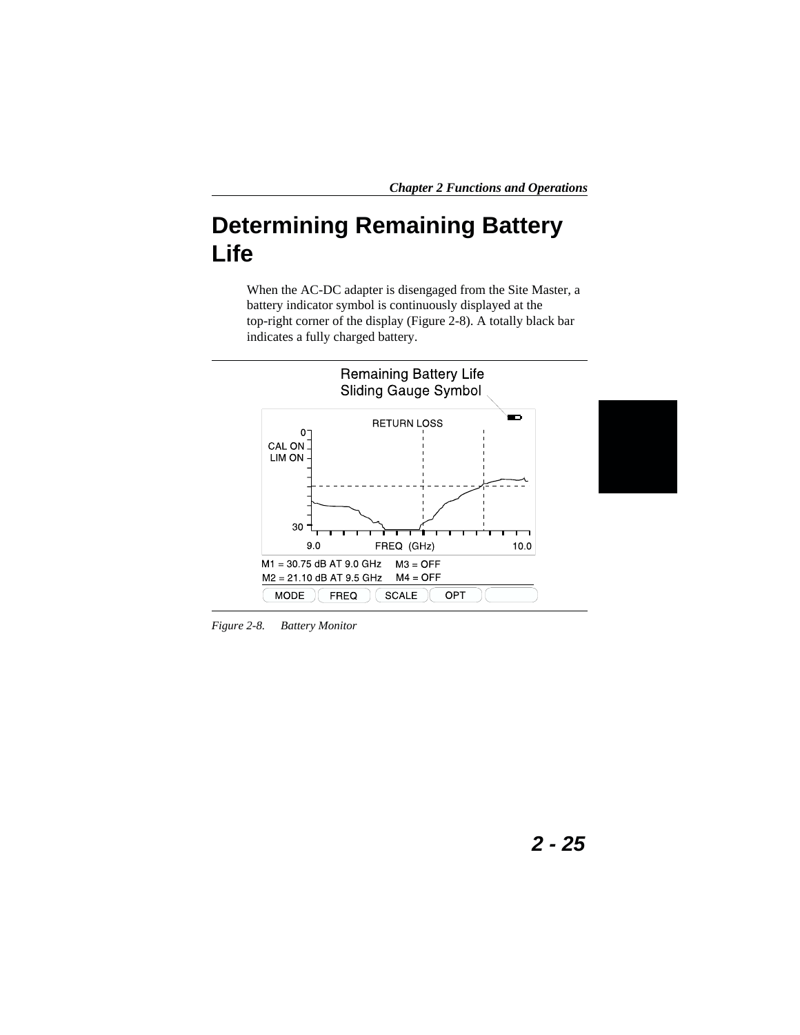# Determining Remaining Battery Life

When the AC-DC adapter is disengaged from the Site Master, a battery indicator symbol is continuously displayed at the top-right corner of the display (Figure 2-8). A totally black bar indicates a fully charged battery.

Remaining Battery Life
Sliding Gauge Symbol

RETURN LOSS

0
CAL ON
LIM ON
30

9.0 FREQ (GHz) 10.0

M1 = 30.75 dB AT 9.0 GHz M3 = OFF
M2 = 21.10 dB AT 9.5 GHz M4 = OFF

MODE FREQ SCALE OPT

*Figure 2-8. Battery Monitor*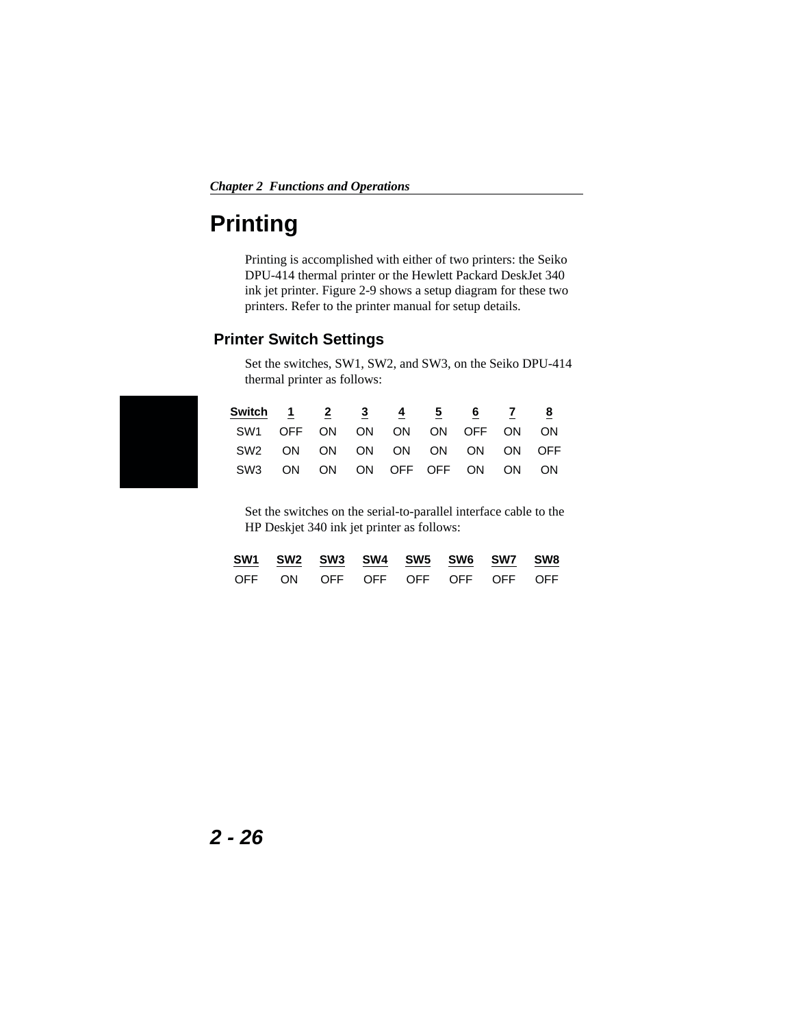# Printing

Printing is accomplished with either of two printers: the Seiko DPU-414 thermal printer or the Hewlett Packard DeskJet 340 ink jet printer. Figure 2-9 shows a setup diagram for these two printers. Refer to the printer manual for setup details.

## Printer Switch Settings

Set the switches, SW1, SW2, and SW3, on the Seiko DPU-414 thermal printer as follows:

| Switch | 1 | 2 | 3 | 4 | 5 | 6 | 7 | 8 |
|---|---|---|---|---|---|---|---|---|
| SW1 | OFF | ON | ON | ON | ON | OFF | ON | ON |
| SW2 | ON | ON | ON | ON | ON | ON | ON | OFF |
| SW3 | ON | ON | ON | OFF | OFF | ON | ON | ON |

Set the switches on the serial-to-parallel interface cable to the HP Deskjet 340 ink jet printer as follows:

| SW1 | SW2 | SW3 | SW4 | SW5 | SW6 | SW7 | SW8 |
|---|---|---|---|---|---|---|---|
| OFF | ON | OFF | OFF | OFF | OFF | OFF | OFF |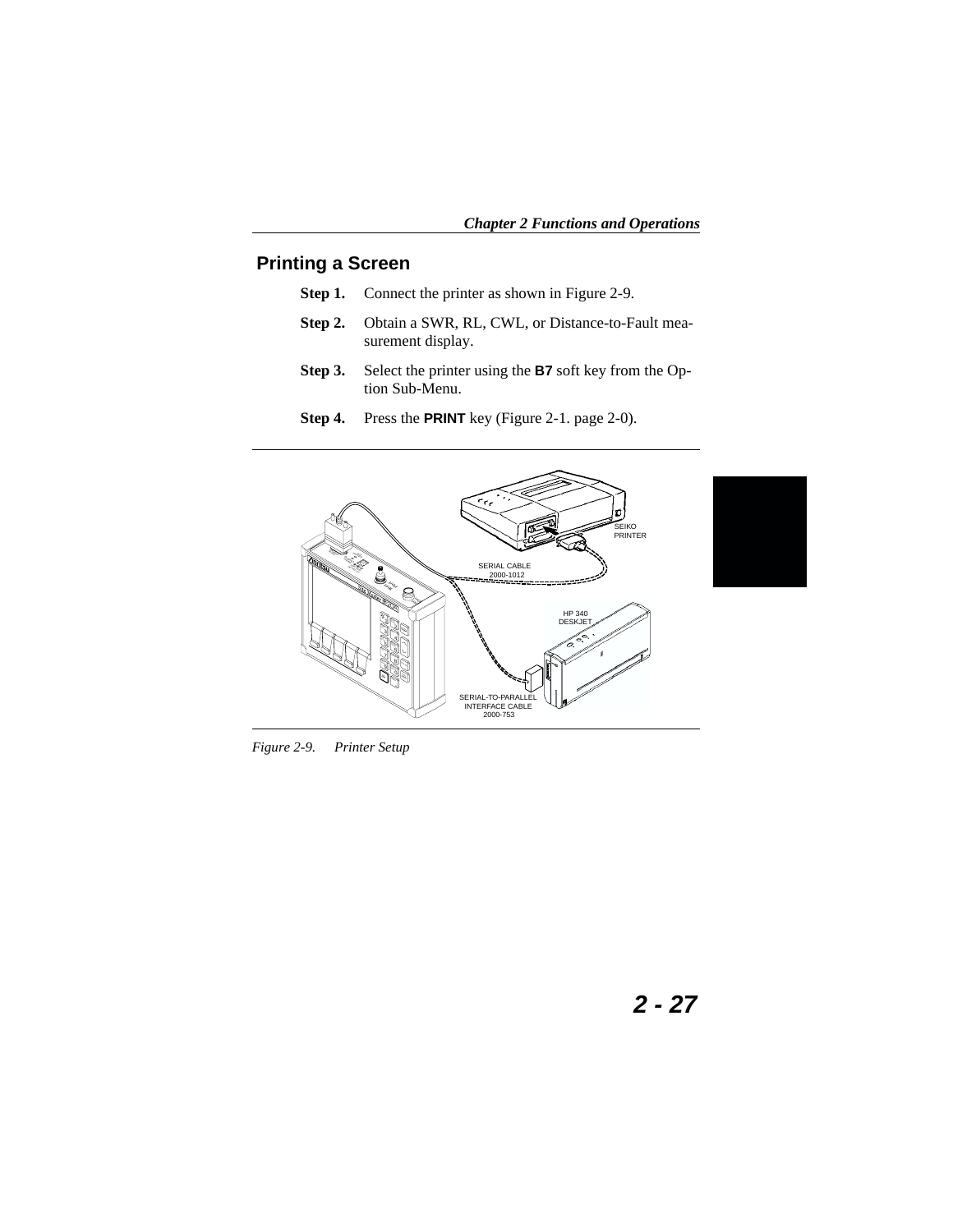## Printing a Screen

**Step 1.** Connect the printer as shown in Figure 2-9.

**Step 2.** Obtain a SWR, RL, CWL, or Distance-to-Fault measurement display.

**Step 3.** Select the printer using the **B7** soft key from the Option Sub-Menu.

**Step 4.** Press the **PRINT** key (Figure 2-1. page 2-0).

SEIKO PRINTER

SERIAL CABLE 2000-1012

HP 340 DESKJET

SERIAL-TO-PARALLEL INTERFACE CABLE 2000-753

*Figure 2-9. Printer Setup*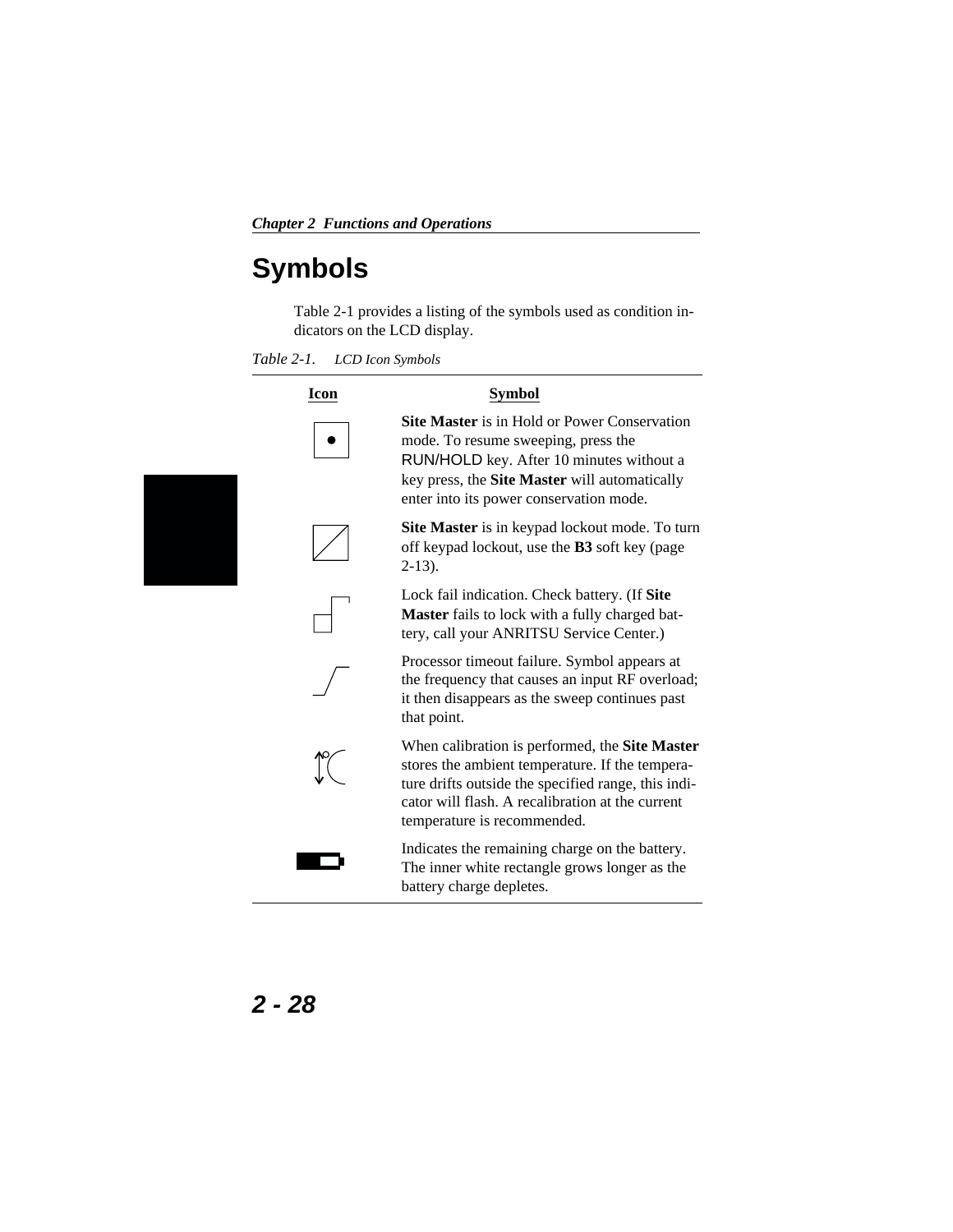# Symbols

Table 2-1 provides a listing of the symbols used as condition indicators on the LCD display.

*Table 2-1. LCD Icon Symbols*

| Icon | Symbol |
|---|---|
| | **Site Master** is in Hold or Power Conservation mode. To resume sweeping, press the RUN/HOLD key. After 10 minutes without a key press, the **Site Master** will automatically enter into its power conservation mode. |
| | **Site Master** is in keypad lockout mode. To turn off keypad lockout, use the **B3** soft key (page 2-13). |
| | Lock fail indication. Check battery. (If **Site Master** fails to lock with a fully charged battery, call your ANRITSU Service Center.) |
| | Processor timeout failure. Symbol appears at the frequency that causes an input RF overload; it then disappears as the sweep continues past that point. |
| | When calibration is performed, the **Site Master** stores the ambient temperature. If the temperature drifts outside the specified range, this indicator will flash. A recalibration at the current temperature is recommended. |
| | Indicates the remaining charge on the battery. The inner white rectangle grows longer as the battery charge depletes. |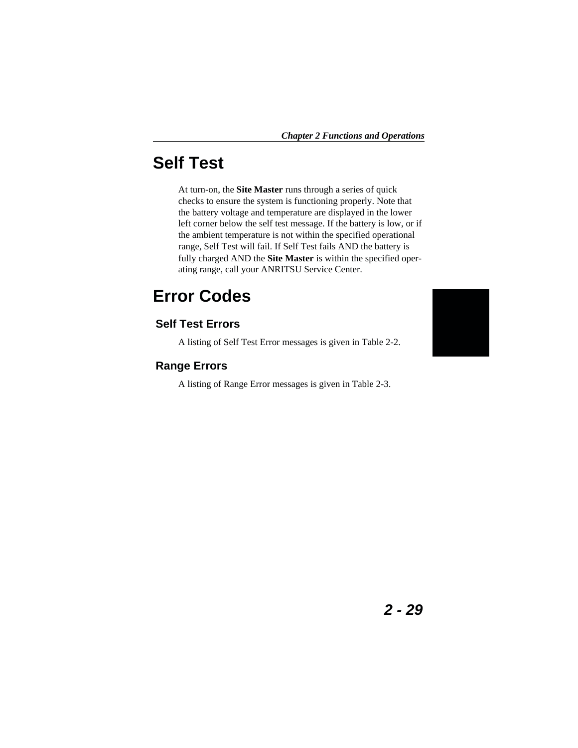# Self Test

At turn-on, the **Site Master** runs through a series of quick checks to ensure the system is functioning properly. Note that the battery voltage and temperature are displayed in the lower left corner below the self test message. If the battery is low, or if the ambient temperature is not within the specified operational range, Self Test will fail. If Self Test fails AND the battery is fully charged AND the **Site Master** is within the specified operating range, call your ANRITSU Service Center.

# Error Codes

## Self Test Errors

A listing of Self Test Error messages is given in Table 2-2.

## Range Errors

A listing of Range Error messages is given in Table 2-3.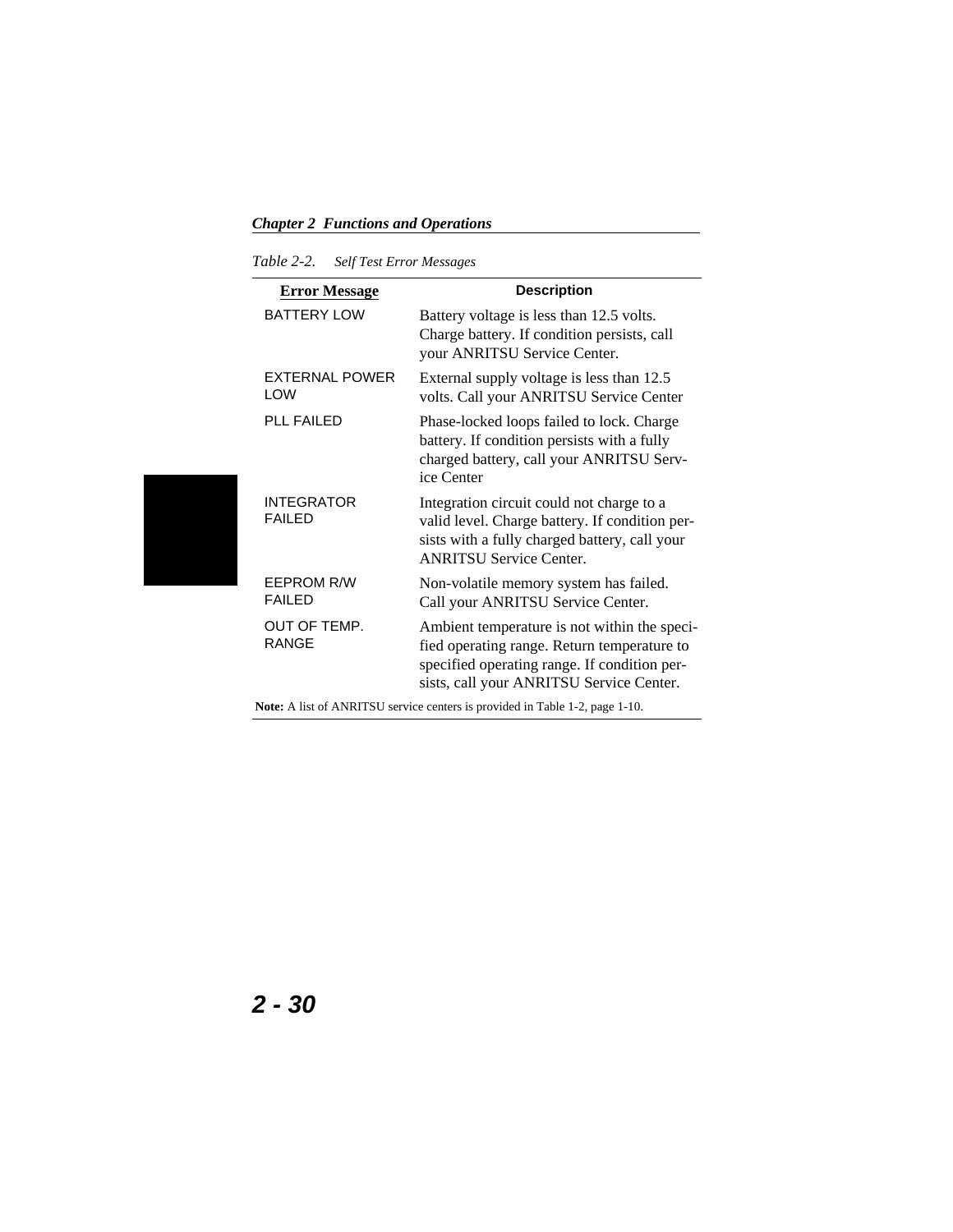*Table 2-2. Self Test Error Messages*

| Error Message | Description |
|---|---|
| BATTERY LOW | Battery voltage is less than 12.5 volts. Charge battery. If condition persists, call your ANRITSU Service Center. |
| EXTERNAL POWER LOW | External supply voltage is less than 12.5 volts. Call your ANRITSU Service Center |
| PLL FAILED | Phase-locked loops failed to lock. Charge battery. If condition persists with a fully charged battery, call your ANRITSU Service Center |
| INTEGRATOR FAILED | Integration circuit could not charge to a valid level. Charge battery. If condition persists with a fully charged battery, call your ANRITSU Service Center. |
| EEPROM R/W FAILED | Non-volatile memory system has failed. Call your ANRITSU Service Center. |
| OUT OF TEMP. RANGE | Ambient temperature is not within the specified operating range. Return temperature to specified operating range. If condition persists, call your ANRITSU Service Center. |

**Note:** A list of ANRITSU service centers is provided in Table 1-2, page 1-10.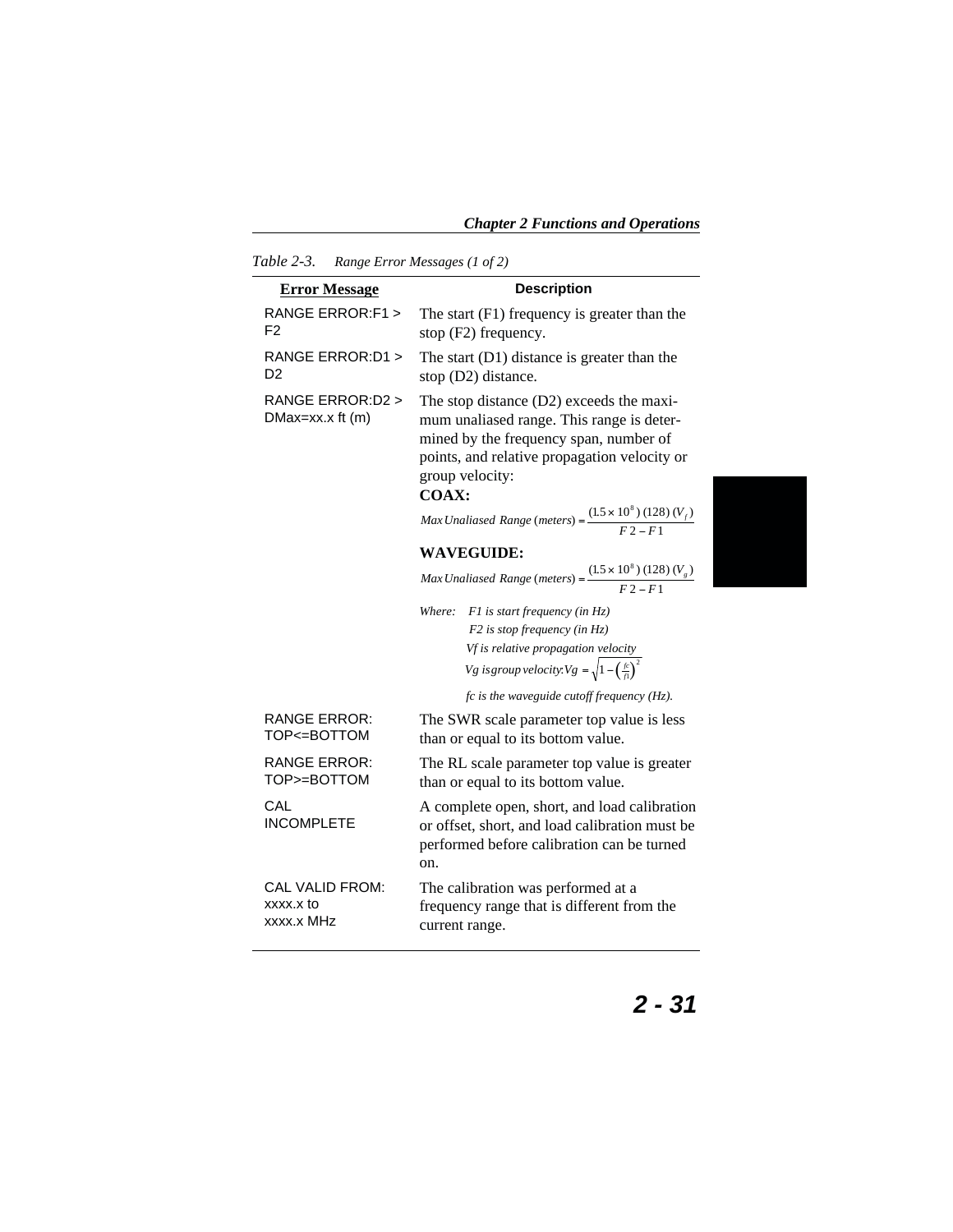*Table 2-3. Range Error Messages (1 of 2)*

| Error Message | Description |
|---|---|
| RANGE ERROR:F1 > F2 | The start (F1) frequency is greater than the stop (F2) frequency. |
| RANGE ERROR:D1 > D2 | The start (D1) distance is greater than the stop (D2) distance. |
| RANGE ERROR:D2 > DMax=xx.x ft (m) | The stop distance (D2) exceeds the maximum unaliased range. This range is determined by the frequency span, number of points, and relative propagation velocity or group velocity:<br>**COAX:**<br>$Max\,Unaliased\ Range\,(meters) = \frac{(1.5 \times 10^8)\,(128)\,(V_f)}{F2 - F1}$<br>**WAVEGUIDE:**<br>$Max\,Unaliased\ Range\,(meters) = \frac{(1.5 \times 10^8)\,(128)\,(V_g)}{F2 - F1}$<br>*Where:* *F1 is start frequency (in Hz)*<br>*F2 is stop frequency (in Hz)*<br>*Vf is relative propagation velocity*<br>*Vg is group velocity:* $Vg = \sqrt{1 - \left(\frac{fc}{f1}\right)^2}$<br>*fc is the waveguide cutoff frequency (Hz).* |
| RANGE ERROR: TOP<=BOTTOM | The SWR scale parameter top value is less than or equal to its bottom value. |
| RANGE ERROR: TOP>=BOTTOM | The RL scale parameter top value is greater than or equal to its bottom value. |
| CAL INCOMPLETE | A complete open, short, and load calibration or offset, short, and load calibration must be performed before calibration can be turned on. |
| CAL VALID FROM: xxxx.x to xxxx.x MHz | The calibration was performed at a frequency range that is different from the current range. |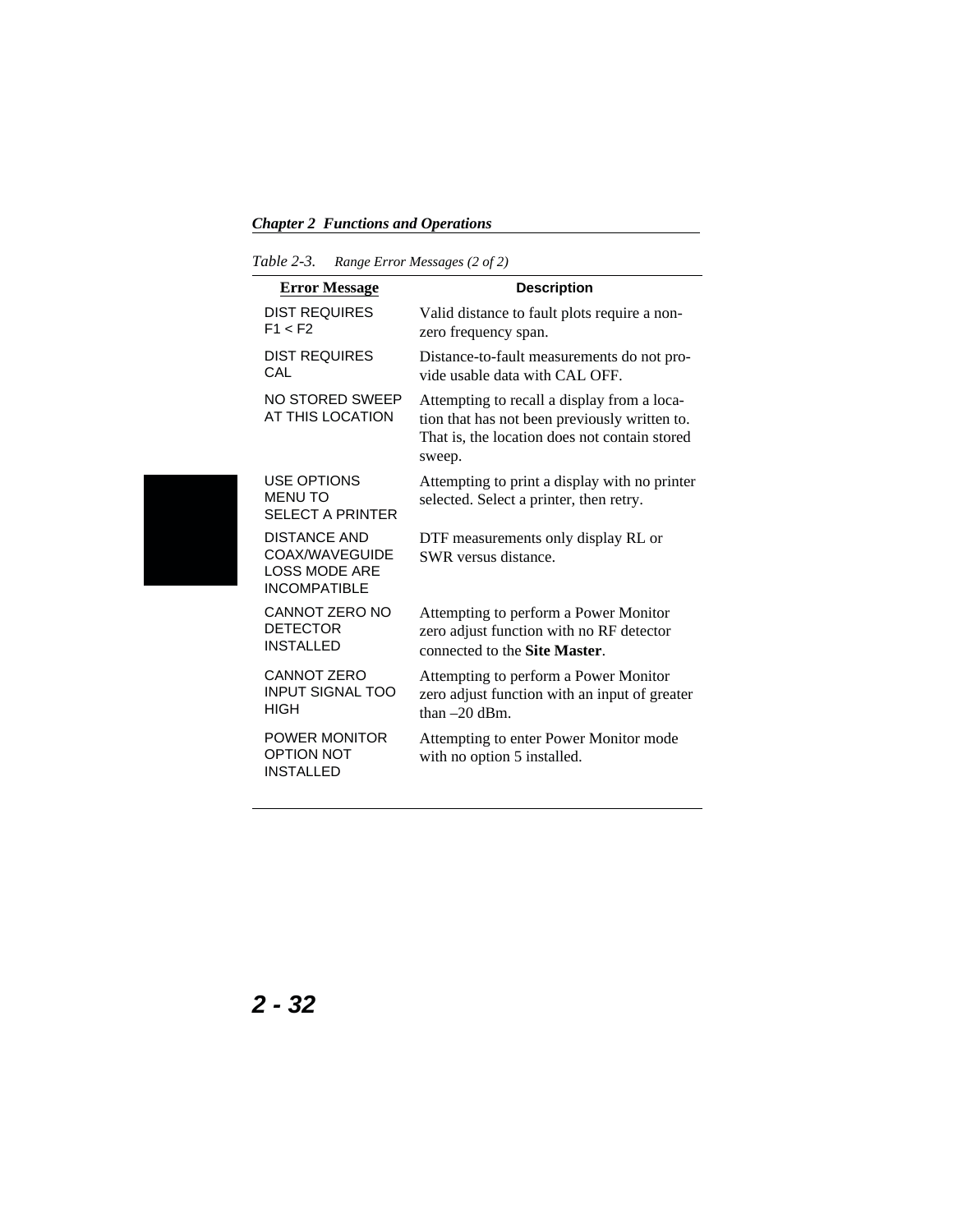*Table 2-3. Range Error Messages (2 of 2)*

| Error Message | Description |
|---|---|
| DIST REQUIRES F1 < F2 | Valid distance to fault plots require a non-zero frequency span. |
| DIST REQUIRES CAL | Distance-to-fault measurements do not provide usable data with CAL OFF. |
| NO STORED SWEEP AT THIS LOCATION | Attempting to recall a display from a location that has not been previously written to. That is, the location does not contain stored sweep. |
| USE OPTIONS MENU TO SELECT A PRINTER | Attempting to print a display with no printer selected. Select a printer, then retry. |
| DISTANCE AND COAX/WAVEGUIDE LOSS MODE ARE INCOMPATIBLE | DTF measurements only display RL or SWR versus distance. |
| CANNOT ZERO NO DETECTOR INSTALLED | Attempting to perform a Power Monitor zero adjust function with no RF detector connected to the **Site Master**. |
| CANNOT ZERO INPUT SIGNAL TOO HIGH | Attempting to perform a Power Monitor zero adjust function with an input of greater than –20 dBm. |
| POWER MONITOR OPTION NOT INSTALLED | Attempting to enter Power Monitor mode with no option 5 installed. |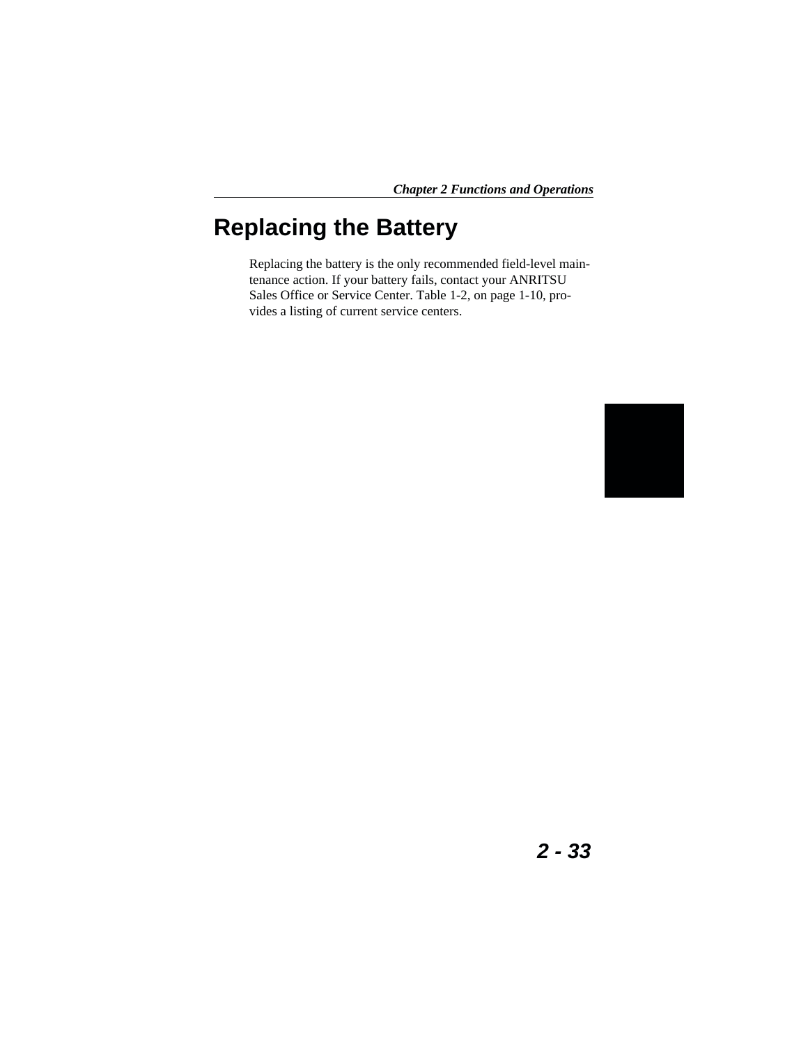# Replacing the Battery

Replacing the battery is the only recommended field-level maintenance action. If your battery fails, contact your ANRITSU Sales Office or Service Center. Table 1-2, on page 1-10, provides a listing of current service centers.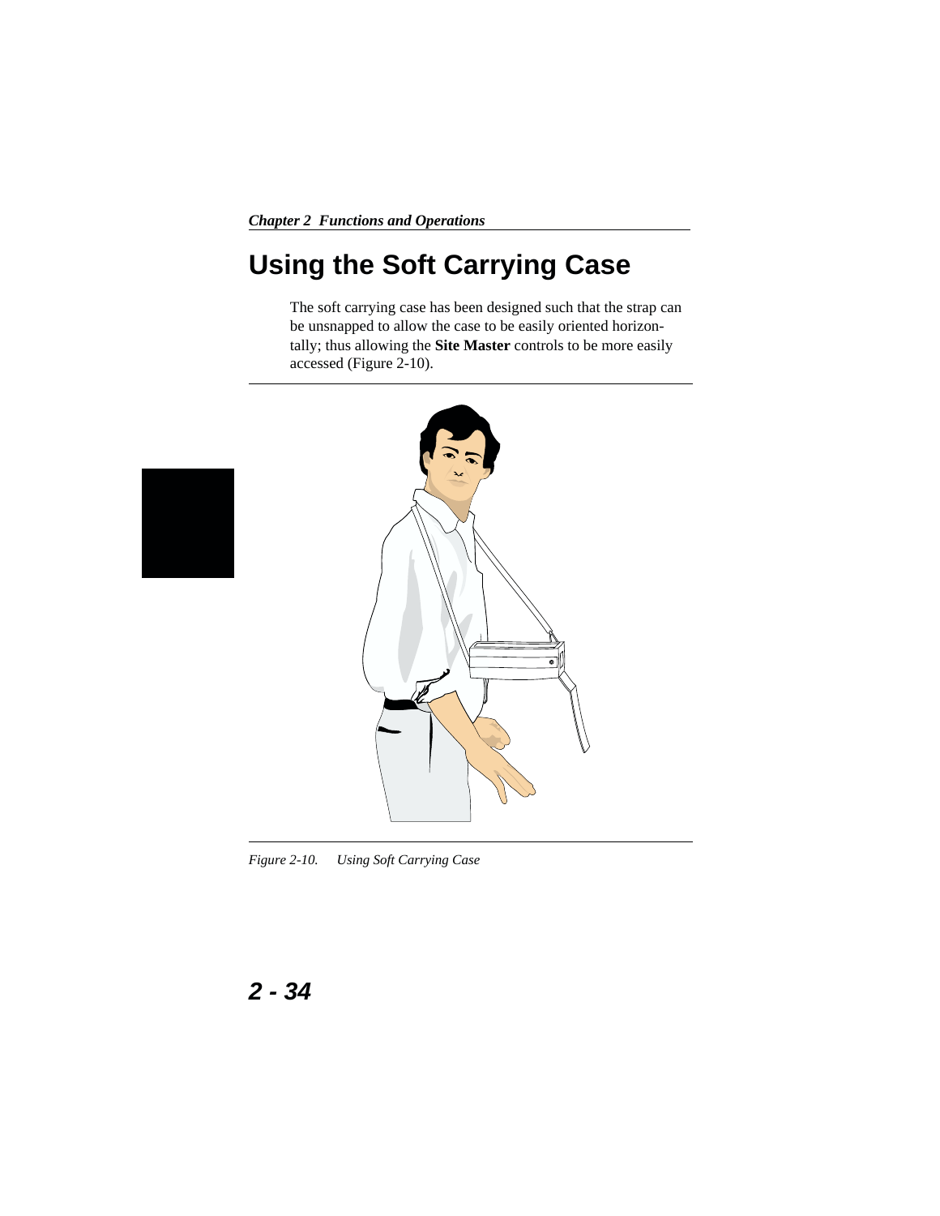# Using the Soft Carrying Case

The soft carrying case has been designed such that the strap can be unsnapped to allow the case to be easily oriented horizontally; thus allowing the **Site Master** controls to be more easily accessed (Figure 2-10).

*Figure 2-10. Using Soft Carrying Case*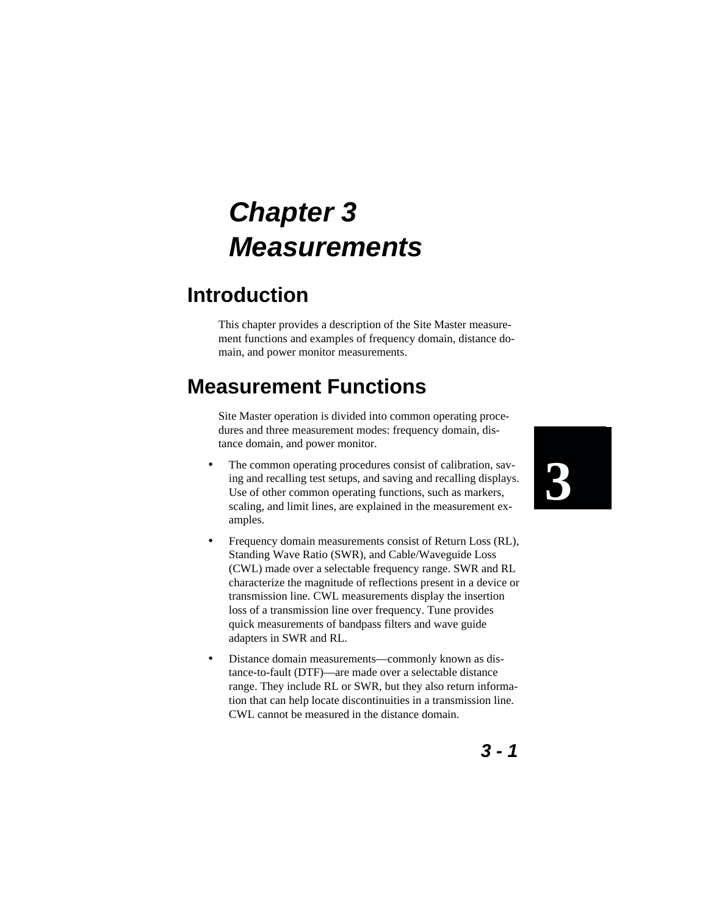# *Chapter 3 Measurements*

## Introduction

This chapter provides a description of the Site Master measurement functions and examples of frequency domain, distance domain, and power monitor measurements.

## Measurement Functions

Site Master operation is divided into common operating procedures and three measurement modes: frequency domain, distance domain, and power monitor.

- The common operating procedures consist of calibration, saving and recalling test setups, and saving and recalling displays. Use of other common operating functions, such as markers, scaling, and limit lines, are explained in the measurement examples.
- Frequency domain measurements consist of Return Loss (RL), Standing Wave Ratio (SWR), and Cable/Waveguide Loss (CWL) made over a selectable frequency range. SWR and RL characterize the magnitude of reflections present in a device or transmission line. CWL measurements display the insertion loss of a transmission line over frequency. Tune provides quick measurements of bandpass filters and wave guide adapters in SWR and RL.
- Distance domain measurements—commonly known as distance-to-fault (DTF)—are made over a selectable distance range. They include RL or SWR, but they also return information that can help locate discontinuities in a transmission line. CWL cannot be measured in the distance domain.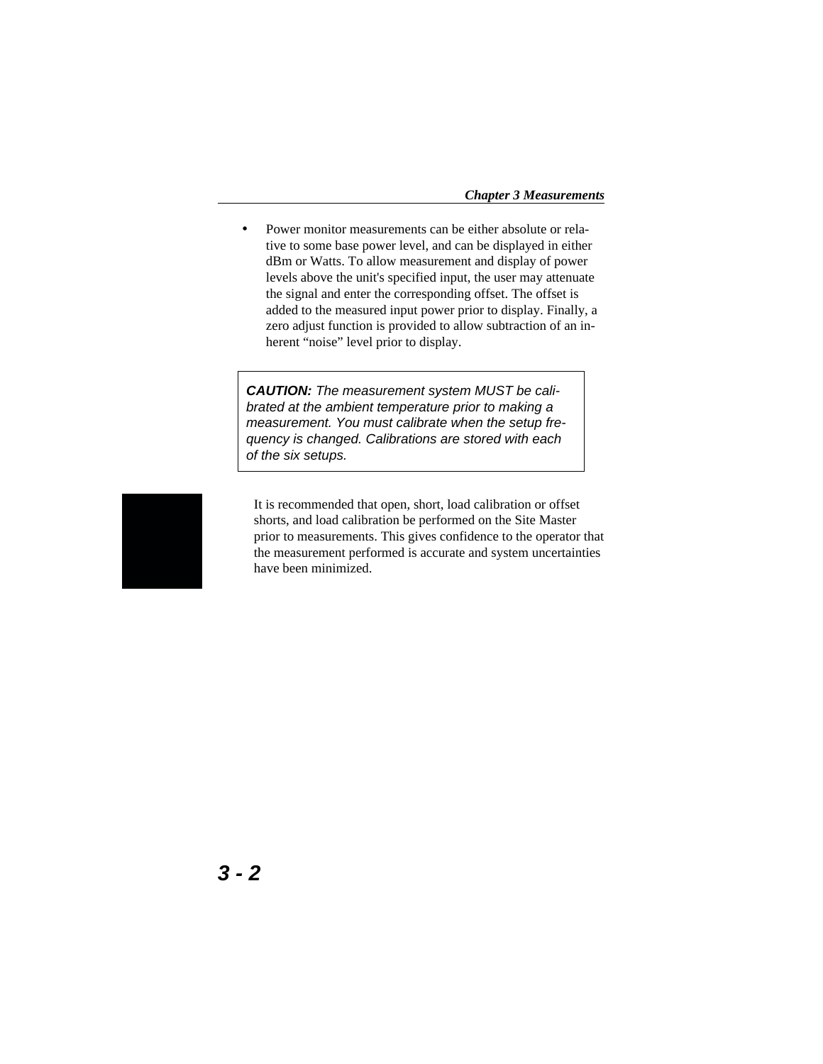- Power monitor measurements can be either absolute or relative to some base power level, and can be displayed in either dBm or Watts. To allow measurement and display of power levels above the unit's specified input, the user may attenuate the signal and enter the corresponding offset. The offset is added to the measured input power prior to display. Finally, a zero adjust function is provided to allow subtraction of an inherent “noise” level prior to display.

> ***CAUTION:*** *The measurement system MUST be calibrated at the ambient temperature prior to making a measurement. You must calibrate when the setup frequency is changed. Calibrations are stored with each of the six setups.*

It is recommended that open, short, load calibration or offset shorts, and load calibration be performed on the Site Master prior to measurements. This gives confidence to the operator that the measurement performed is accurate and system uncertainties have been minimized.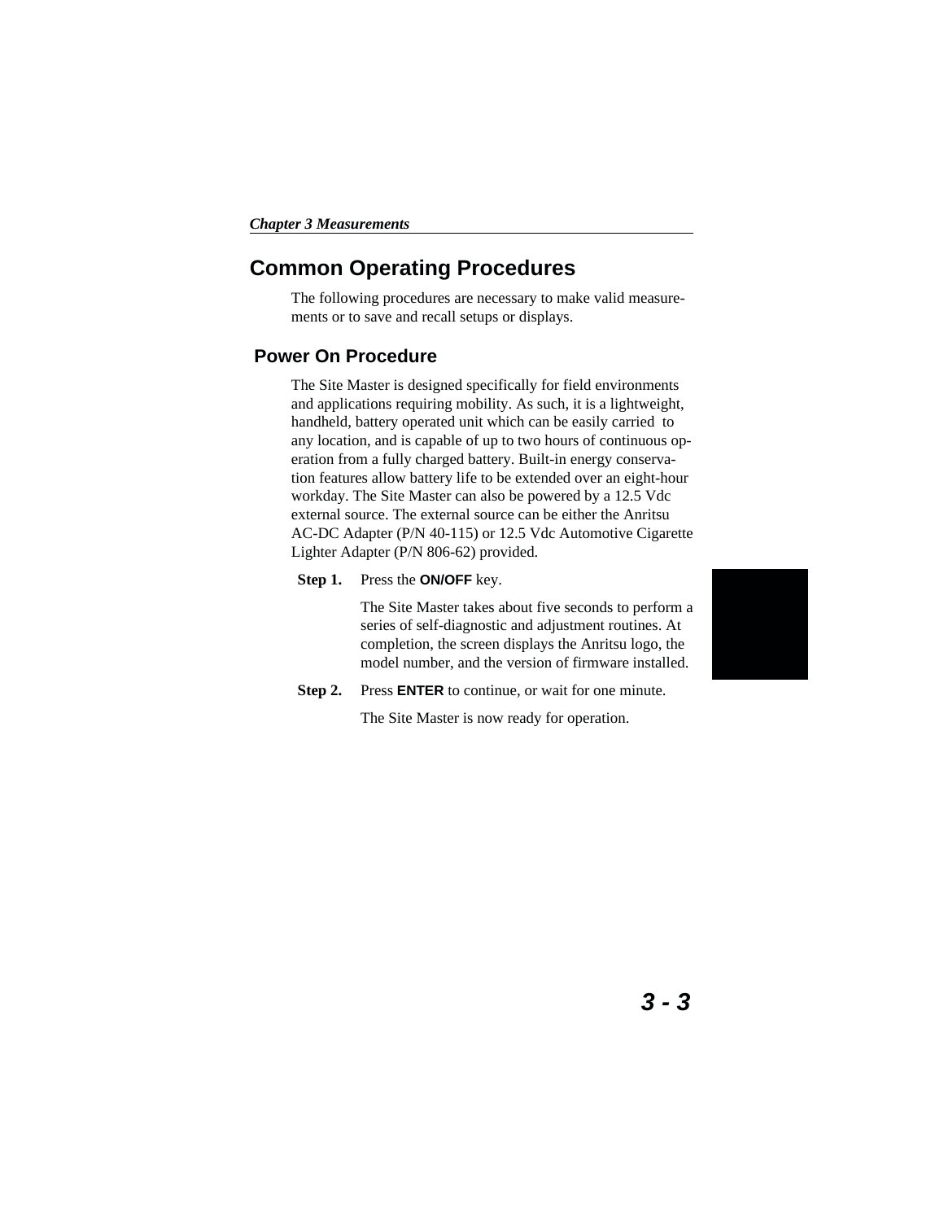# Common Operating Procedures

The following procedures are necessary to make valid measurements or to save and recall setups or displays.

## Power On Procedure

The Site Master is designed specifically for field environments and applications requiring mobility. As such, it is a lightweight, handheld, battery operated unit which can be easily carried to any location, and is capable of up to two hours of continuous operation from a fully charged battery. Built-in energy conservation features allow battery life to be extended over an eight-hour workday. The Site Master can also be powered by a 12.5 Vdc external source. The external source can be either the Anritsu AC-DC Adapter (P/N 40-115) or 12.5 Vdc Automotive Cigarette Lighter Adapter (P/N 806-62) provided.

**Step 1.** Press the **ON/OFF** key.

The Site Master takes about five seconds to perform a series of self-diagnostic and adjustment routines. At completion, the screen displays the Anritsu logo, the model number, and the version of firmware installed.

**Step 2.** Press **ENTER** to continue, or wait for one minute.

The Site Master is now ready for operation.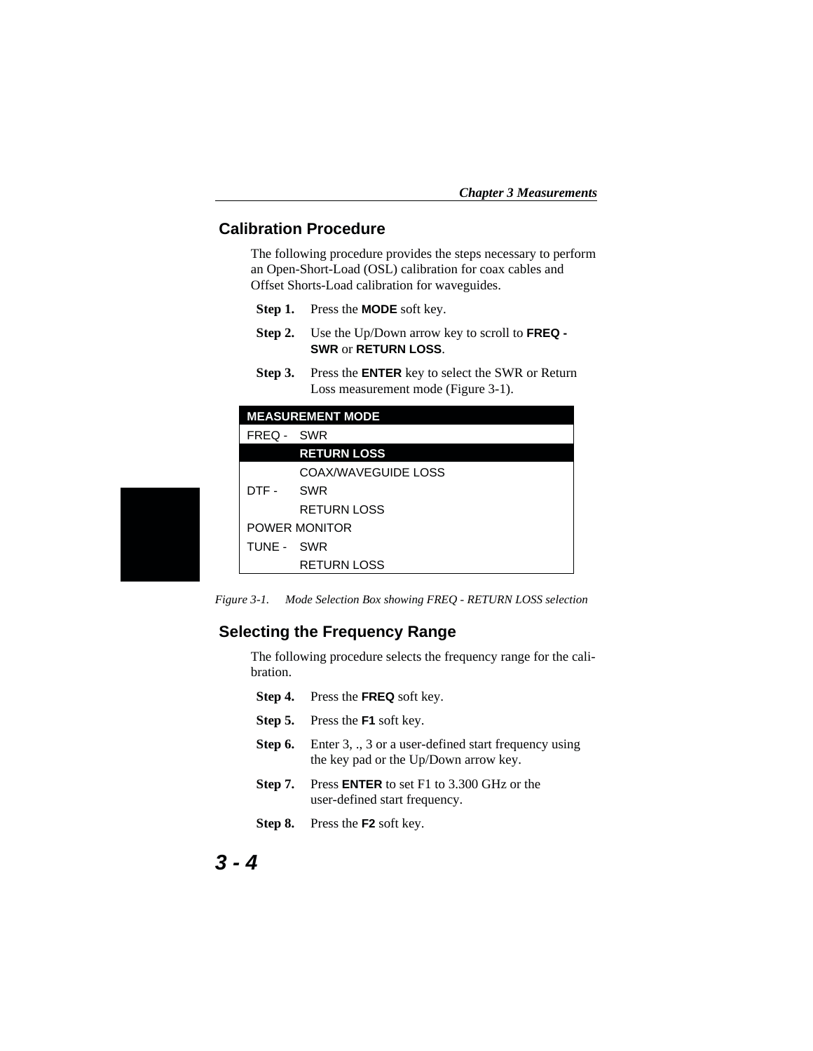## Calibration Procedure

The following procedure provides the steps necessary to perform an Open-Short-Load (OSL) calibration for coax cables and Offset Shorts-Load calibration for waveguides.

**Step 1.** Press the **MODE** soft key.

**Step 2.** Use the Up/Down arrow key to scroll to **FREQ - SWR** or **RETURN LOSS**.

**Step 3.** Press the **ENTER** key to select the SWR or Return Loss measurement mode (Figure 3-1).

| MEASUREMENT MODE | |
|---|---|
| FREQ - | SWR |
| | **RETURN LOSS** |
| | COAX/WAVEGUIDE LOSS |
| DTF - | SWR |
| | RETURN LOSS |
| POWER MONITOR | |
| TUNE - | SWR |
| | RETURN LOSS |

*Figure 3-1. Mode Selection Box showing FREQ - RETURN LOSS selection*

## Selecting the Frequency Range

The following procedure selects the frequency range for the calibration.

**Step 4.** Press the **FREQ** soft key.

**Step 5.** Press the **F1** soft key.

**Step 6.** Enter 3, ., 3 or a user-defined start frequency using the key pad or the Up/Down arrow key.

**Step 7.** Press **ENTER** to set F1 to 3.300 GHz or the user-defined start frequency.

**Step 8.** Press the **F2** soft key.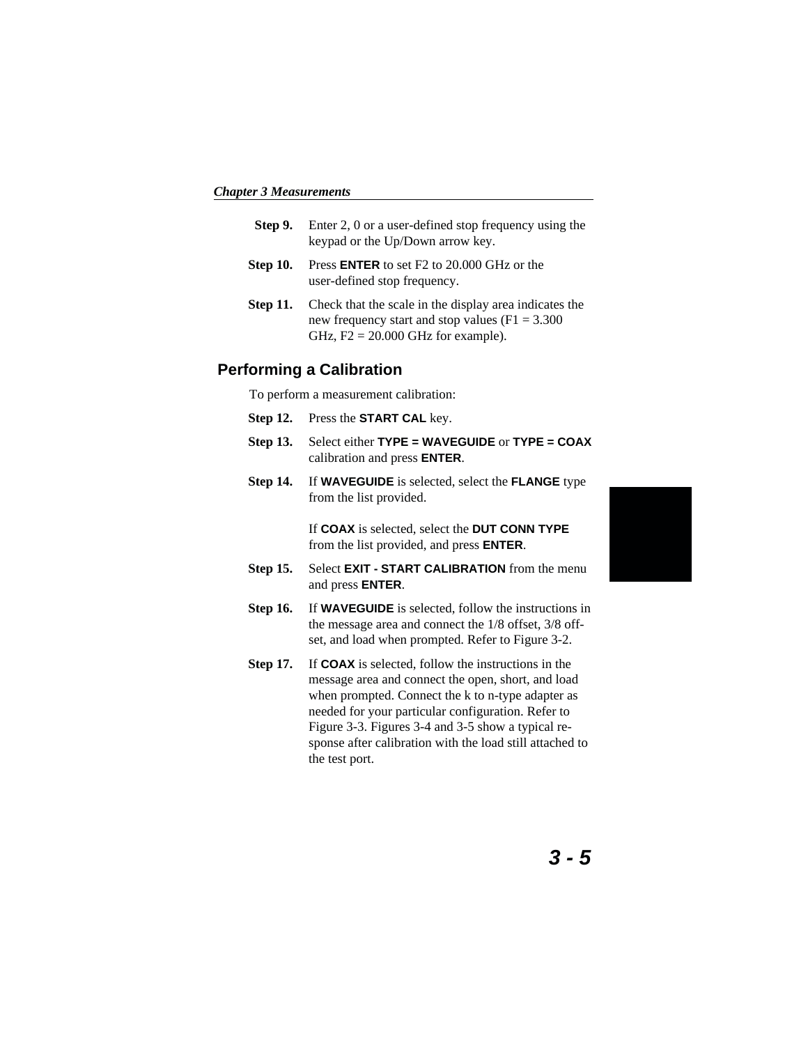**Step 9.** Enter 2, 0 or a user-defined stop frequency using the keypad or the Up/Down arrow key.

**Step 10.** Press **ENTER** to set F2 to 20.000 GHz or the user-defined stop frequency.

**Step 11.** Check that the scale in the display area indicates the new frequency start and stop values (F1 = 3.300 GHz, F2 = 20.000 GHz for example).

## Performing a Calibration

To perform a measurement calibration:

**Step 12.** Press the **START CAL** key.

**Step 13.** Select either **TYPE = WAVEGUIDE** or **TYPE = COAX** calibration and press **ENTER**.

**Step 14.** If **WAVEGUIDE** is selected, select the **FLANGE** type from the list provided.

If **COAX** is selected, select the **DUT CONN TYPE** from the list provided, and press **ENTER**.

**Step 15.** Select **EXIT - START CALIBRATION** from the menu and press **ENTER**.

**Step 16.** If **WAVEGUIDE** is selected, follow the instructions in the message area and connect the 1/8 offset, 3/8 offset, and load when prompted. Refer to Figure 3-2.

**Step 17.** If **COAX** is selected, follow the instructions in the message area and connect the open, short, and load when prompted. Connect the k to n-type adapter as needed for your particular configuration. Refer to Figure 3-3. Figures 3-4 and 3-5 show a typical response after calibration with the load still attached to the test port.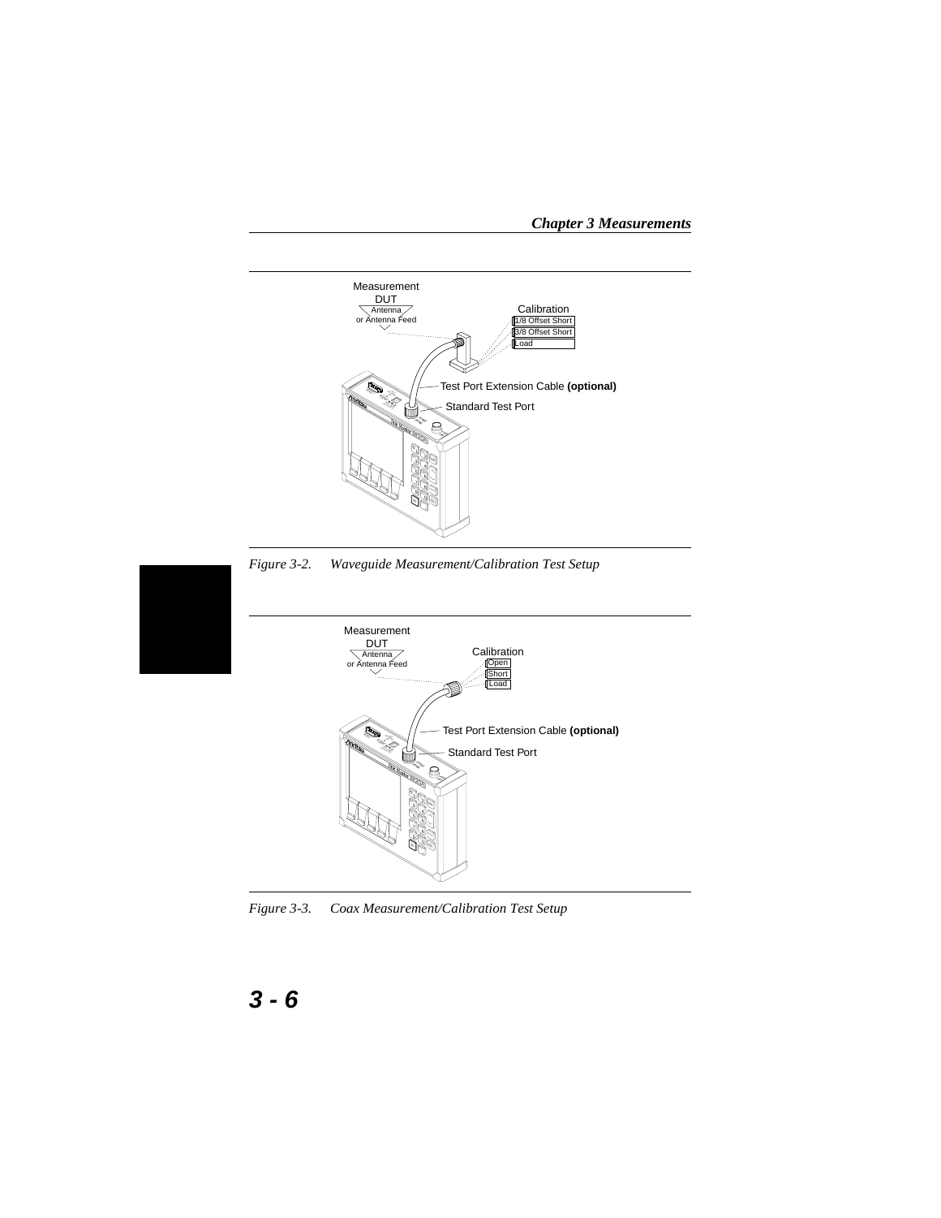Figure 3-2. Waveguide Measurement/Calibration Test Setup

Figure 3-3. Coax Measurement/Calibration Test Setup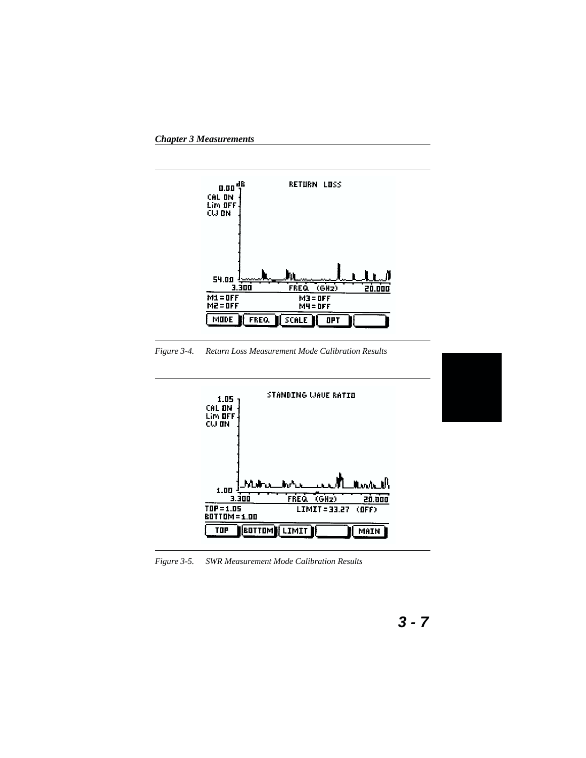Figure 3-4. Return Loss Measurement Mode Calibration Results

Figure 3-5. SWR Measurement Mode Calibration Results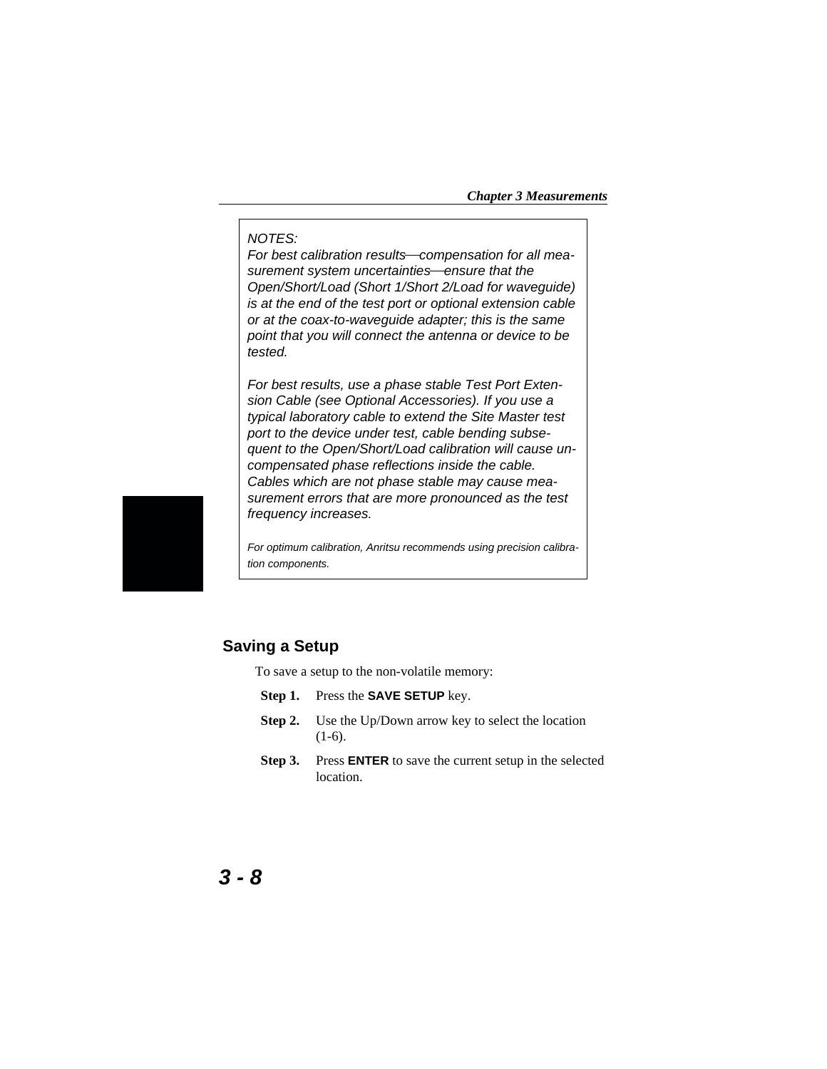> *NOTES:*
> *For best calibration results—compensation for all measurement system uncertainties—ensure that the Open/Short/Load (Short 1/Short 2/Load for waveguide) is at the end of the test port or optional extension cable or at the coax-to-waveguide adapter; this is the same point that you will connect the antenna or device to be tested.*
>
> *For best results, use a phase stable Test Port Extension Cable (see Optional Accessories). If you use a typical laboratory cable to extend the Site Master test port to the device under test, cable bending subsequent to the Open/Short/Load calibration will cause uncompensated phase reflections inside the cable. Cables which are not phase stable may cause measurement errors that are more pronounced as the test frequency increases.*
>
> *For optimum calibration, Anritsu recommends using precision calibration components.*

## Saving a Setup

To save a setup to the non-volatile memory:

**Step 1.** Press the **SAVE SETUP** key.

**Step 2.** Use the Up/Down arrow key to select the location (1-6).

**Step 3.** Press **ENTER** to save the current setup in the selected location.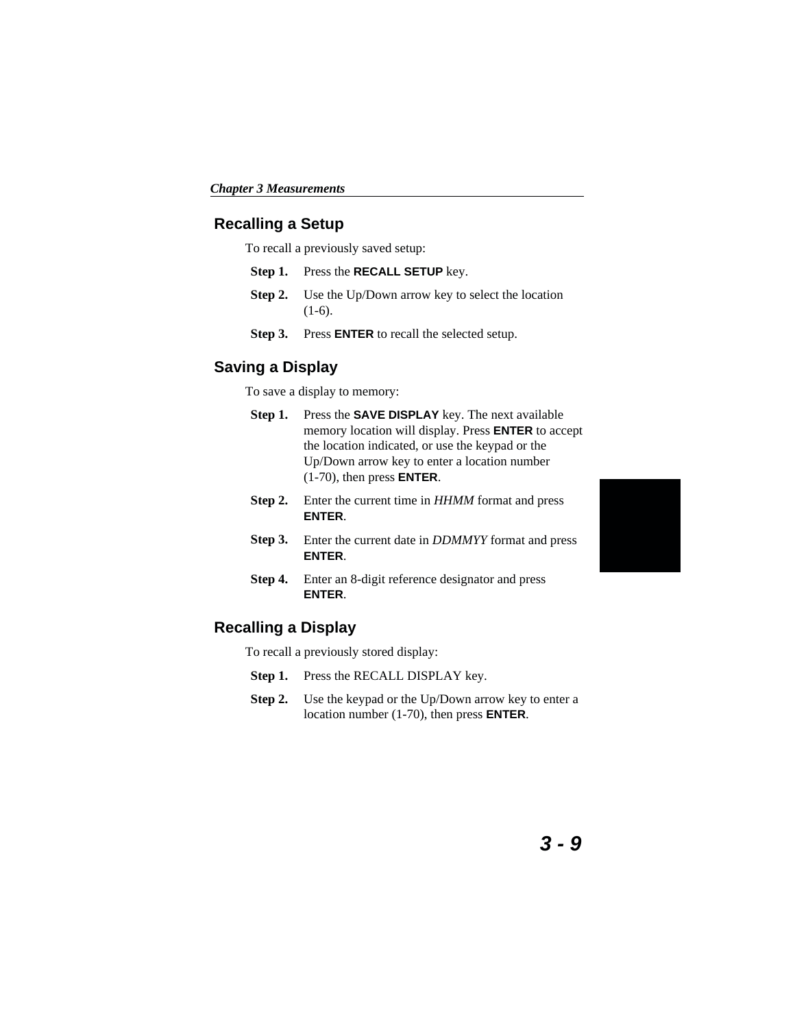## Recalling a Setup

To recall a previously saved setup:

**Step 1.** Press the **RECALL SETUP** key.

**Step 2.** Use the Up/Down arrow key to select the location (1-6).

**Step 3.** Press **ENTER** to recall the selected setup.

## Saving a Display

To save a display to memory:

**Step 1.** Press the **SAVE DISPLAY** key. The next available memory location will display. Press **ENTER** to accept the location indicated, or use the keypad or the Up/Down arrow key to enter a location number (1-70), then press **ENTER**.

**Step 2.** Enter the current time in *HHMM* format and press **ENTER**.

**Step 3.** Enter the current date in *DDMMYY* format and press **ENTER**.

**Step 4.** Enter an 8-digit reference designator and press **ENTER**.

## Recalling a Display

To recall a previously stored display:

**Step 1.** Press the RECALL DISPLAY key.

**Step 2.** Use the keypad or the Up/Down arrow key to enter a location number (1-70), then press **ENTER**.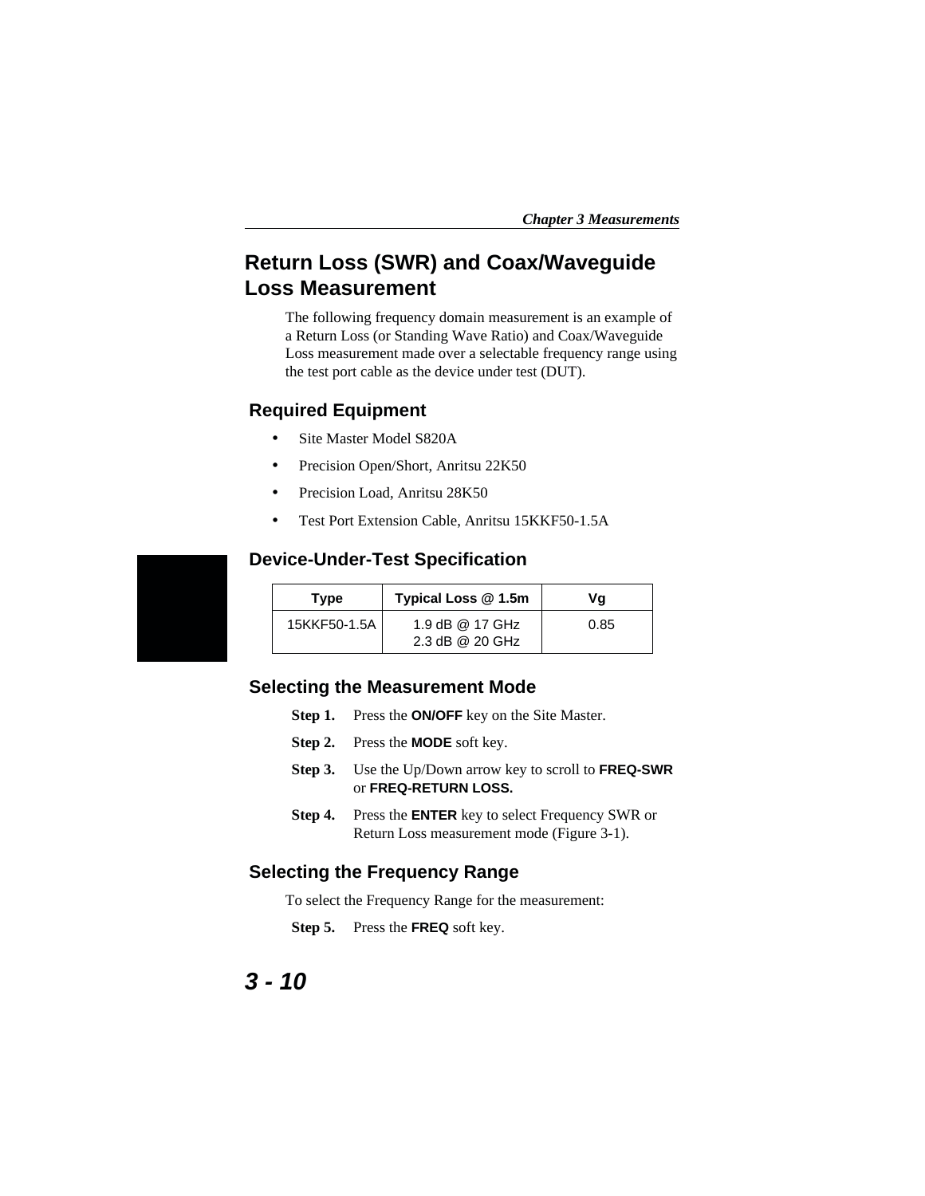## Return Loss (SWR) and Coax/Waveguide Loss Measurement

The following frequency domain measurement is an example of a Return Loss (or Standing Wave Ratio) and Coax/Waveguide Loss measurement made over a selectable frequency range using the test port cable as the device under test (DUT).

### Required Equipment

- Site Master Model S820A
- Precision Open/Short, Anritsu 22K50
- Precision Load, Anritsu 28K50
- Test Port Extension Cable, Anritsu 15KKF50-1.5A

### Device-Under-Test Specification

| Type | Typical Loss @ 1.5m | Vg |
|---|---|---|
| 15KKF50-1.5A | 1.9 dB @ 17 GHz<br>2.3 dB @ 20 GHz | 0.85 |

### Selecting the Measurement Mode

**Step 1.** Press the **ON/OFF** key on the Site Master.

**Step 2.** Press the **MODE** soft key.

**Step 3.** Use the Up/Down arrow key to scroll to **FREQ-SWR** or **FREQ-RETURN LOSS.**

**Step 4.** Press the **ENTER** key to select Frequency SWR or Return Loss measurement mode (Figure 3-1).

### Selecting the Frequency Range

To select the Frequency Range for the measurement:

**Step 5.** Press the **FREQ** soft key.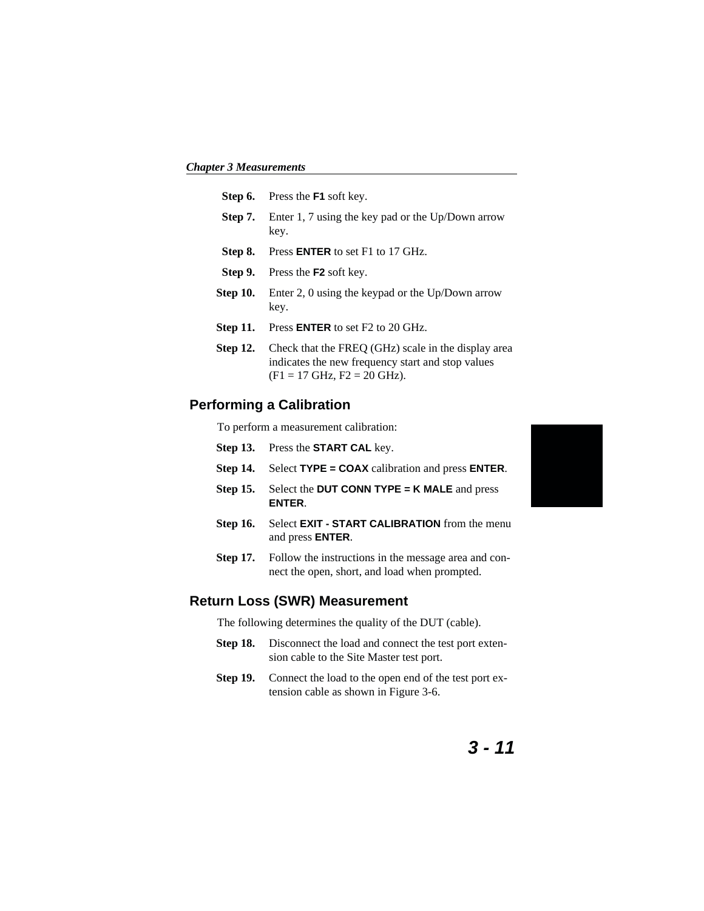**Step 6.** Press the **F1** soft key.

**Step 7.** Enter 1, 7 using the key pad or the Up/Down arrow key.

**Step 8.** Press **ENTER** to set F1 to 17 GHz.

**Step 9.** Press the **F2** soft key.

**Step 10.** Enter 2, 0 using the keypad or the Up/Down arrow key.

**Step 11.** Press **ENTER** to set F2 to 20 GHz.

**Step 12.** Check that the FREQ (GHz) scale in the display area indicates the new frequency start and stop values (F1 = 17 GHz, F2 = 20 GHz).

## Performing a Calibration

To perform a measurement calibration:

**Step 13.** Press the **START CAL** key.

**Step 14.** Select **TYPE = COAX** calibration and press **ENTER**.

**Step 15.** Select the **DUT CONN TYPE = K MALE** and press **ENTER**.

**Step 16.** Select **EXIT - START CALIBRATION** from the menu and press **ENTER**.

**Step 17.** Follow the instructions in the message area and connect the open, short, and load when prompted.

## Return Loss (SWR) Measurement

The following determines the quality of the DUT (cable).

**Step 18.** Disconnect the load and connect the test port extension cable to the Site Master test port.

**Step 19.** Connect the load to the open end of the test port extension cable as shown in Figure 3-6.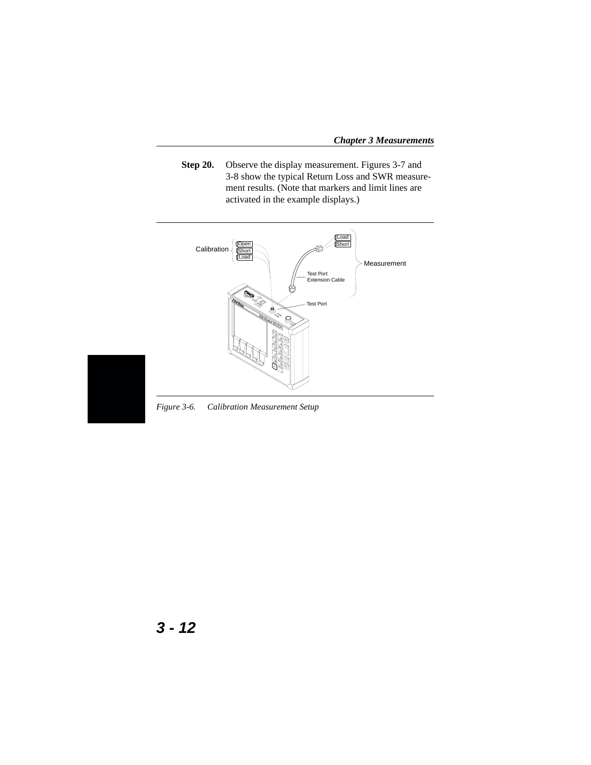**Step 20.** Observe the display measurement. Figures 3-7 and 3-8 show the typical Return Loss and SWR measurement results. (Note that markers and limit lines are activated in the example displays.)

*Figure 3-6. Calibration Measurement Setup*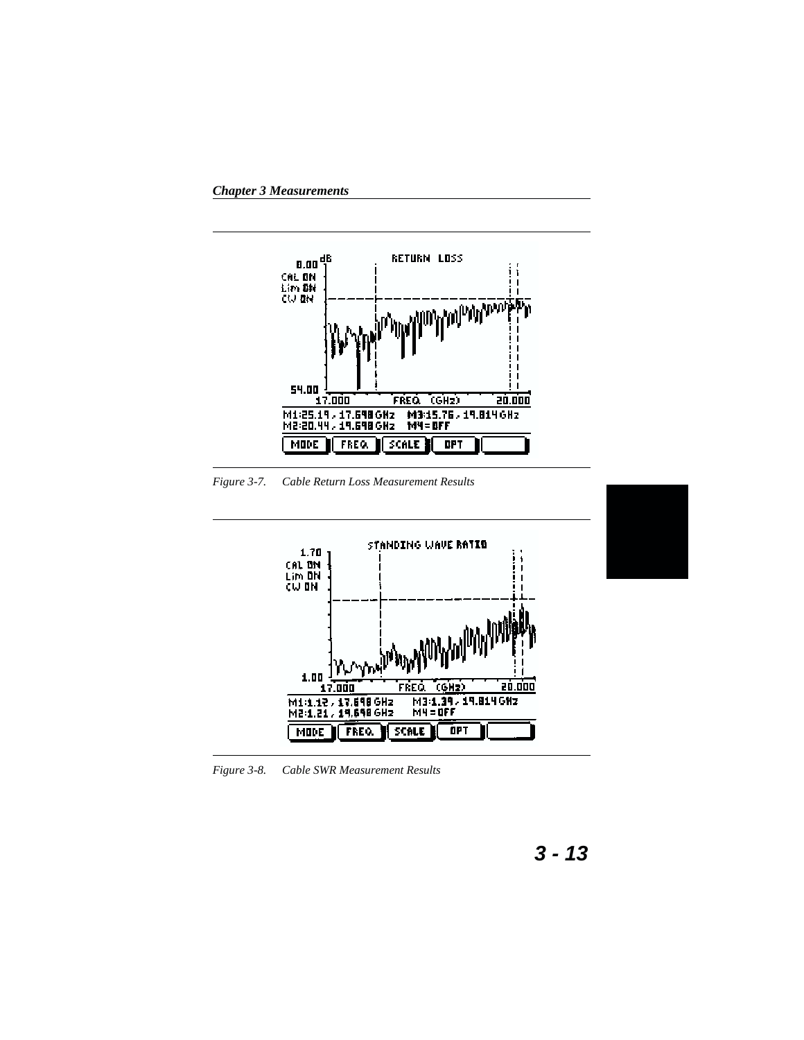Figure 3-7. Cable Return Loss Measurement Results

Figure 3-8. Cable SWR Measurement Results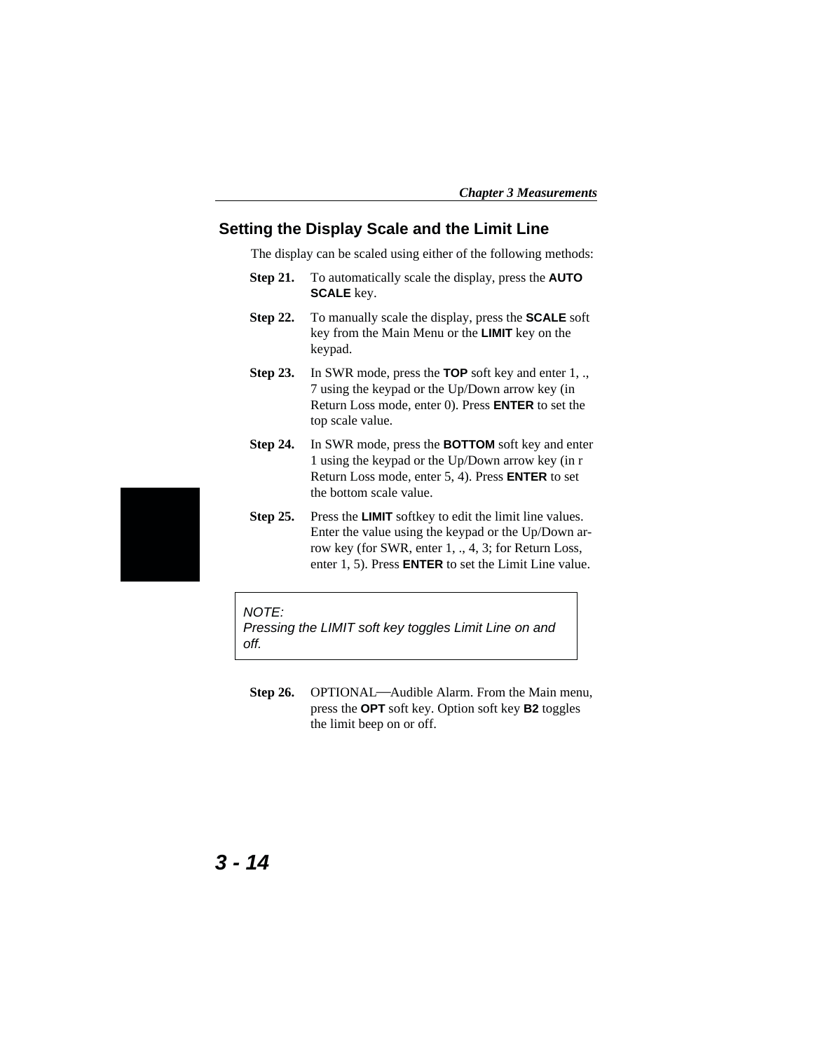## Setting the Display Scale and the Limit Line

The display can be scaled using either of the following methods:

**Step 21.** To automatically scale the display, press the **AUTO SCALE** key.

**Step 22.** To manually scale the display, press the **SCALE** soft key from the Main Menu or the **LIMIT** key on the keypad.

**Step 23.** In SWR mode, press the **TOP** soft key and enter 1, ., 7 using the keypad or the Up/Down arrow key (in Return Loss mode, enter 0). Press **ENTER** to set the top scale value.

**Step 24.** In SWR mode, press the **BOTTOM** soft key and enter 1 using the keypad or the Up/Down arrow key (in r Return Loss mode, enter 5, 4). Press **ENTER** to set the bottom scale value.

**Step 25.** Press the **LIMIT** softkey to edit the limit line values. Enter the value using the keypad or the Up/Down arrow key (for SWR, enter 1, ., 4, 3; for Return Loss, enter 1, 5). Press **ENTER** to set the Limit Line value.

> *NOTE:*
> *Pressing the LIMIT soft key toggles Limit Line on and off.*

**Step 26.** OPTIONAL—Audible Alarm. From the Main menu, press the **OPT** soft key. Option soft key **B2** toggles the limit beep on or off.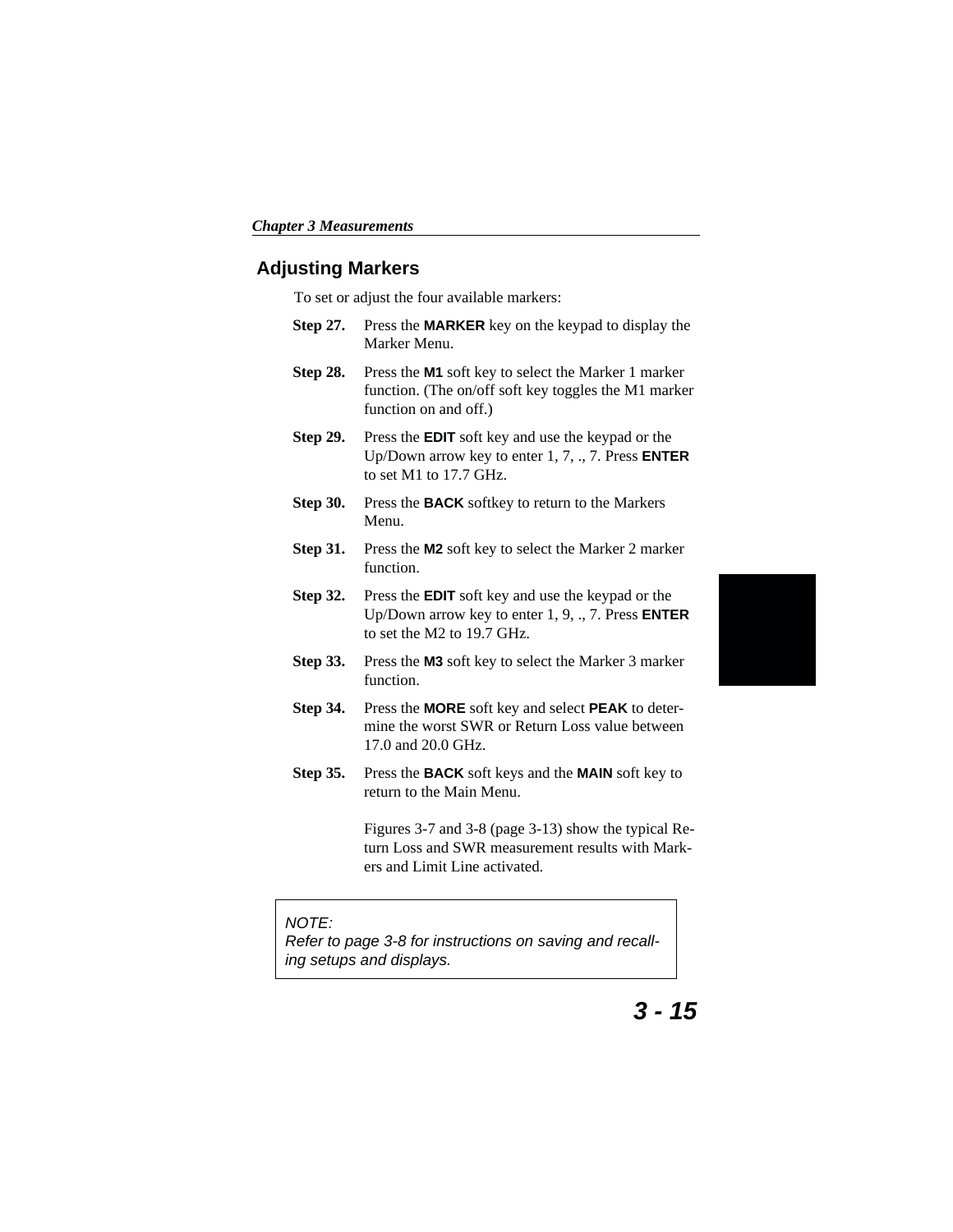## Adjusting Markers

To set or adjust the four available markers:

**Step 27.** Press the **MARKER** key on the keypad to display the Marker Menu.

**Step 28.** Press the **M1** soft key to select the Marker 1 marker function. (The on/off soft key toggles the M1 marker function on and off.)

**Step 29.** Press the **EDIT** soft key and use the keypad or the Up/Down arrow key to enter 1, 7, ., 7. Press **ENTER** to set M1 to 17.7 GHz.

**Step 30.** Press the **BACK** softkey to return to the Markers Menu.

**Step 31.** Press the **M2** soft key to select the Marker 2 marker function.

**Step 32.** Press the **EDIT** soft key and use the keypad or the Up/Down arrow key to enter 1, 9, ., 7. Press **ENTER** to set the M2 to 19.7 GHz.

**Step 33.** Press the **M3** soft key to select the Marker 3 marker function.

**Step 34.** Press the **MORE** soft key and select **PEAK** to determine the worst SWR or Return Loss value between 17.0 and 20.0 GHz.

**Step 35.** Press the **BACK** soft keys and the **MAIN** soft key to return to the Main Menu.

Figures 3-7 and 3-8 (page 3-13) show the typical Return Loss and SWR measurement results with Markers and Limit Line activated.

> *NOTE:*
> *Refer to page 3-8 for instructions on saving and recalling setups and displays.*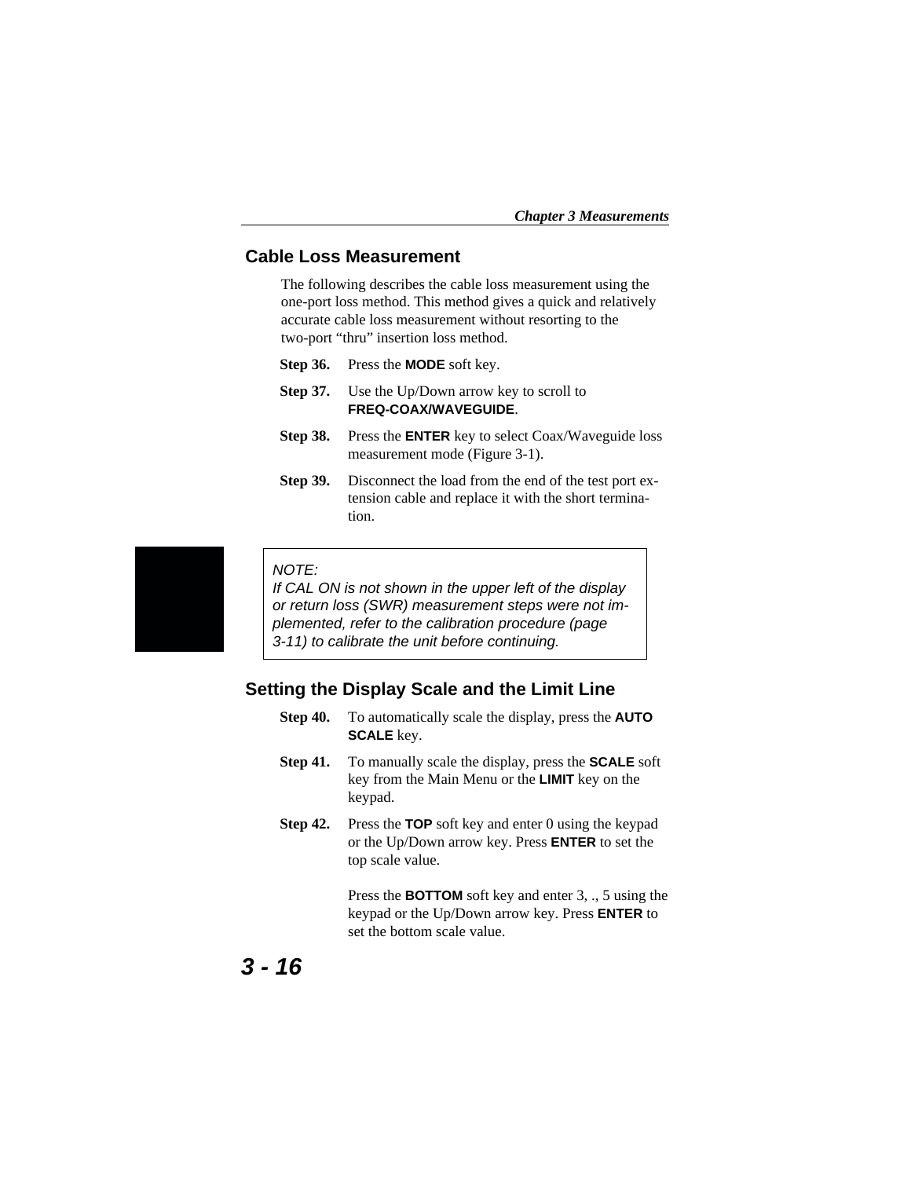## Cable Loss Measurement

The following describes the cable loss measurement using the one-port loss method. This method gives a quick and relatively accurate cable loss measurement without resorting to the two-port “thru” insertion loss method.

**Step 36.** Press the **MODE** soft key.

**Step 37.** Use the Up/Down arrow key to scroll to **FREQ-COAX/WAVEGUIDE**.

**Step 38.** Press the **ENTER** key to select Coax/Waveguide loss measurement mode (Figure 3-1).

**Step 39.** Disconnect the load from the end of the test port extension cable and replace it with the short termination.

> *NOTE:*
> *If CAL ON is not shown in the upper left of the display or return loss (SWR) measurement steps were not implemented, refer to the calibration procedure (page 3-11) to calibrate the unit before continuing.*

## Setting the Display Scale and the Limit Line

**Step 40.** To automatically scale the display, press the **AUTO SCALE** key.

**Step 41.** To manually scale the display, press the **SCALE** soft key from the Main Menu or the **LIMIT** key on the keypad.

**Step 42.** Press the **TOP** soft key and enter 0 using the keypad or the Up/Down arrow key. Press **ENTER** to set the top scale value.

Press the **BOTTOM** soft key and enter 3, ., 5 using the keypad or the Up/Down arrow key. Press **ENTER** to set the bottom scale value.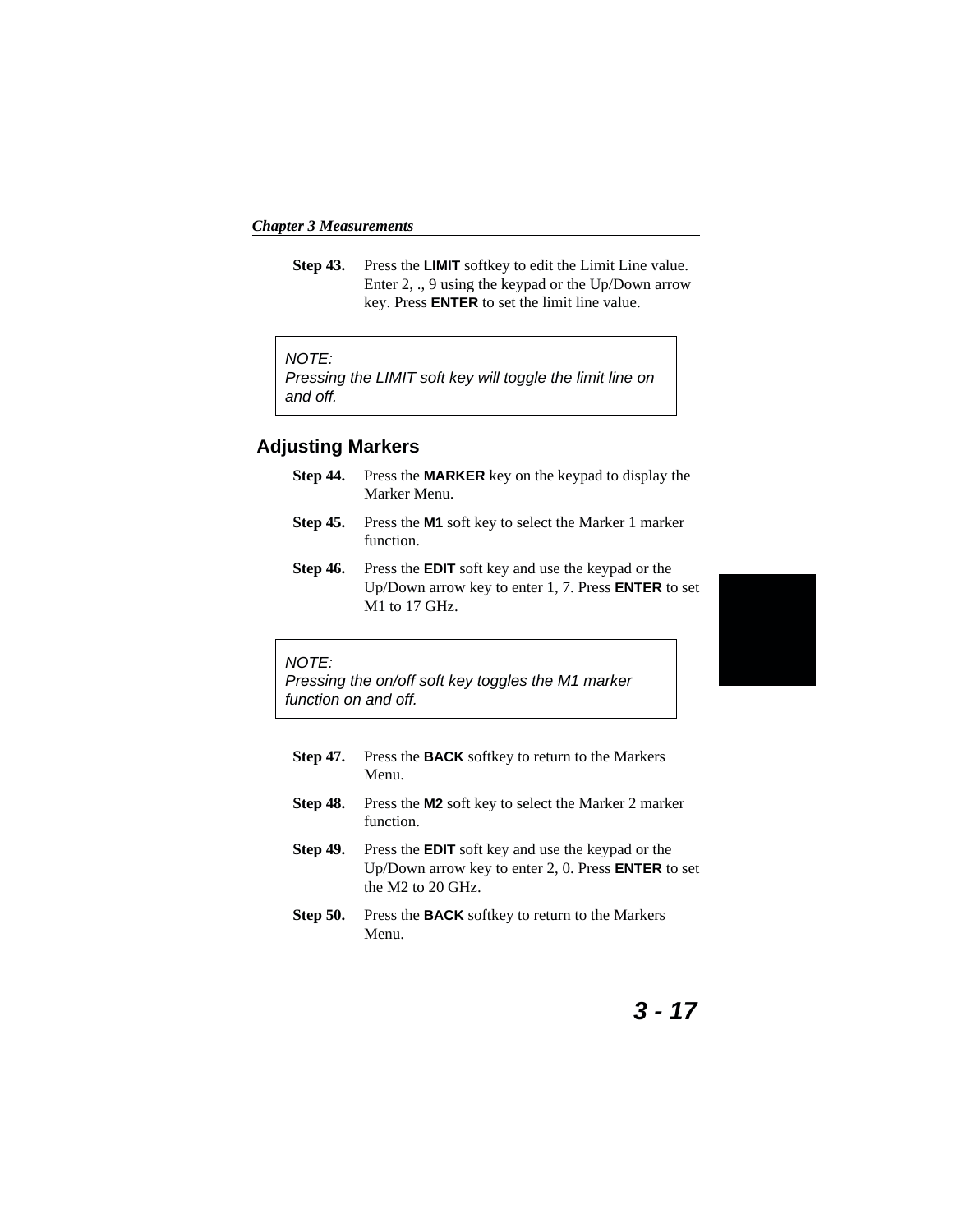**Step 43.** Press the **LIMIT** softkey to edit the Limit Line value. Enter 2, ., 9 using the keypad or the Up/Down arrow key. Press **ENTER** to set the limit line value.

> *NOTE:*
> *Pressing the LIMIT soft key will toggle the limit line on and off.*

## Adjusting Markers

**Step 44.** Press the **MARKER** key on the keypad to display the Marker Menu.

**Step 45.** Press the **M1** soft key to select the Marker 1 marker function.

**Step 46.** Press the **EDIT** soft key and use the keypad or the Up/Down arrow key to enter 1, 7. Press **ENTER** to set M1 to 17 GHz.

> *NOTE:*
> *Pressing the on/off soft key toggles the M1 marker function on and off.*

**Step 47.** Press the **BACK** softkey to return to the Markers Menu.

**Step 48.** Press the **M2** soft key to select the Marker 2 marker function.

**Step 49.** Press the **EDIT** soft key and use the keypad or the Up/Down arrow key to enter 2, 0. Press **ENTER** to set the M2 to 20 GHz.

**Step 50.** Press the **BACK** softkey to return to the Markers Menu.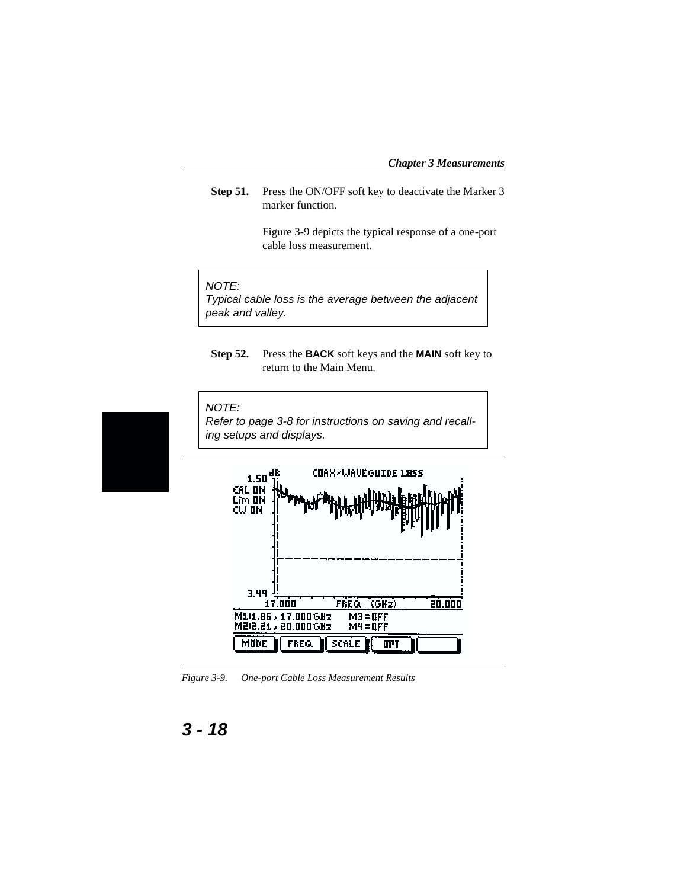**Step 51.** Press the ON/OFF soft key to deactivate the Marker 3 marker function.

Figure 3-9 depicts the typical response of a one-port cable loss measurement.

> *NOTE:*
> *Typical cable loss is the average between the adjacent peak and valley.*

**Step 52.** Press the **BACK** soft keys and the **MAIN** soft key to return to the Main Menu.

> *NOTE:*
> *Refer to page 3-8 for instructions on saving and recalling setups and displays.*

*Figure 3-9. One-port Cable Loss Measurement Results*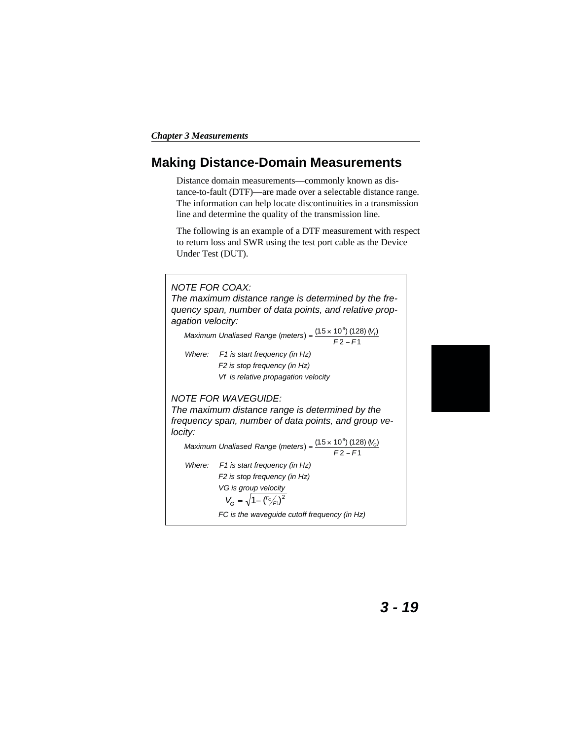## Making Distance-Domain Measurements

Distance domain measurements—commonly known as distance-to-fault (DTF)—are made over a selectable distance range. The information can help locate discontinuities in a transmission line and determine the quality of the transmission line.

The following is an example of a DTF measurement with respect to return loss and SWR using the test port cable as the Device Under Test (DUT).

> *NOTE FOR COAX:*
> *The maximum distance range is determined by the frequency span, number of data points, and relative propagation velocity:*
>
> $$\text{Maximum Unaliased Range (meters)} = \frac{(1.5 \times 10^{8})\,(128)\,(V_f)}{F2 - F1}$$
>
> *Where:* *F1 is start frequency (in Hz)*
> *F2 is stop frequency (in Hz)*
> *Vf is relative propagation velocity*
>
> *NOTE FOR WAVEGUIDE:*
> *The maximum distance range is determined by the frequency span, number of data points, and group velocity:*
>
> $$\text{Maximum Unaliased Range (meters)} = \frac{(1.5 \times 10^{8})\,(128)\,(V_G)}{F2 - F1}$$
>
> *Where:* *F1 is start frequency (in Hz)*
> *F2 is stop frequency (in Hz)*
> *VG is group velocity*
>
> $$V_G = \sqrt{1 - \left(\frac{F_C}{F1}\right)^2}$$
>
> *FC is the waveguide cutoff frequency (in Hz)*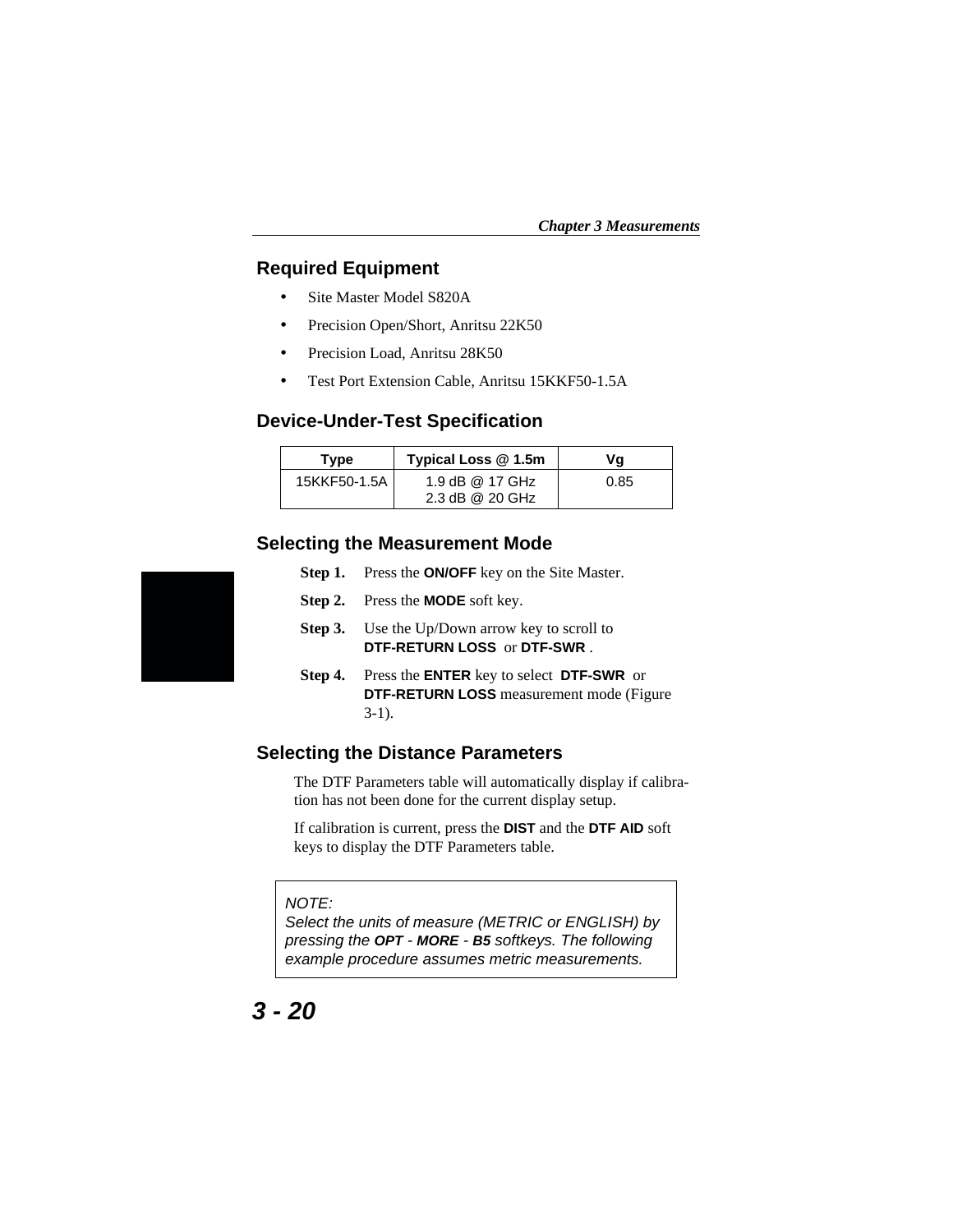## Required Equipment

- Site Master Model S820A
- Precision Open/Short, Anritsu 22K50
- Precision Load, Anritsu 28K50
- Test Port Extension Cable, Anritsu 15KKF50-1.5A

## Device-Under-Test Specification

| Type | Typical Loss @ 1.5m | Vg |
|---|---|---|
| 15KKF50-1.5A | 1.9 dB @ 17 GHz<br>2.3 dB @ 20 GHz | 0.85 |

## Selecting the Measurement Mode

**Step 1.** Press the **ON/OFF** key on the Site Master.

**Step 2.** Press the **MODE** soft key.

**Step 3.** Use the Up/Down arrow key to scroll to **DTF-RETURN LOSS** or **DTF-SWR** .

**Step 4.** Press the **ENTER** key to select **DTF-SWR** or **DTF-RETURN LOSS** measurement mode (Figure 3-1).

## Selecting the Distance Parameters

The DTF Parameters table will automatically display if calibration has not been done for the current display setup.

If calibration is current, press the **DIST** and the **DTF AID** soft keys to display the DTF Parameters table.

> *NOTE:*
> *Select the units of measure (METRIC or ENGLISH) by pressing the **OPT** - **MORE** - **B5** softkeys. The following example procedure assumes metric measurements.*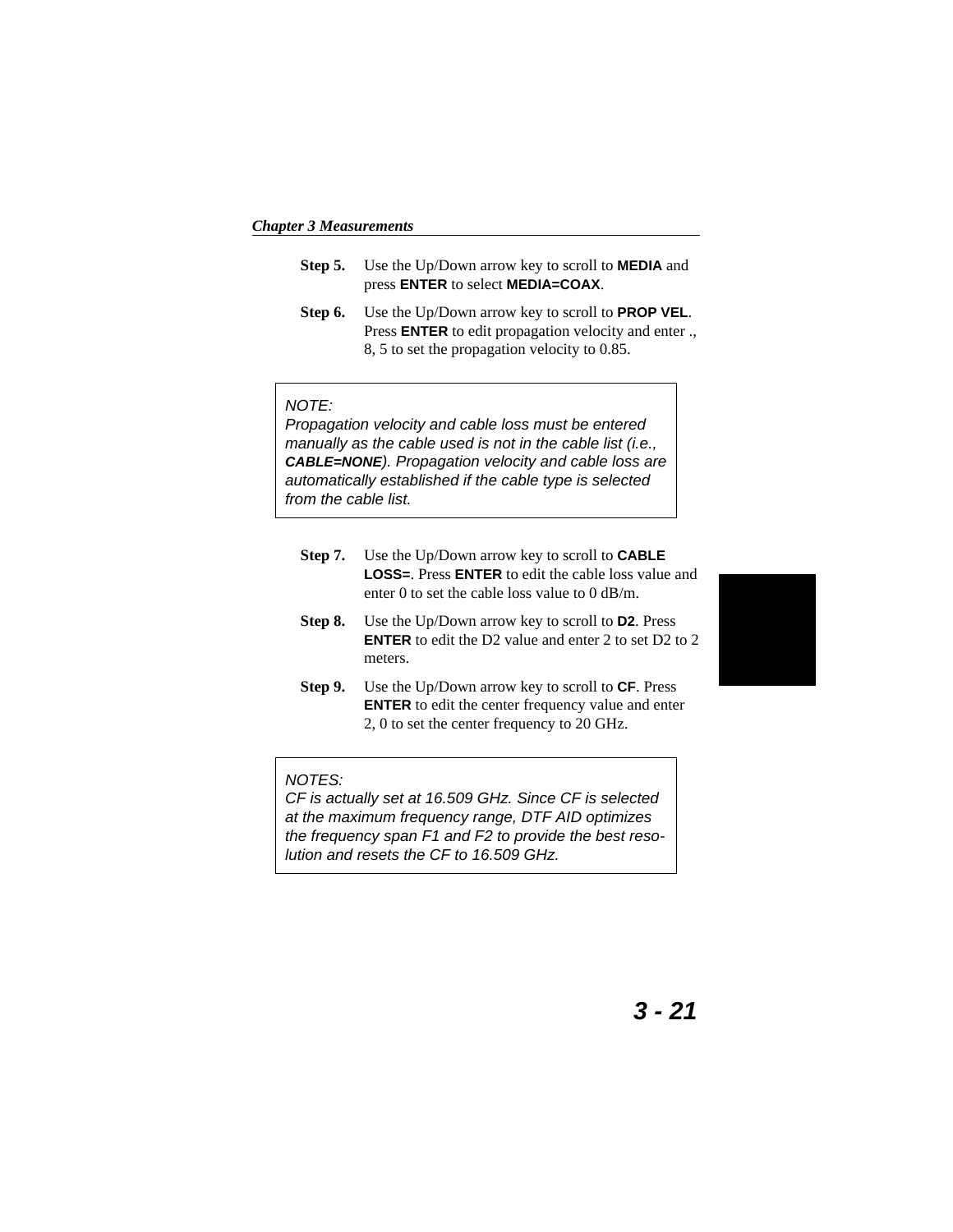**Step 5.** Use the Up/Down arrow key to scroll to **MEDIA** and press **ENTER** to select **MEDIA=COAX**.

**Step 6.** Use the Up/Down arrow key to scroll to **PROP VEL**. Press **ENTER** to edit propagation velocity and enter ., 8, 5 to set the propagation velocity to 0.85.

> *NOTE:*
> *Propagation velocity and cable loss must be entered manually as the cable used is not in the cable list (i.e.,* ***CABLE=NONE****). Propagation velocity and cable loss are automatically established if the cable type is selected from the cable list.*

**Step 7.** Use the Up/Down arrow key to scroll to **CABLE LOSS=**. Press **ENTER** to edit the cable loss value and enter 0 to set the cable loss value to 0 dB/m.

**Step 8.** Use the Up/Down arrow key to scroll to **D2**. Press **ENTER** to edit the D2 value and enter 2 to set D2 to 2 meters.

**Step 9.** Use the Up/Down arrow key to scroll to **CF**. Press **ENTER** to edit the center frequency value and enter 2, 0 to set the center frequency to 20 GHz.

> *NOTES:*
> *CF is actually set at 16.509 GHz. Since CF is selected at the maximum frequency range, DTF AID optimizes the frequency span F1 and F2 to provide the best resolution and resets the CF to 16.509 GHz.*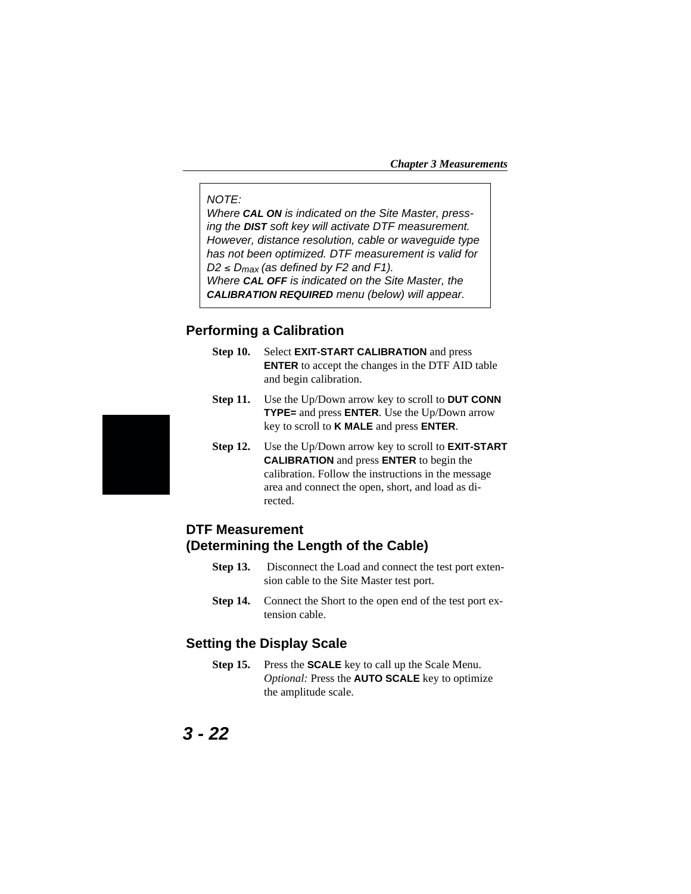> *NOTE:*
> *Where **CAL ON** is indicated on the Site Master, pressing the **DIST** soft key will activate DTF measurement. However, distance resolution, cable or waveguide type has not been optimized. DTF measurement is valid for $D2 \leq D_{max}$ (as defined by F2 and F1).*
> *Where **CAL OFF** is indicated on the Site Master, the **CALIBRATION REQUIRED** menu (below) will appear.*

## Performing a Calibration

**Step 10.** Select **EXIT-START CALIBRATION** and press **ENTER** to accept the changes in the DTF AID table and begin calibration.

**Step 11.** Use the Up/Down arrow key to scroll to **DUT CONN TYPE=** and press **ENTER**. Use the Up/Down arrow key to scroll to **K MALE** and press **ENTER**.

**Step 12.** Use the Up/Down arrow key to scroll to **EXIT-START CALIBRATION** and press **ENTER** to begin the calibration. Follow the instructions in the message area and connect the open, short, and load as directed.

## DTF Measurement (Determining the Length of the Cable)

**Step 13.** Disconnect the Load and connect the test port extension cable to the Site Master test port.

**Step 14.** Connect the Short to the open end of the test port extension cable.

## Setting the Display Scale

**Step 15.** Press the **SCALE** key to call up the Scale Menu. *Optional:* Press the **AUTO SCALE** key to optimize the amplitude scale.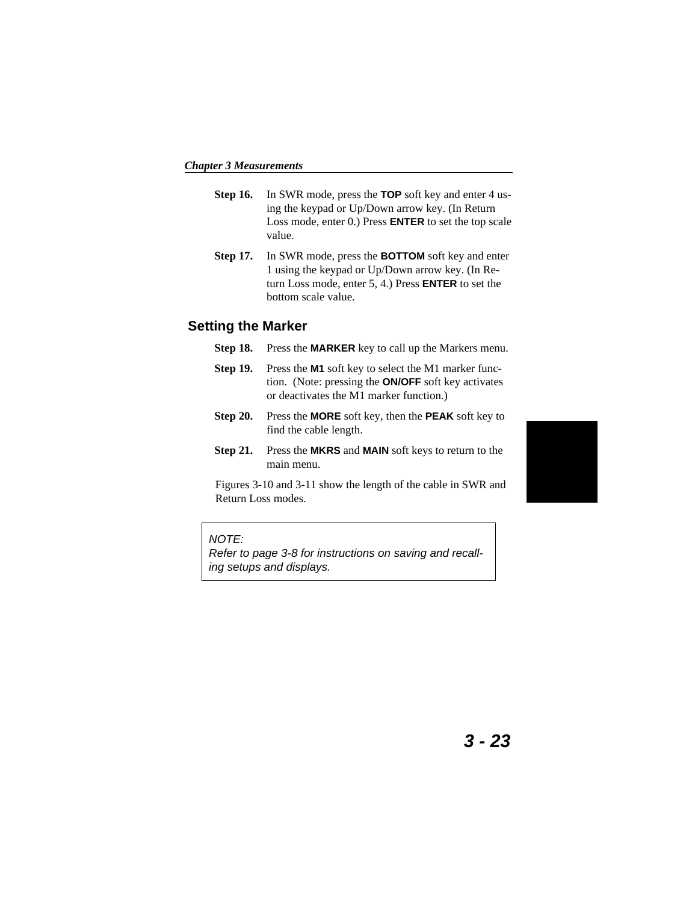**Step 16.** In SWR mode, press the **TOP** soft key and enter 4 using the keypad or Up/Down arrow key. (In Return Loss mode, enter 0.) Press **ENTER** to set the top scale value.

**Step 17.** In SWR mode, press the **BOTTOM** soft key and enter 1 using the keypad or Up/Down arrow key. (In Return Loss mode, enter 5, 4.) Press **ENTER** to set the bottom scale value.

## Setting the Marker

**Step 18.** Press the **MARKER** key to call up the Markers menu.

**Step 19.** Press the **M1** soft key to select the M1 marker function. (Note: pressing the **ON/OFF** soft key activates or deactivates the M1 marker function.)

**Step 20.** Press the **MORE** soft key, then the **PEAK** soft key to find the cable length.

**Step 21.** Press the **MKRS** and **MAIN** soft keys to return to the main menu.

Figures 3-10 and 3-11 show the length of the cable in SWR and Return Loss modes.

> *NOTE:*
> *Refer to page 3-8 for instructions on saving and recalling setups and displays.*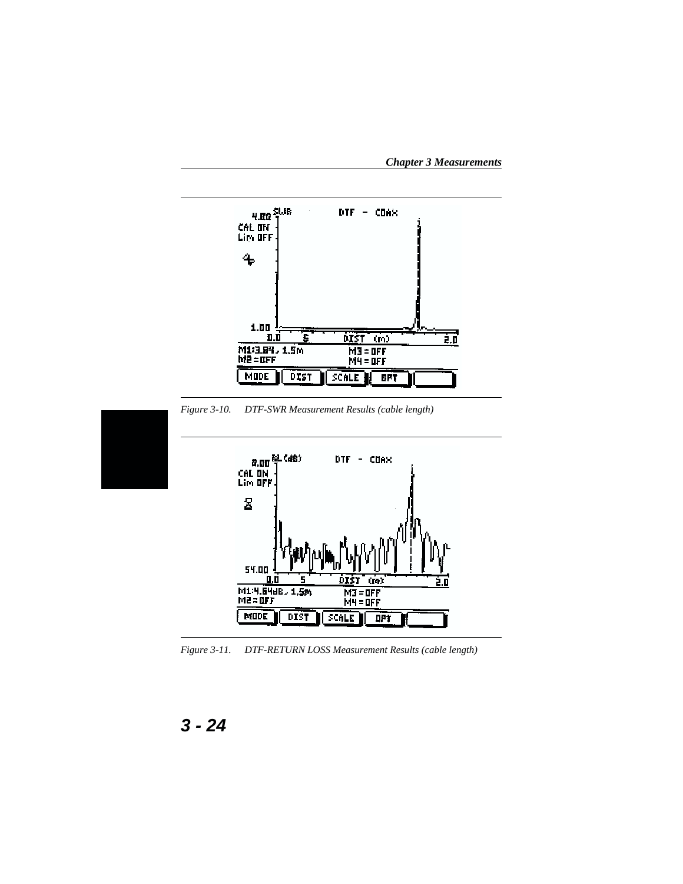*Figure 3-10. DTF-SWR Measurement Results (cable length)*

*Figure 3-11. DTF-RETURN LOSS Measurement Results (cable length)*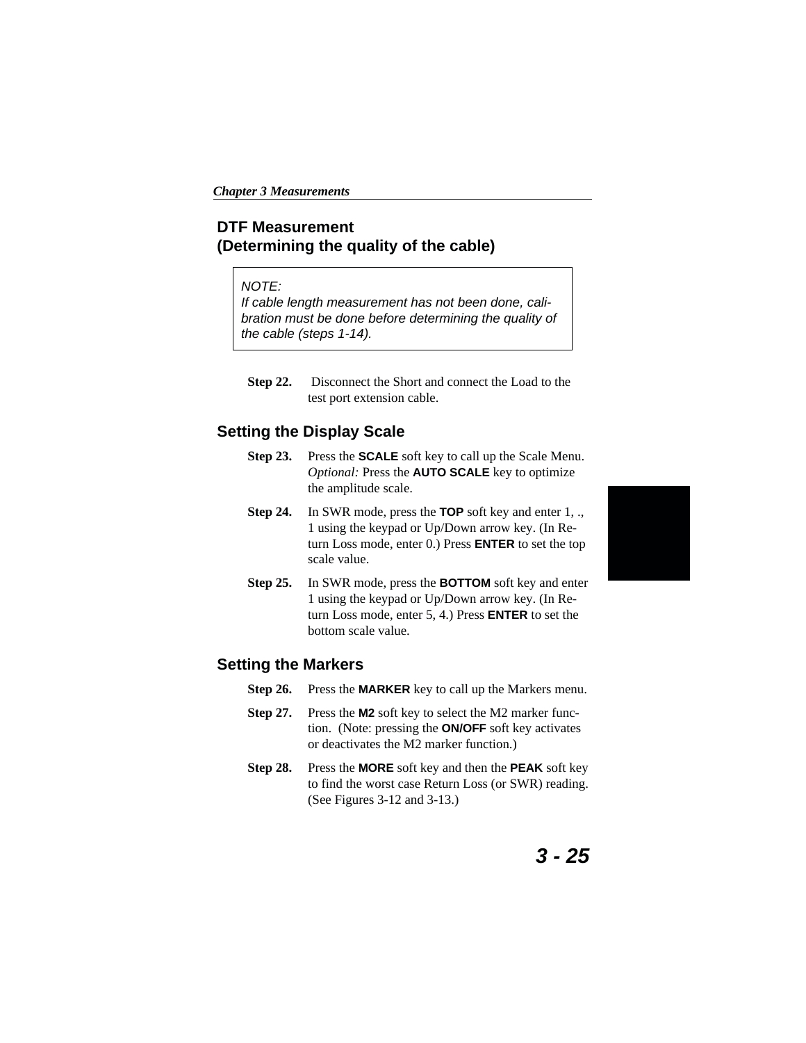## DTF Measurement (Determining the quality of the cable)

> *NOTE:*
> *If cable length measurement has not been done, calibration must be done before determining the quality of the cable (steps 1-14).*

**Step 22.** Disconnect the Short and connect the Load to the test port extension cable.

### Setting the Display Scale

**Step 23.** Press the **SCALE** soft key to call up the Scale Menu. *Optional:* Press the **AUTO SCALE** key to optimize the amplitude scale.

**Step 24.** In SWR mode, press the **TOP** soft key and enter 1, ., 1 using the keypad or Up/Down arrow key. (In Return Loss mode, enter 0.) Press **ENTER** to set the top scale value.

**Step 25.** In SWR mode, press the **BOTTOM** soft key and enter 1 using the keypad or Up/Down arrow key. (In Return Loss mode, enter 5, 4.) Press **ENTER** to set the bottom scale value.

### Setting the Markers

**Step 26.** Press the **MARKER** key to call up the Markers menu.

**Step 27.** Press the **M2** soft key to select the M2 marker function. (Note: pressing the **ON/OFF** soft key activates or deactivates the M2 marker function.)

**Step 28.** Press the **MORE** soft key and then the **PEAK** soft key to find the worst case Return Loss (or SWR) reading. (See Figures 3-12 and 3-13.)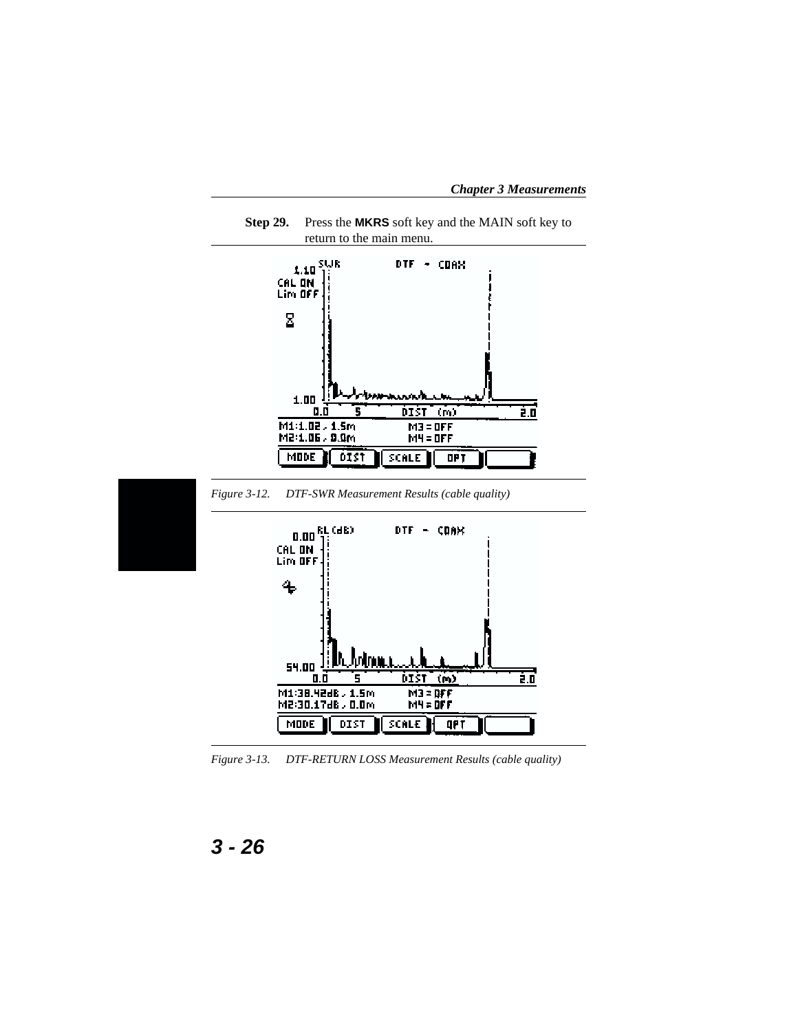**Step 29.** Press the **MKRS** soft key and the MAIN soft key to return to the main menu.

*Figure 3-12. DTF-SWR Measurement Results (cable quality)*

*Figure 3-13. DTF-RETURN LOSS Measurement Results (cable quality)*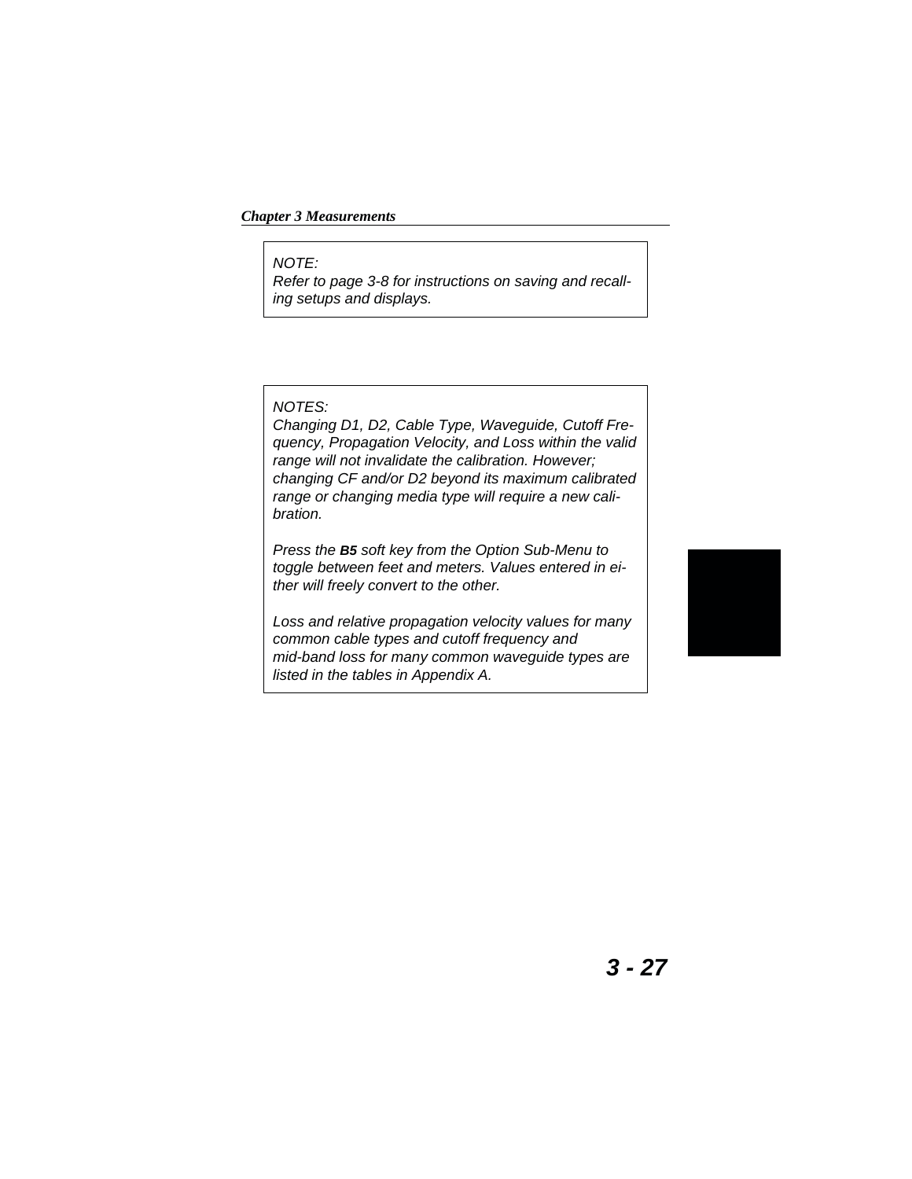*NOTE:*
*Refer to page 3-8 for instructions on saving and recalling setups and displays.*

*NOTES:*
*Changing D1, D2, Cable Type, Waveguide, Cutoff Frequency, Propagation Velocity, and Loss within the valid range will not invalidate the calibration. However; changing CF and/or D2 beyond its maximum calibrated range or changing media type will require a new calibration.*

*Press the **B5** soft key from the Option Sub-Menu to toggle between feet and meters. Values entered in either will freely convert to the other.*

*Loss and relative propagation velocity values for many common cable types and cutoff frequency and mid-band loss for many common waveguide types are listed in the tables in Appendix A.*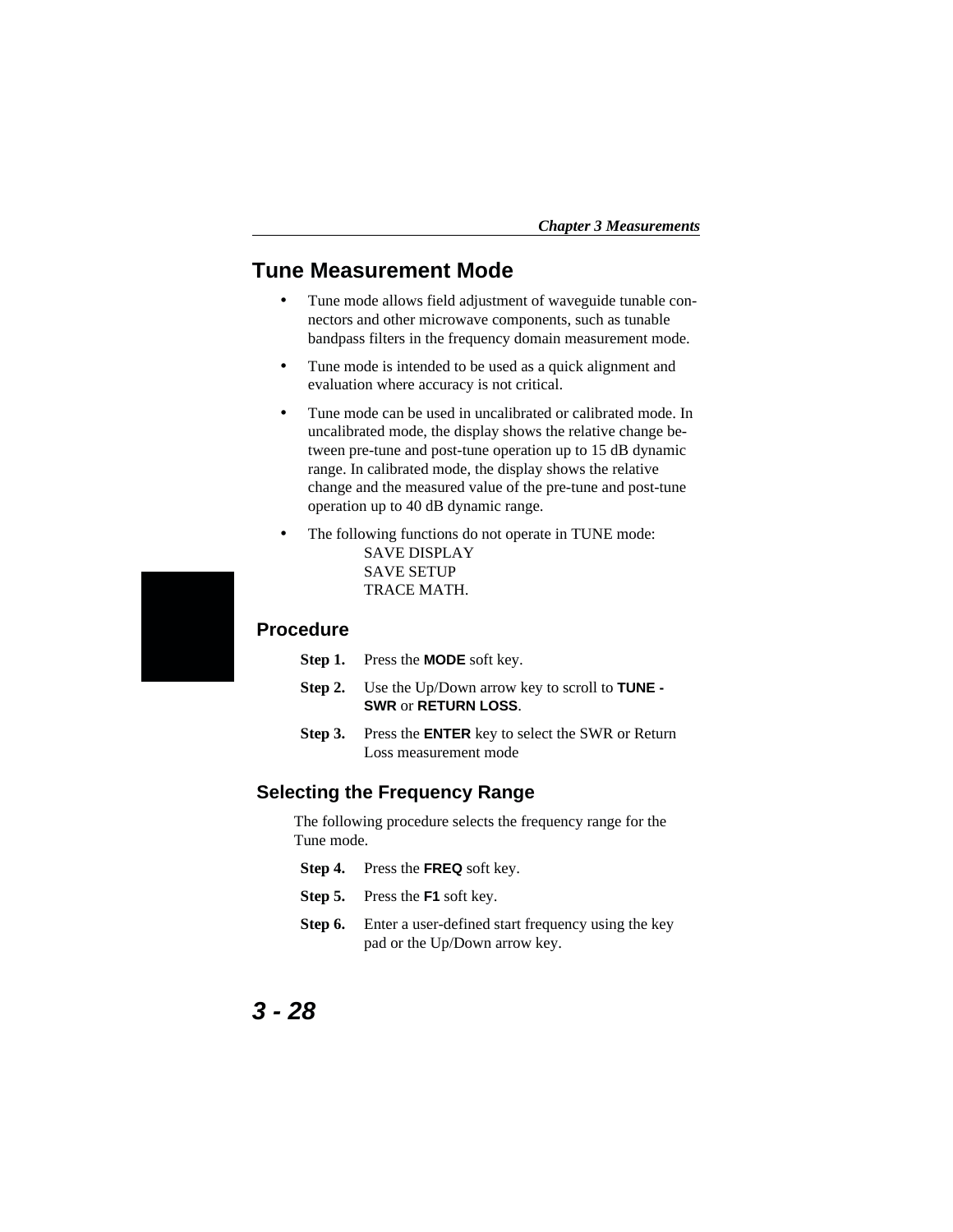## Tune Measurement Mode

- Tune mode allows field adjustment of waveguide tunable connectors and other microwave components, such as tunable bandpass filters in the frequency domain measurement mode.
- Tune mode is intended to be used as a quick alignment and evaluation where accuracy is not critical.
- Tune mode can be used in uncalibrated or calibrated mode. In uncalibrated mode, the display shows the relative change between pre-tune and post-tune operation up to 15 dB dynamic range. In calibrated mode, the display shows the relative change and the measured value of the pre-tune and post-tune operation up to 40 dB dynamic range.
- The following functions do not operate in TUNE mode:
  SAVE DISPLAY
  SAVE SETUP
  TRACE MATH.

### Procedure

**Step 1.** Press the **MODE** soft key.

**Step 2.** Use the Up/Down arrow key to scroll to **TUNE - SWR** or **RETURN LOSS**.

**Step 3.** Press the **ENTER** key to select the SWR or Return Loss measurement mode

### Selecting the Frequency Range

The following procedure selects the frequency range for the Tune mode.

**Step 4.** Press the **FREQ** soft key.

**Step 5.** Press the **F1** soft key.

**Step 6.** Enter a user-defined start frequency using the key pad or the Up/Down arrow key.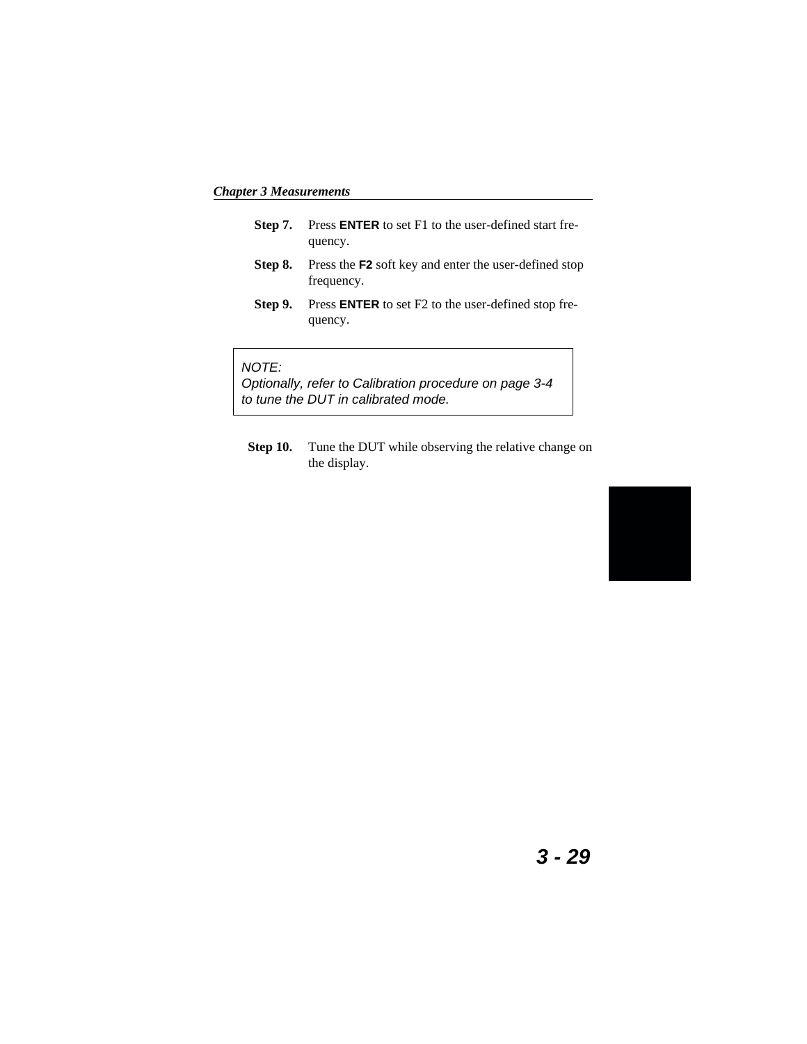**Step 7.** Press **ENTER** to set F1 to the user-defined start frequency.

**Step 8.** Press the **F2** soft key and enter the user-defined stop frequency.

**Step 9.** Press **ENTER** to set F2 to the user-defined stop frequency.

> *NOTE:*
> *Optionally, refer to Calibration procedure on page 3-4 to tune the DUT in calibrated mode.*

**Step 10.** Tune the DUT while observing the relative change on the display.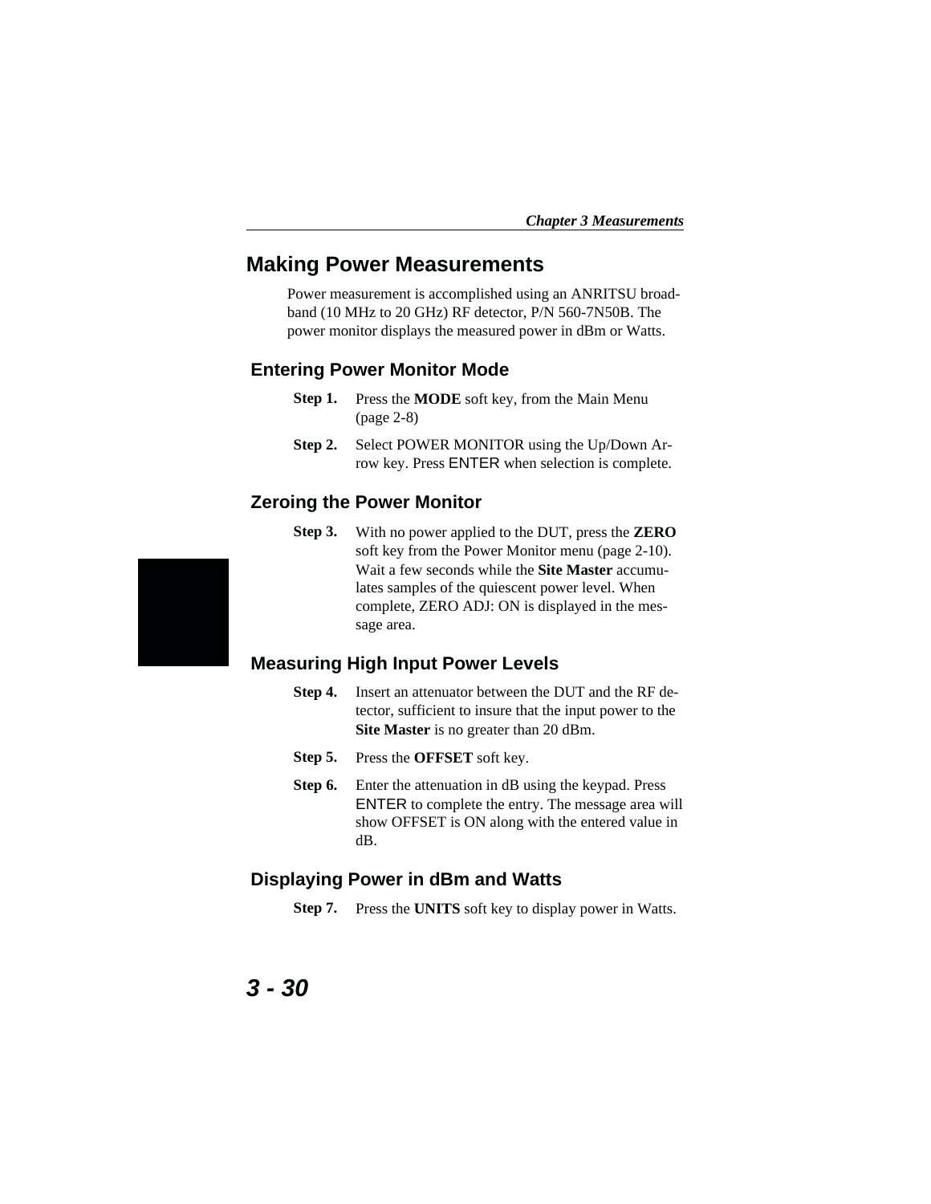## Making Power Measurements

Power measurement is accomplished using an ANRITSU broadband (10 MHz to 20 GHz) RF detector, P/N 560-7N50B. The power monitor displays the measured power in dBm or Watts.

### Entering Power Monitor Mode

**Step 1.** Press the **MODE** soft key, from the Main Menu (page 2-8)

**Step 2.** Select POWER MONITOR using the Up/Down Arrow key. Press ENTER when selection is complete.

### Zeroing the Power Monitor

**Step 3.** With no power applied to the DUT, press the **ZERO** soft key from the Power Monitor menu (page 2-10). Wait a few seconds while the **Site Master** accumulates samples of the quiescent power level. When complete, ZERO ADJ: ON is displayed in the message area.

### Measuring High Input Power Levels

**Step 4.** Insert an attenuator between the DUT and the RF detector, sufficient to insure that the input power to the **Site Master** is no greater than 20 dBm.

**Step 5.** Press the **OFFSET** soft key.

**Step 6.** Enter the attenuation in dB using the keypad. Press ENTER to complete the entry. The message area will show OFFSET is ON along with the entered value in dB.

### Displaying Power in dBm and Watts

**Step 7.** Press the **UNITS** soft key to display power in Watts.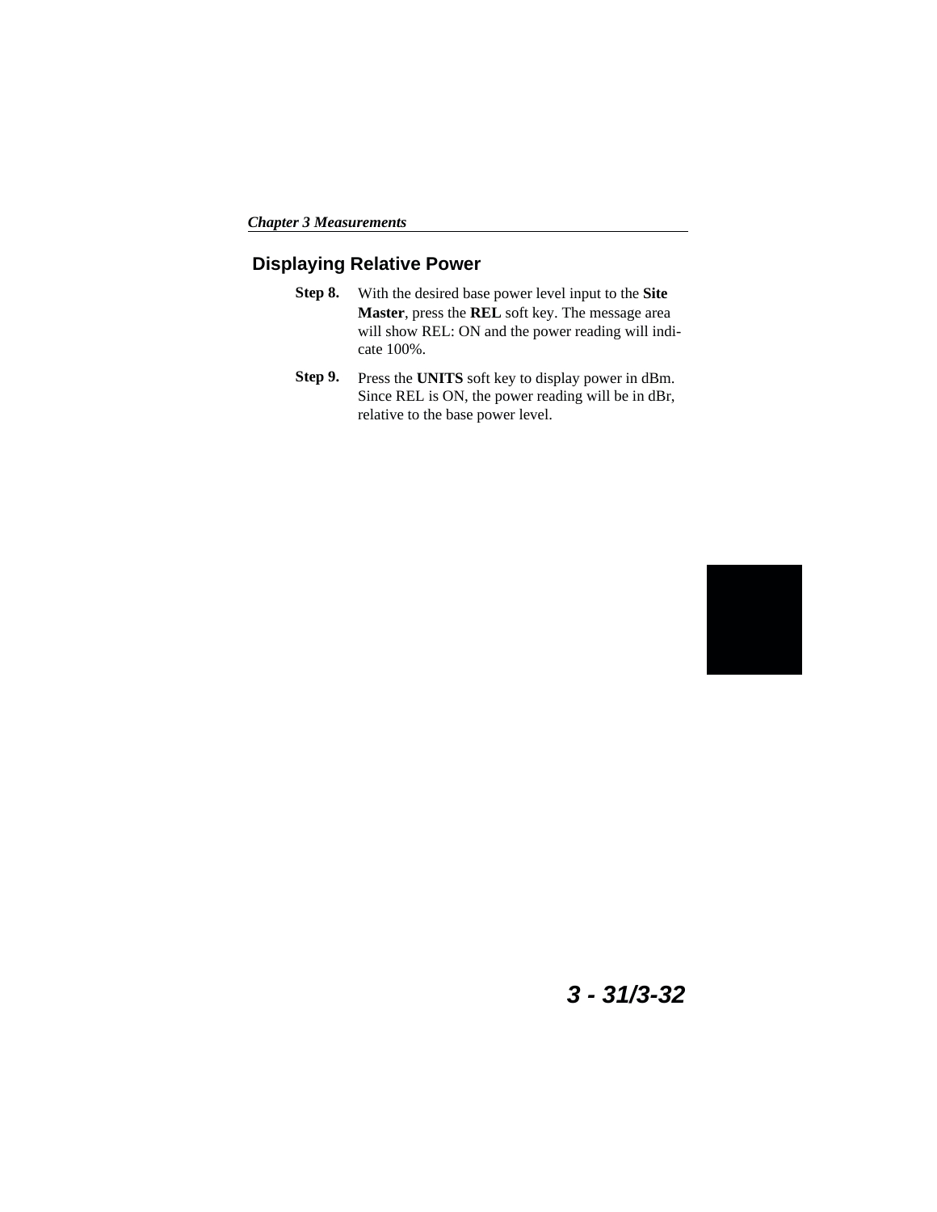## Displaying Relative Power

**Step 8.** With the desired base power level input to the **Site Master**, press the **REL** soft key. The message area will show REL: ON and the power reading will indicate 100%.

**Step 9.** Press the **UNITS** soft key to display power in dBm. Since REL is ON, the power reading will be in dBr, relative to the base power level.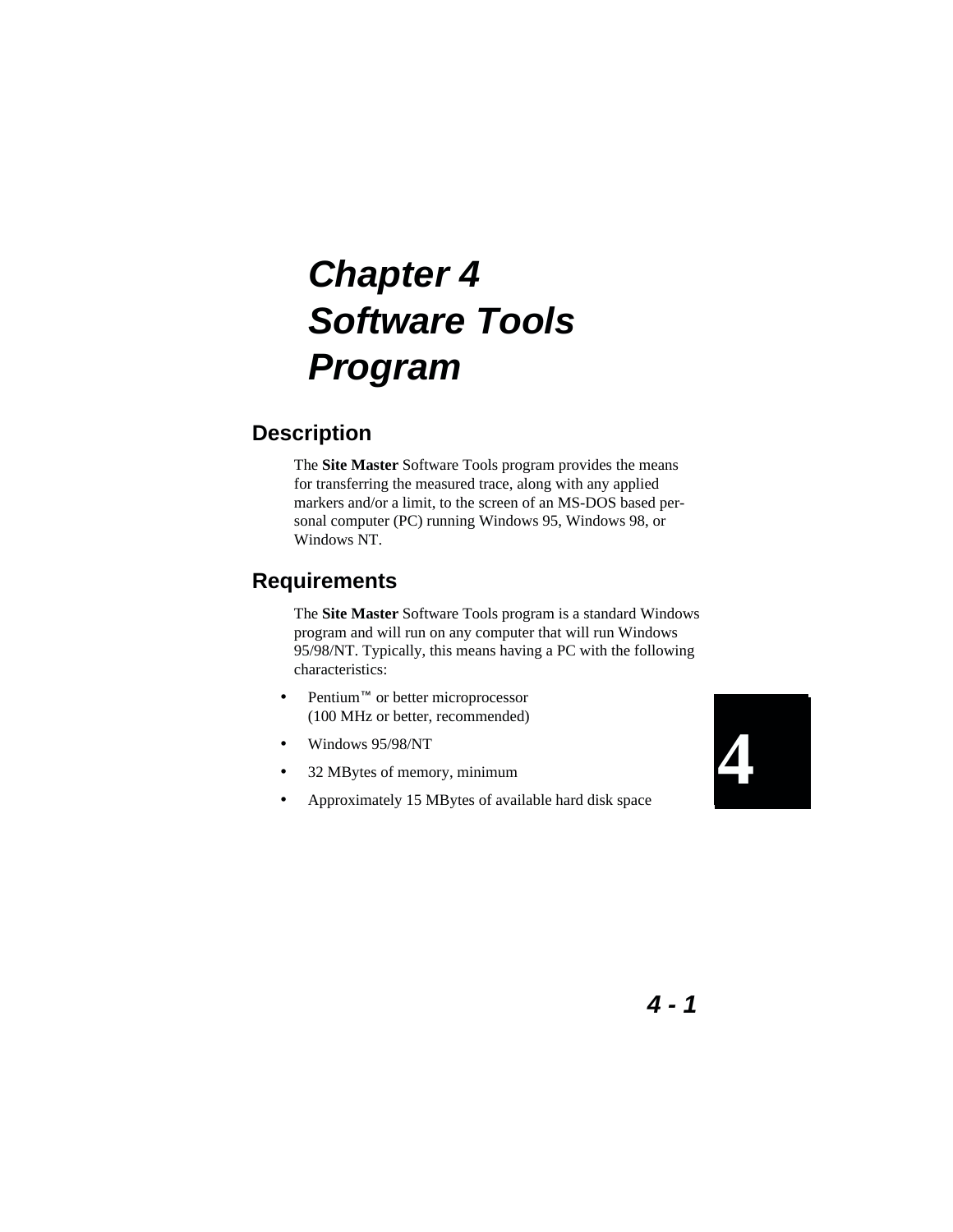# Chapter 4 Software Tools Program

## Description

The **Site Master** Software Tools program provides the means for transferring the measured trace, along with any applied markers and/or a limit, to the screen of an MS-DOS based personal computer (PC) running Windows 95, Windows 98, or Windows NT.

## Requirements

The **Site Master** Software Tools program is a standard Windows program and will run on any computer that will run Windows 95/98/NT. Typically, this means having a PC with the following characteristics:

- Pentium™ or better microprocessor (100 MHz or better, recommended)
- Windows 95/98/NT
- 32 MBytes of memory, minimum
- Approximately 15 MBytes of available hard disk space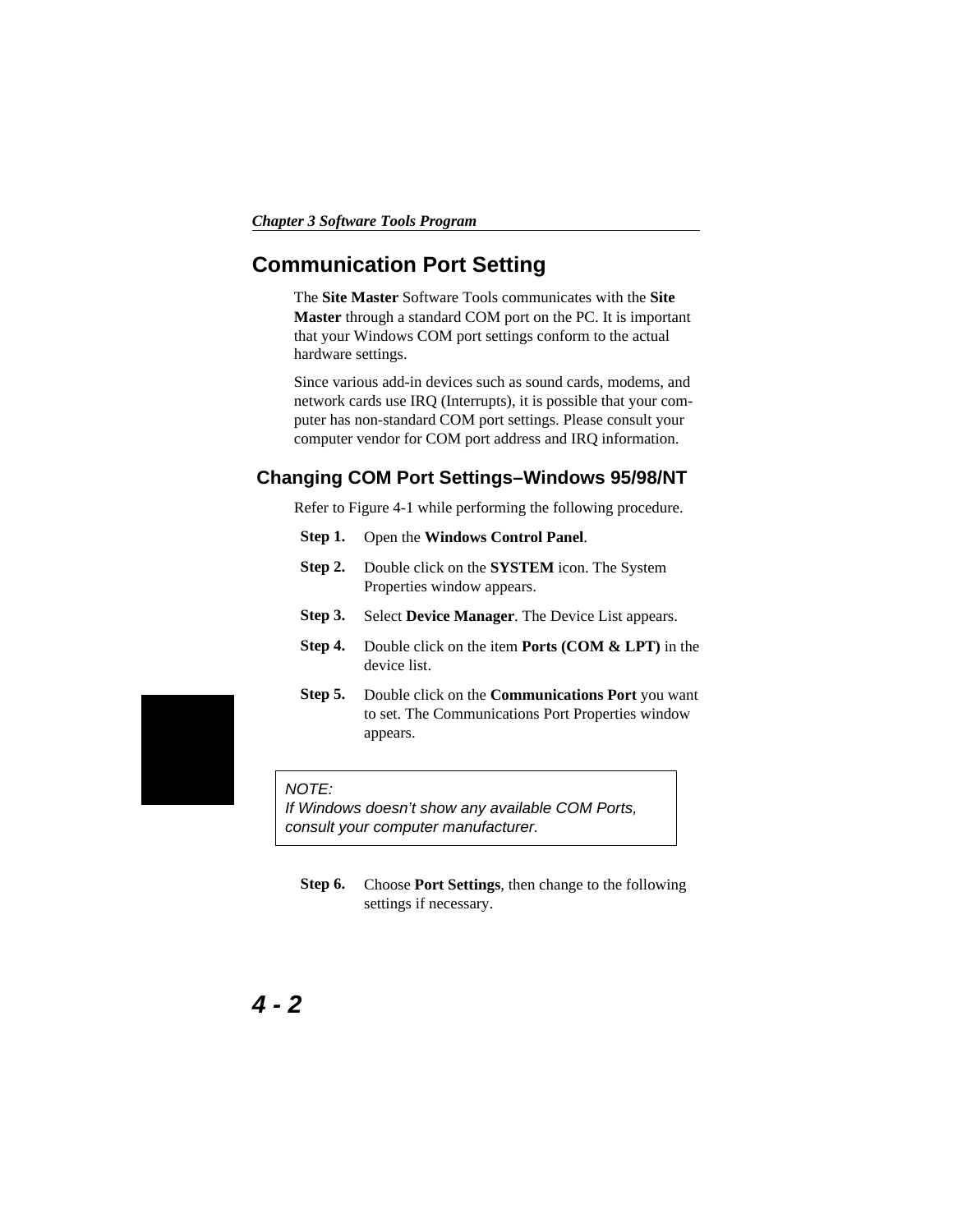## Communication Port Setting

The **Site Master** Software Tools communicates with the **Site Master** through a standard COM port on the PC. It is important that your Windows COM port settings conform to the actual hardware settings.

Since various add-in devices such as sound cards, modems, and network cards use IRQ (Interrupts), it is possible that your computer has non-standard COM port settings. Please consult your computer vendor for COM port address and IRQ information.

### Changing COM Port Settings–Windows 95/98/NT

Refer to Figure 4-1 while performing the following procedure.

**Step 1.** Open the **Windows Control Panel**.

**Step 2.** Double click on the **SYSTEM** icon. The System Properties window appears.

**Step 3.** Select **Device Manager**. The Device List appears.

**Step 4.** Double click on the item **Ports (COM & LPT)** in the device list.

**Step 5.** Double click on the **Communications Port** you want to set. The Communications Port Properties window appears.

> *NOTE:*
> *If Windows doesn't show any available COM Ports, consult your computer manufacturer.*

**Step 6.** Choose **Port Settings**, then change to the following settings if necessary.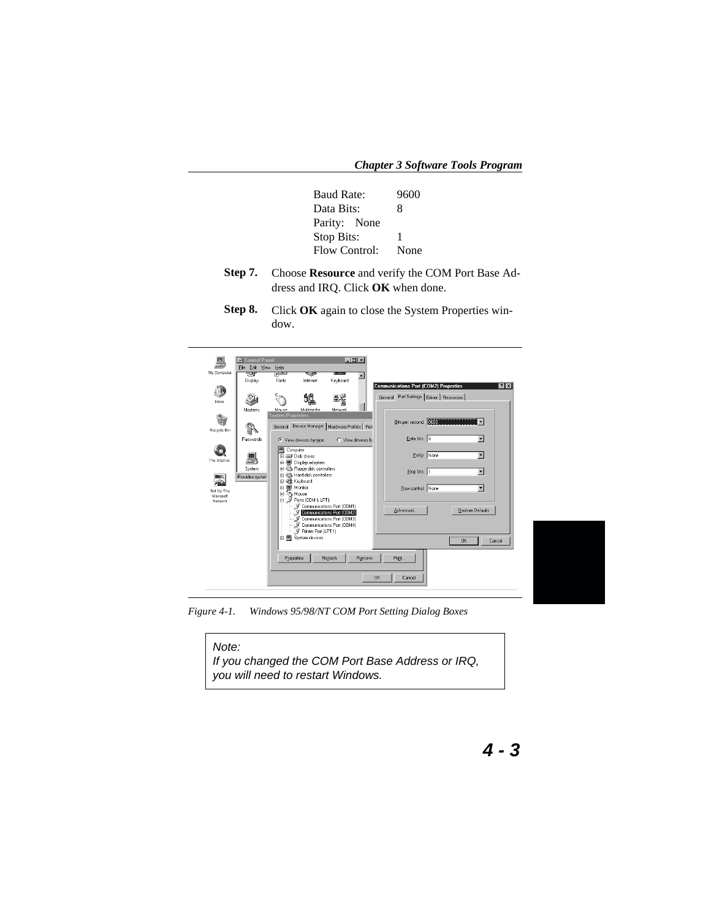| | |
|---|---|
| Baud Rate: | 9600 |
| Data Bits: | 8 |
| Parity: | None |
| Stop Bits: | 1 |
| Flow Control: | None |

**Step 7.** Choose **Resource** and verify the COM Port Base Address and IRQ. Click **OK** when done.

**Step 8.** Click **OK** again to close the System Properties window.

*Figure 4-1. Windows 95/98/NT COM Port Setting Dialog Boxes*

> *Note:*
> *If you changed the COM Port Base Address or IRQ, you will need to restart Windows.*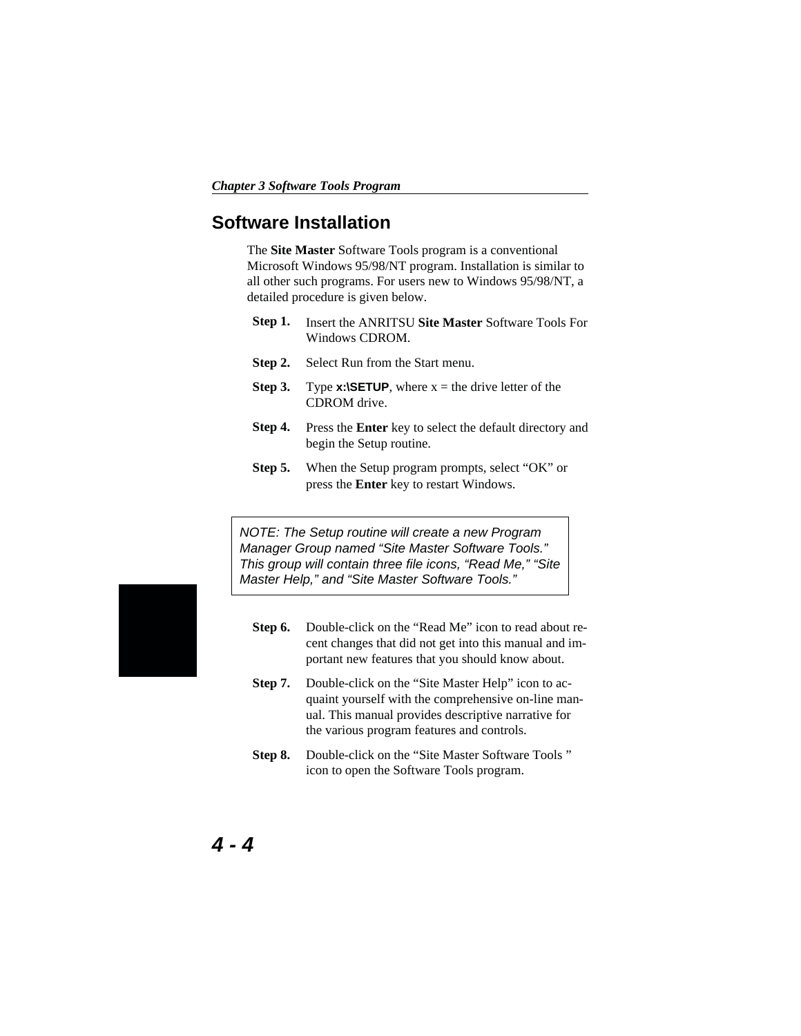## Software Installation

The **Site Master** Software Tools program is a conventional Microsoft Windows 95/98/NT program. Installation is similar to all other such programs. For users new to Windows 95/98/NT, a detailed procedure is given below.

**Step 1.** Insert the ANRITSU **Site Master** Software Tools For Windows CDROM.

**Step 2.** Select Run from the Start menu.

**Step 3.** Type **x:\SETUP**, where x = the drive letter of the CDROM drive.

**Step 4.** Press the **Enter** key to select the default directory and begin the Setup routine.

**Step 5.** When the Setup program prompts, select "OK" or press the **Enter** key to restart Windows.

> *NOTE: The Setup routine will create a new Program Manager Group named "Site Master Software Tools." This group will contain three file icons, "Read Me," "Site Master Help," and "Site Master Software Tools."*

**Step 6.** Double-click on the "Read Me" icon to read about recent changes that did not get into this manual and important new features that you should know about.

**Step 7.** Double-click on the "Site Master Help" icon to acquaint yourself with the comprehensive on-line manual. This manual provides descriptive narrative for the various program features and controls.

**Step 8.** Double-click on the "Site Master Software Tools " icon to open the Software Tools program.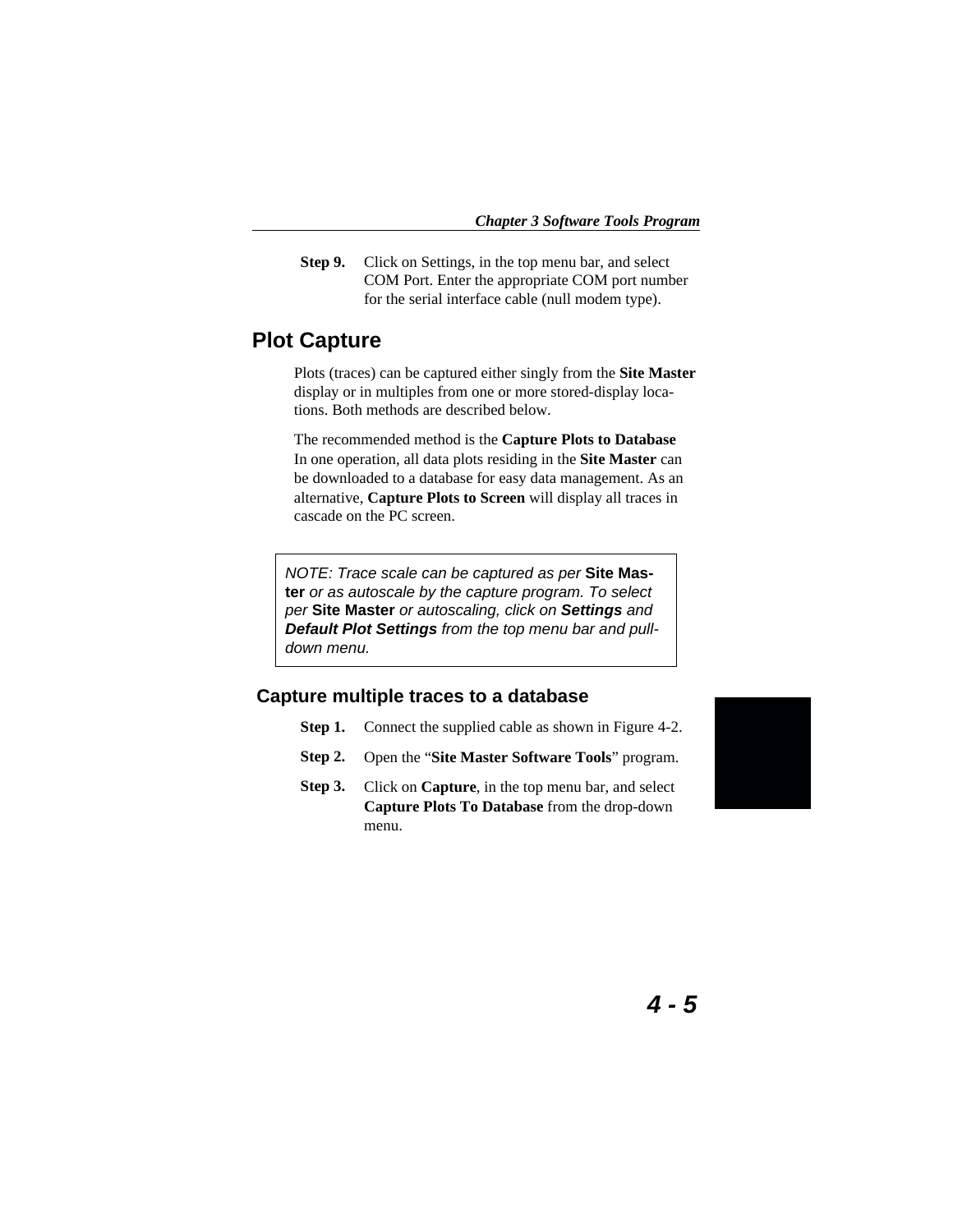**Step 9.** Click on Settings, in the top menu bar, and select COM Port. Enter the appropriate COM port number for the serial interface cable (null modem type).

## Plot Capture

Plots (traces) can be captured either singly from the **Site Master** display or in multiples from one or more stored-display locations. Both methods are described below.

The recommended method is the **Capture Plots to Database** In one operation, all data plots residing in the **Site Master** can be downloaded to a database for easy data management. As an alternative, **Capture Plots to Screen** will display all traces in cascade on the PC screen.

> *NOTE: Trace scale can be captured as per* **Site Master** *or as autoscale by the capture program. To select per* **Site Master** *or autoscaling, click on* ***Settings*** *and* ***Default Plot Settings*** *from the top menu bar and pull-down menu.*

### Capture multiple traces to a database

**Step 1.** Connect the supplied cable as shown in Figure 4-2.

**Step 2.** Open the "**Site Master Software Tools**" program.

**Step 3.** Click on **Capture**, in the top menu bar, and select **Capture Plots To Database** from the drop-down menu.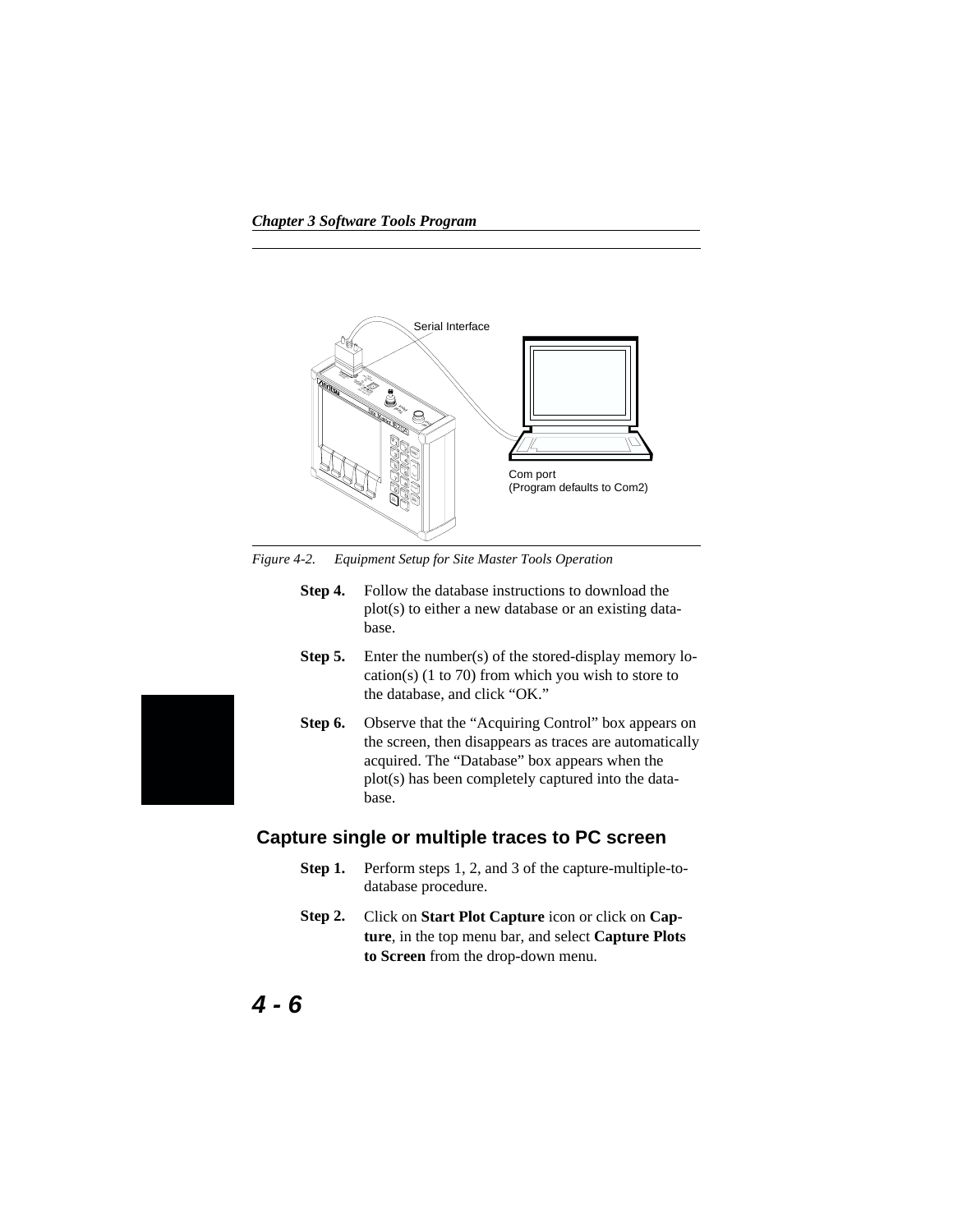Serial Interface

Com port
(Program defaults to Com2)

*Figure 4-2. Equipment Setup for Site Master Tools Operation*

**Step 4.** Follow the database instructions to download the plot(s) to either a new database or an existing database.

**Step 5.** Enter the number(s) of the stored-display memory location(s) (1 to 70) from which you wish to store to the database, and click “OK.”

**Step 6.** Observe that the “Acquiring Control” box appears on the screen, then disappears as traces are automatically acquired. The “Database” box appears when the plot(s) has been completely captured into the database.

## Capture single or multiple traces to PC screen

**Step 1.** Perform steps 1, 2, and 3 of the capture-multiple-to-database procedure.

**Step 2.** Click on **Start Plot Capture** icon or click on **Capture**, in the top menu bar, and select **Capture Plots to Screen** from the drop-down menu.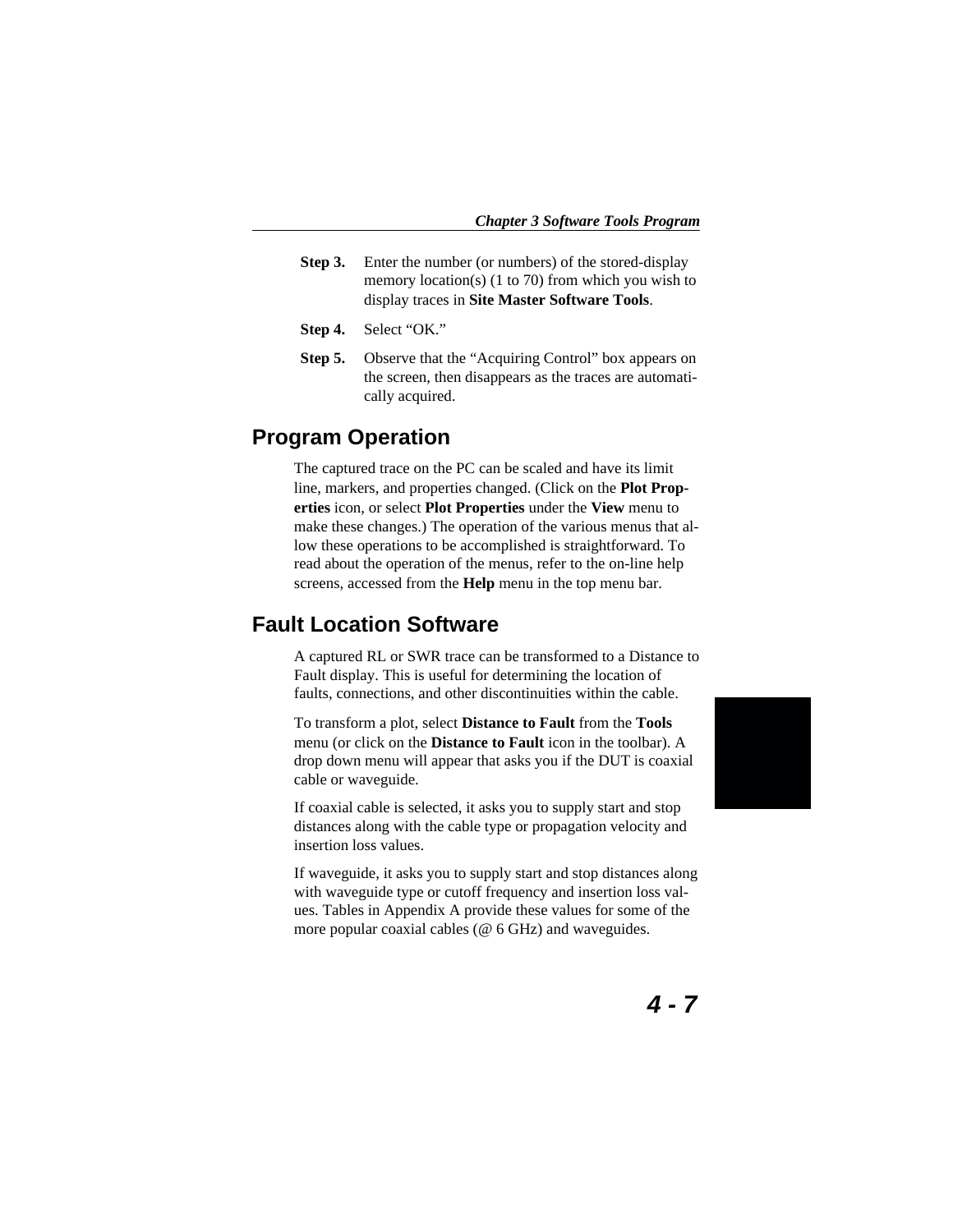**Step 3.** Enter the number (or numbers) of the stored-display memory location(s) (1 to 70) from which you wish to display traces in **Site Master Software Tools**.

**Step 4.** Select "OK."

**Step 5.** Observe that the "Acquiring Control" box appears on the screen, then disappears as the traces are automatically acquired.

## Program Operation

The captured trace on the PC can be scaled and have its limit line, markers, and properties changed. (Click on the **Plot Properties** icon, or select **Plot Properties** under the **View** menu to make these changes.) The operation of the various menus that allow these operations to be accomplished is straightforward. To read about the operation of the menus, refer to the on-line help screens, accessed from the **Help** menu in the top menu bar.

## Fault Location Software

A captured RL or SWR trace can be transformed to a Distance to Fault display. This is useful for determining the location of faults, connections, and other discontinuities within the cable.

To transform a plot, select **Distance to Fault** from the **Tools** menu (or click on the **Distance to Fault** icon in the toolbar). A drop down menu will appear that asks you if the DUT is coaxial cable or waveguide.

If coaxial cable is selected, it asks you to supply start and stop distances along with the cable type or propagation velocity and insertion loss values.

If waveguide, it asks you to supply start and stop distances along with waveguide type or cutoff frequency and insertion loss values. Tables in Appendix A provide these values for some of the more popular coaxial cables (@ 6 GHz) and waveguides.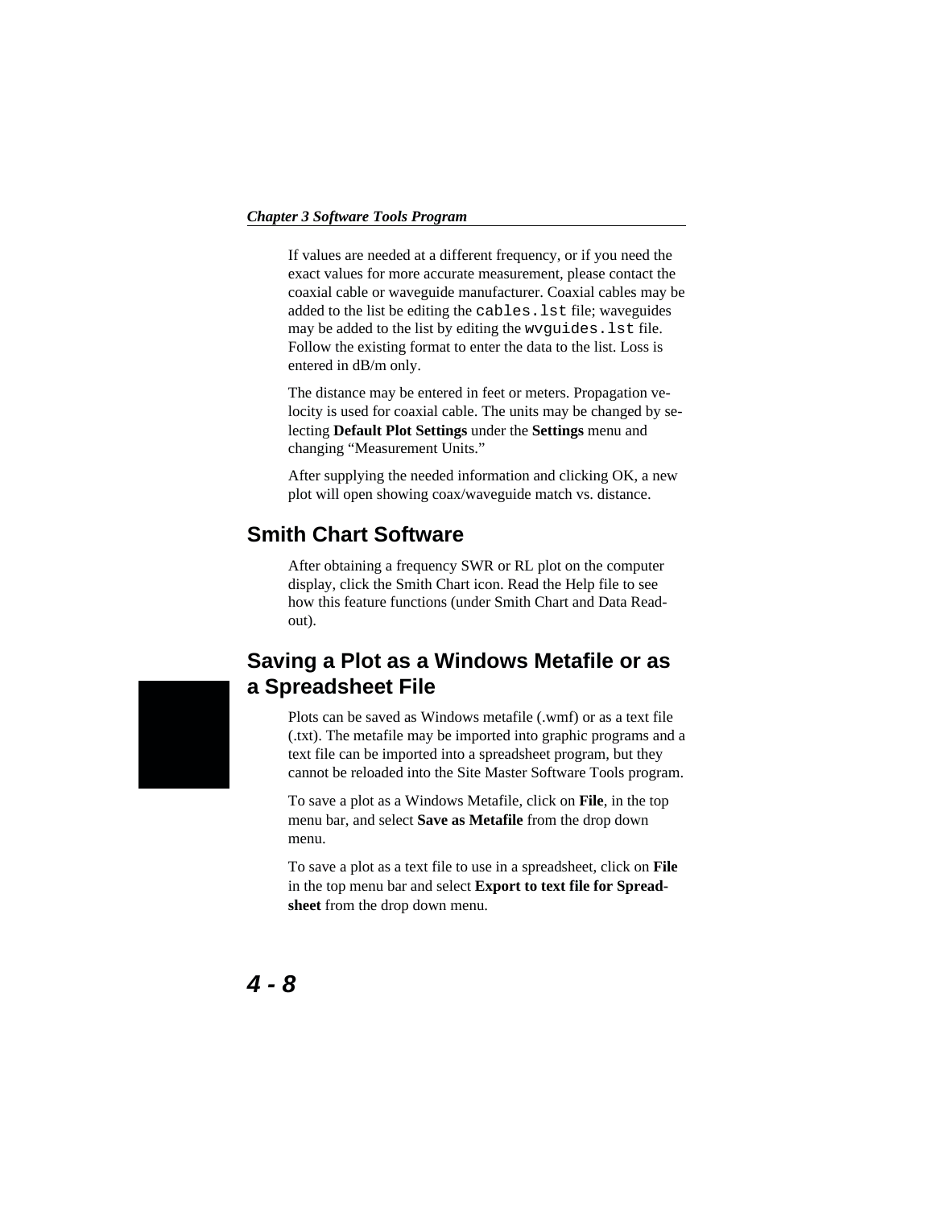If values are needed at a different frequency, or if you need the exact values for more accurate measurement, please contact the coaxial cable or waveguide manufacturer. Coaxial cables may be added to the list be editing the `cables.lst` file; waveguides may be added to the list by editing the `wvguides.lst` file. Follow the existing format to enter the data to the list. Loss is entered in dB/m only.

The distance may be entered in feet or meters. Propagation velocity is used for coaxial cable. The units may be changed by selecting **Default Plot Settings** under the **Settings** menu and changing "Measurement Units."

After supplying the needed information and clicking OK, a new plot will open showing coax/waveguide match vs. distance.

## Smith Chart Software

After obtaining a frequency SWR or RL plot on the computer display, click the Smith Chart icon. Read the Help file to see how this feature functions (under Smith Chart and Data Readout).

## Saving a Plot as a Windows Metafile or as a Spreadsheet File

Plots can be saved as Windows metafile (.wmf) or as a text file (.txt). The metafile may be imported into graphic programs and a text file can be imported into a spreadsheet program, but they cannot be reloaded into the Site Master Software Tools program.

To save a plot as a Windows Metafile, click on **File**, in the top menu bar, and select **Save as Metafile** from the drop down menu.

To save a plot as a text file to use in a spreadsheet, click on **File** in the top menu bar and select **Export to text file for Spreadsheet** from the drop down menu.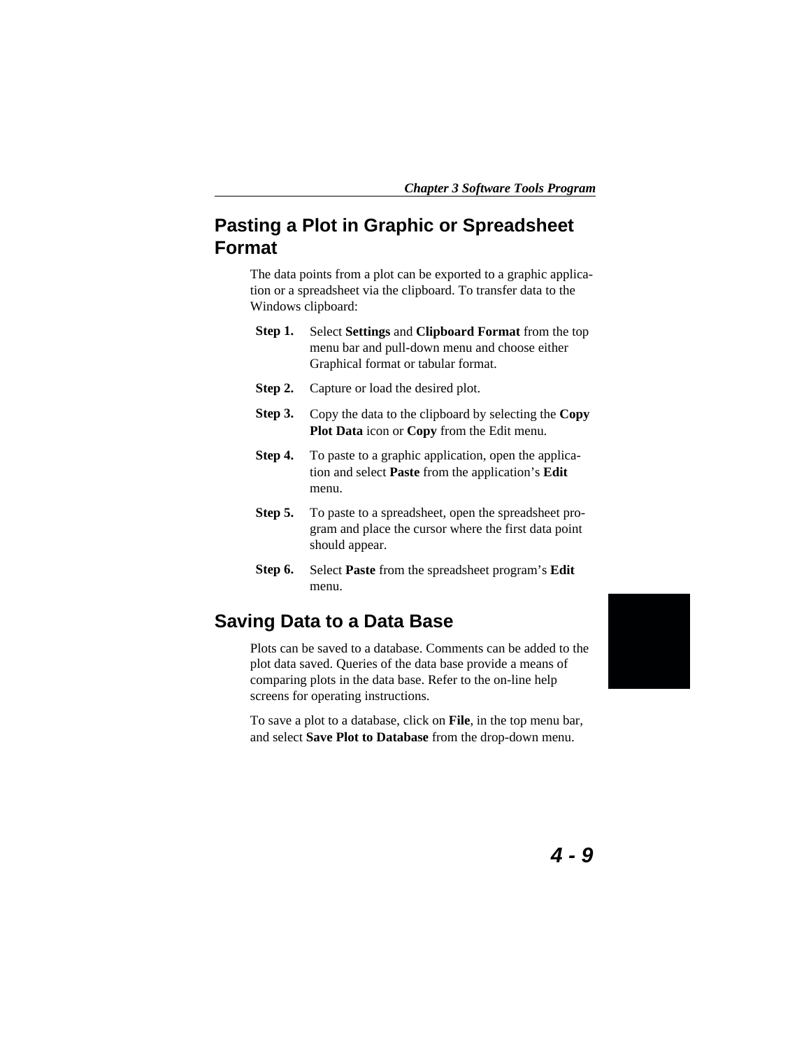## Pasting a Plot in Graphic or Spreadsheet Format

The data points from a plot can be exported to a graphic application or a spreadsheet via the clipboard. To transfer data to the Windows clipboard:

**Step 1.** Select **Settings** and **Clipboard Format** from the top menu bar and pull-down menu and choose either Graphical format or tabular format.

**Step 2.** Capture or load the desired plot.

**Step 3.** Copy the data to the clipboard by selecting the **Copy Plot Data** icon or **Copy** from the Edit menu.

**Step 4.** To paste to a graphic application, open the application and select **Paste** from the application's **Edit** menu.

**Step 5.** To paste to a spreadsheet, open the spreadsheet program and place the cursor where the first data point should appear.

**Step 6.** Select **Paste** from the spreadsheet program's **Edit** menu.

## Saving Data to a Data Base

Plots can be saved to a database. Comments can be added to the plot data saved. Queries of the data base provide a means of comparing plots in the data base. Refer to the on-line help screens for operating instructions.

To save a plot to a database, click on **File**, in the top menu bar, and select **Save Plot to Database** from the drop-down menu.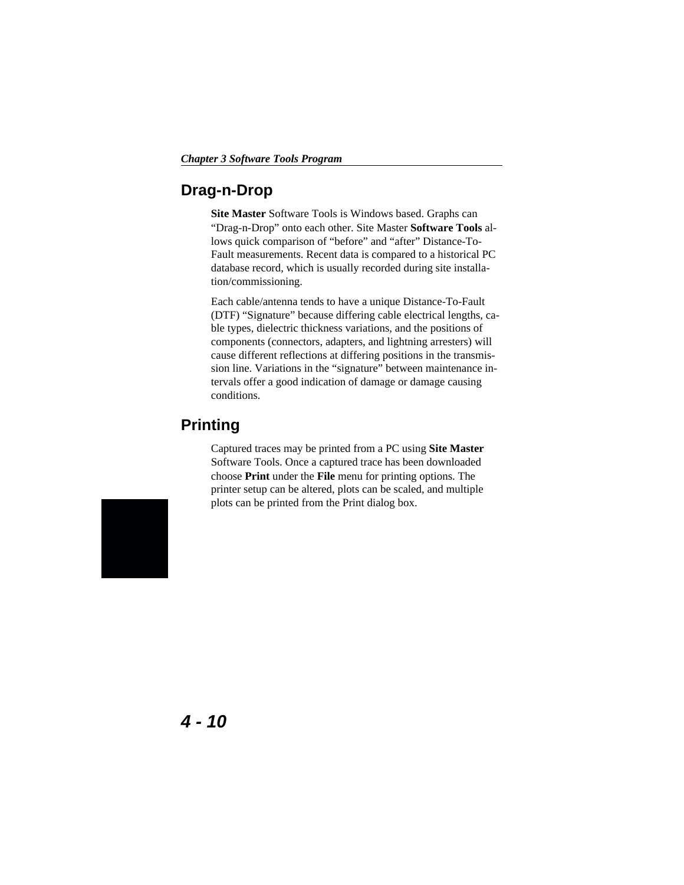## Drag-n-Drop

**Site Master** Software Tools is Windows based. Graphs can "Drag-n-Drop" onto each other. Site Master **Software Tools** allows quick comparison of "before" and "after" Distance-To-Fault measurements. Recent data is compared to a historical PC database record, which is usually recorded during site installation/commissioning.

Each cable/antenna tends to have a unique Distance-To-Fault (DTF) "Signature" because differing cable electrical lengths, cable types, dielectric thickness variations, and the positions of components (connectors, adapters, and lightning arresters) will cause different reflections at differing positions in the transmission line. Variations in the "signature" between maintenance intervals offer a good indication of damage or damage causing conditions.

## Printing

Captured traces may be printed from a PC using **Site Master** Software Tools. Once a captured trace has been downloaded choose **Print** under the **File** menu for printing options. The printer setup can be altered, plots can be scaled, and multiple plots can be printed from the Print dialog box.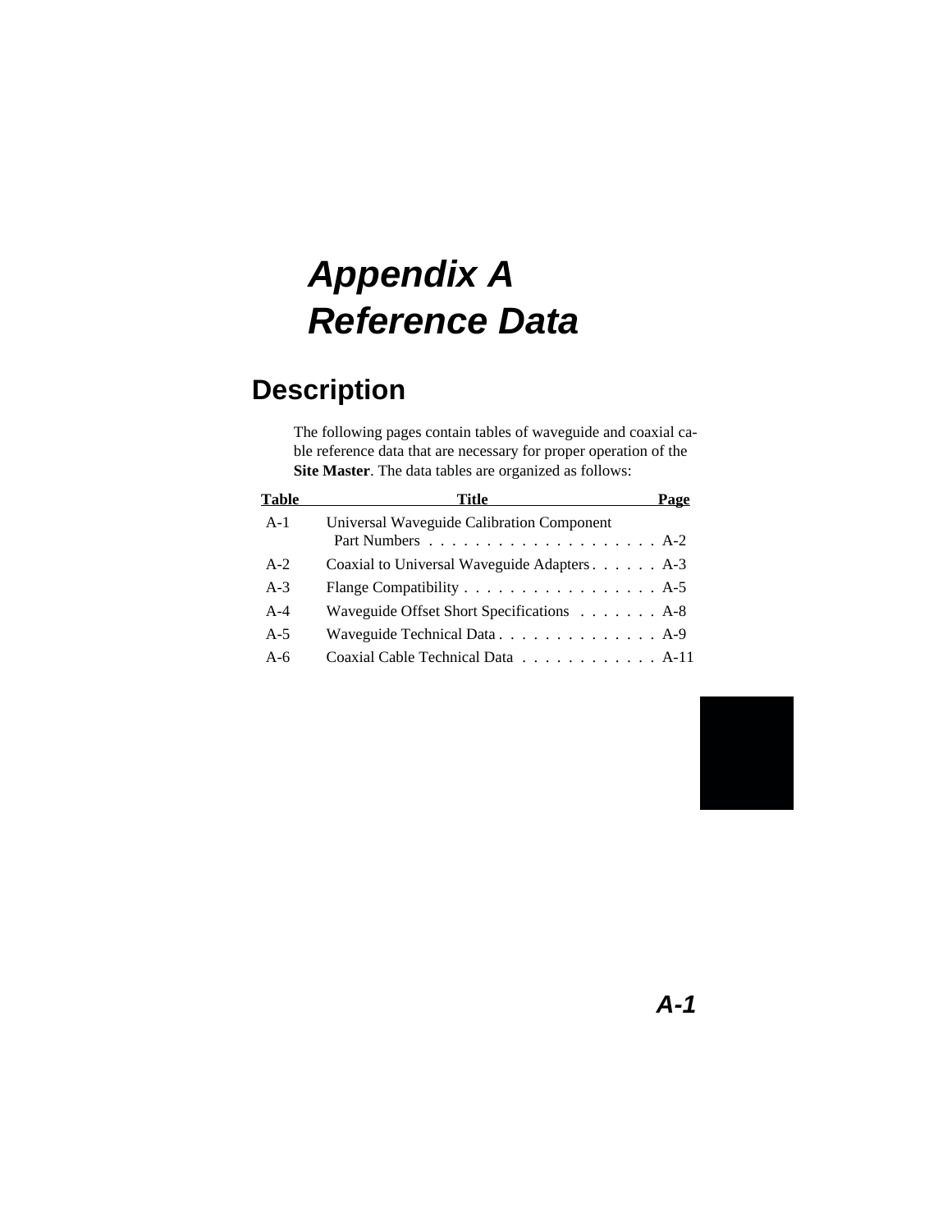# Appendix A
# Reference Data

## Description

The following pages contain tables of waveguide and coaxial cable reference data that are necessary for proper operation of the **Site Master**. The data tables are organized as follows:

| Table | Title | Page |
|---|---|---|
| A-1 | Universal Waveguide Calibration Component Part Numbers | A-2 |
| A-2 | Coaxial to Universal Waveguide Adapters | A-3 |
| A-3 | Flange Compatibility | A-5 |
| A-4 | Waveguide Offset Short Specifications | A-8 |
| A-5 | Waveguide Technical Data | A-9 |
| A-6 | Coaxial Cable Technical Data | A-11 |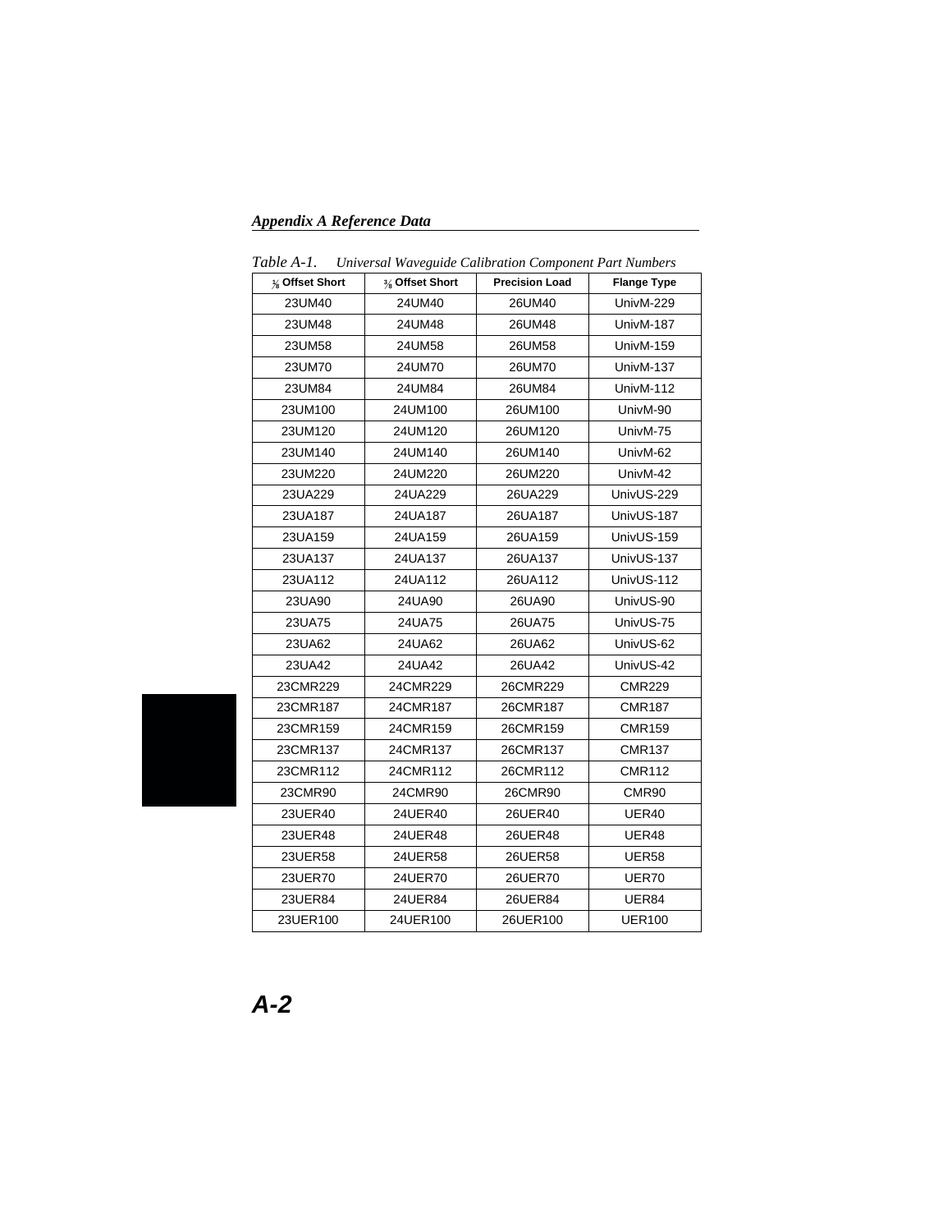*Table A-1. Universal Waveguide Calibration Component Part Numbers*

| ⅛ Offset Short | ⅜ Offset Short | Precision Load | Flange Type |
|---|---|---|---|
| 23UM40 | 24UM40 | 26UM40 | UnivM-229 |
| 23UM48 | 24UM48 | 26UM48 | UnivM-187 |
| 23UM58 | 24UM58 | 26UM58 | UnivM-159 |
| 23UM70 | 24UM70 | 26UM70 | UnivM-137 |
| 23UM84 | 24UM84 | 26UM84 | UnivM-112 |
| 23UM100 | 24UM100 | 26UM100 | UnivM-90 |
| 23UM120 | 24UM120 | 26UM120 | UnivM-75 |
| 23UM140 | 24UM140 | 26UM140 | UnivM-62 |
| 23UM220 | 24UM220 | 26UM220 | UnivM-42 |
| 23UA229 | 24UA229 | 26UA229 | UnivUS-229 |
| 23UA187 | 24UA187 | 26UA187 | UnivUS-187 |
| 23UA159 | 24UA159 | 26UA159 | UnivUS-159 |
| 23UA137 | 24UA137 | 26UA137 | UnivUS-137 |
| 23UA112 | 24UA112 | 26UA112 | UnivUS-112 |
| 23UA90 | 24UA90 | 26UA90 | UnivUS-90 |
| 23UA75 | 24UA75 | 26UA75 | UnivUS-75 |
| 23UA62 | 24UA62 | 26UA62 | UnivUS-62 |
| 23UA42 | 24UA42 | 26UA42 | UnivUS-42 |
| 23CMR229 | 24CMR229 | 26CMR229 | CMR229 |
| 23CMR187 | 24CMR187 | 26CMR187 | CMR187 |
| 23CMR159 | 24CMR159 | 26CMR159 | CMR159 |
| 23CMR137 | 24CMR137 | 26CMR137 | CMR137 |
| 23CMR112 | 24CMR112 | 26CMR112 | CMR112 |
| 23CMR90 | 24CMR90 | 26CMR90 | CMR90 |
| 23UER40 | 24UER40 | 26UER40 | UER40 |
| 23UER48 | 24UER48 | 26UER48 | UER48 |
| 23UER58 | 24UER58 | 26UER58 | UER58 |
| 23UER70 | 24UER70 | 26UER70 | UER70 |
| 23UER84 | 24UER84 | 26UER84 | UER84 |
| 23UER100 | 24UER100 | 26UER100 | UER100 |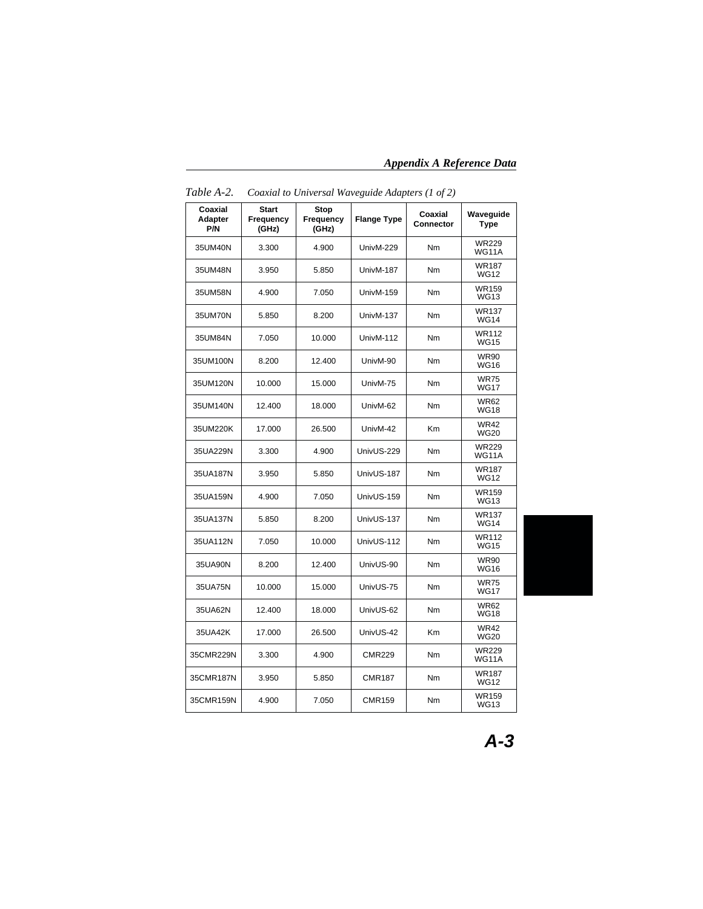*Table A-2. Coaxial to Universal Waveguide Adapters (1 of 2)*

| Coaxial Adapter P/N | Start Frequency (GHz) | Stop Frequency (GHz) | Flange Type | Coaxial Connector | Waveguide Type |
|---|---|---|---|---|---|
| 35UM40N | 3.300 | 4.900 | UnivM-229 | Nm | WR229 WG11A |
| 35UM48N | 3.950 | 5.850 | UnivM-187 | Nm | WR187 WG12 |
| 35UM58N | 4.900 | 7.050 | UnivM-159 | Nm | WR159 WG13 |
| 35UM70N | 5.850 | 8.200 | UnivM-137 | Nm | WR137 WG14 |
| 35UM84N | 7.050 | 10.000 | UnivM-112 | Nm | WR112 WG15 |
| 35UM100N | 8.200 | 12.400 | UnivM-90 | Nm | WR90 WG16 |
| 35UM120N | 10.000 | 15.000 | UnivM-75 | Nm | WR75 WG17 |
| 35UM140N | 12.400 | 18.000 | UnivM-62 | Nm | WR62 WG18 |
| 35UM220K | 17.000 | 26.500 | UnivM-42 | Km | WR42 WG20 |
| 35UA229N | 3.300 | 4.900 | UnivUS-229 | Nm | WR229 WG11A |
| 35UA187N | 3.950 | 5.850 | UnivUS-187 | Nm | WR187 WG12 |
| 35UA159N | 4.900 | 7.050 | UnivUS-159 | Nm | WR159 WG13 |
| 35UA137N | 5.850 | 8.200 | UnivUS-137 | Nm | WR137 WG14 |
| 35UA112N | 7.050 | 10.000 | UnivUS-112 | Nm | WR112 WG15 |
| 35UA90N | 8.200 | 12.400 | UnivUS-90 | Nm | WR90 WG16 |
| 35UA75N | 10.000 | 15.000 | UnivUS-75 | Nm | WR75 WG17 |
| 35UA62N | 12.400 | 18.000 | UnivUS-62 | Nm | WR62 WG18 |
| 35UA42K | 17.000 | 26.500 | UnivUS-42 | Km | WR42 WG20 |
| 35CMR229N | 3.300 | 4.900 | CMR229 | Nm | WR229 WG11A |
| 35CMR187N | 3.950 | 5.850 | CMR187 | Nm | WR187 WG12 |
| 35CMR159N | 4.900 | 7.050 | CMR159 | Nm | WR159 WG13 |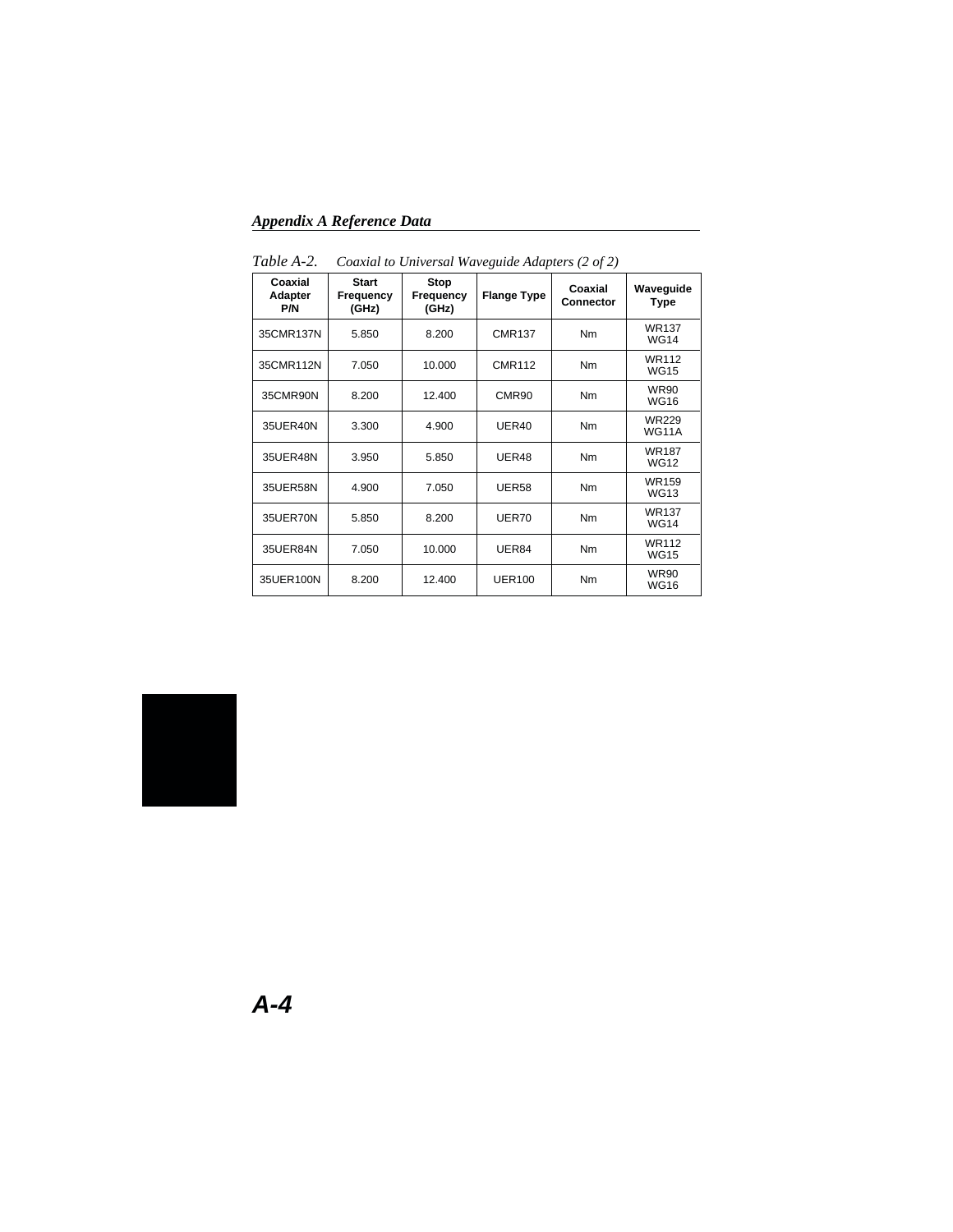*Table A-2. Coaxial to Universal Waveguide Adapters (2 of 2)*

| Coaxial Adapter P/N | Start Frequency (GHz) | Stop Frequency (GHz) | Flange Type | Coaxial Connector | Waveguide Type |
|---|---|---|---|---|---|
| 35CMR137N | 5.850 | 8.200 | CMR137 | Nm | WR137 WG14 |
| 35CMR112N | 7.050 | 10.000 | CMR112 | Nm | WR112 WG15 |
| 35CMR90N | 8.200 | 12.400 | CMR90 | Nm | WR90 WG16 |
| 35UER40N | 3.300 | 4.900 | UER40 | Nm | WR229 WG11A |
| 35UER48N | 3.950 | 5.850 | UER48 | Nm | WR187 WG12 |
| 35UER58N | 4.900 | 7.050 | UER58 | Nm | WR159 WG13 |
| 35UER70N | 5.850 | 8.200 | UER70 | Nm | WR137 WG14 |
| 35UER84N | 7.050 | 10.000 | UER84 | Nm | WR112 WG15 |
| 35UER100N | 8.200 | 12.400 | UER100 | Nm | WR90 WG16 |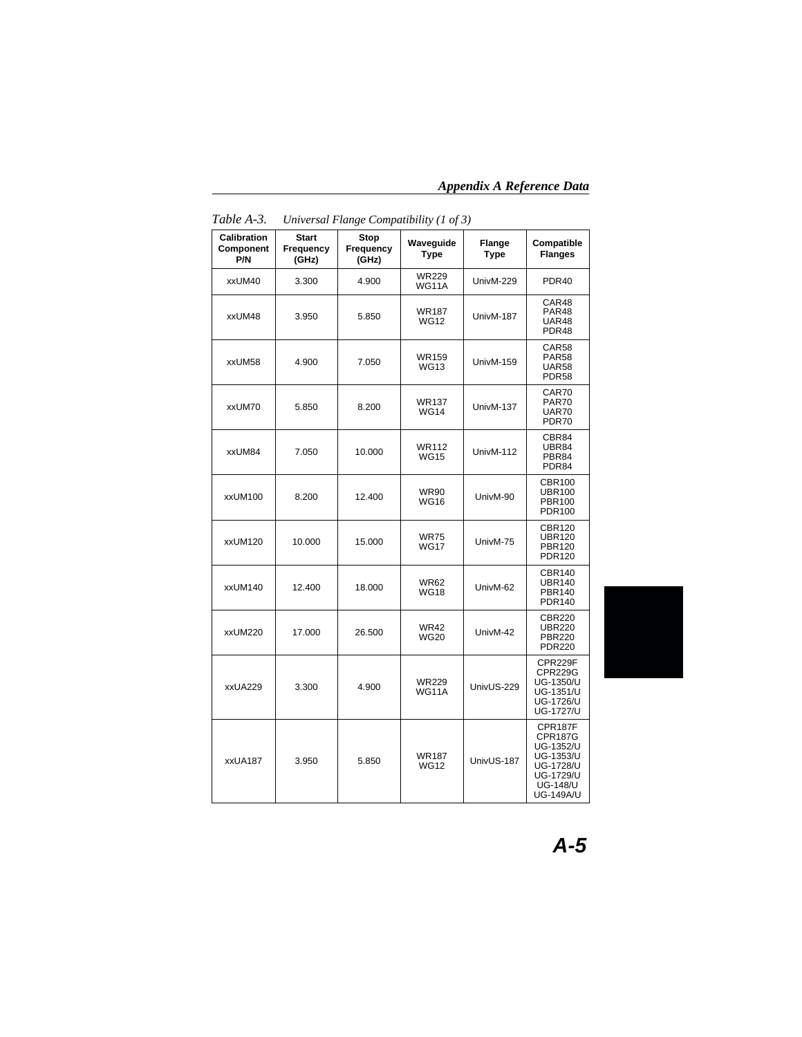*Table A-3. Universal Flange Compatibility (1 of 3)*

| Calibration Component P/N | Start Frequency (GHz) | Stop Frequency (GHz) | Waveguide Type | Flange Type | Compatible Flanges |
|---|---|---|---|---|---|
| xxUM40 | 3.300 | 4.900 | WR229 WG11A | UnivM-229 | PDR40 |
| xxUM48 | 3.950 | 5.850 | WR187 WG12 | UnivM-187 | CAR48 PAR48 UAR48 PDR48 |
| xxUM58 | 4.900 | 7.050 | WR159 WG13 | UnivM-159 | CAR58 PAR58 UAR58 PDR58 |
| xxUM70 | 5.850 | 8.200 | WR137 WG14 | UnivM-137 | CAR70 PAR70 UAR70 PDR70 |
| xxUM84 | 7.050 | 10.000 | WR112 WG15 | UnivM-112 | CBR84 UBR84 PBR84 PDR84 |
| xxUM100 | 8.200 | 12.400 | WR90 WG16 | UnivM-90 | CBR100 UBR100 PBR100 PDR100 |
| xxUM120 | 10.000 | 15.000 | WR75 WG17 | UnivM-75 | CBR120 UBR120 PBR120 PDR120 |
| xxUM140 | 12.400 | 18.000 | WR62 WG18 | UnivM-62 | CBR140 UBR140 PBR140 PDR140 |
| xxUM220 | 17.000 | 26.500 | WR42 WG20 | UnivM-42 | CBR220 UBR220 PBR220 PDR220 |
| xxUA229 | 3.300 | 4.900 | WR229 WG11A | UnivUS-229 | CPR229F CPR229G UG-1350/U UG-1351/U UG-1726/U UG-1727/U |
| xxUA187 | 3.950 | 5.850 | WR187 WG12 | UnivUS-187 | CPR187F CPR187G UG-1352/U UG-1353/U UG-1728/U UG-1729/U UG-148/U UG-149A/U |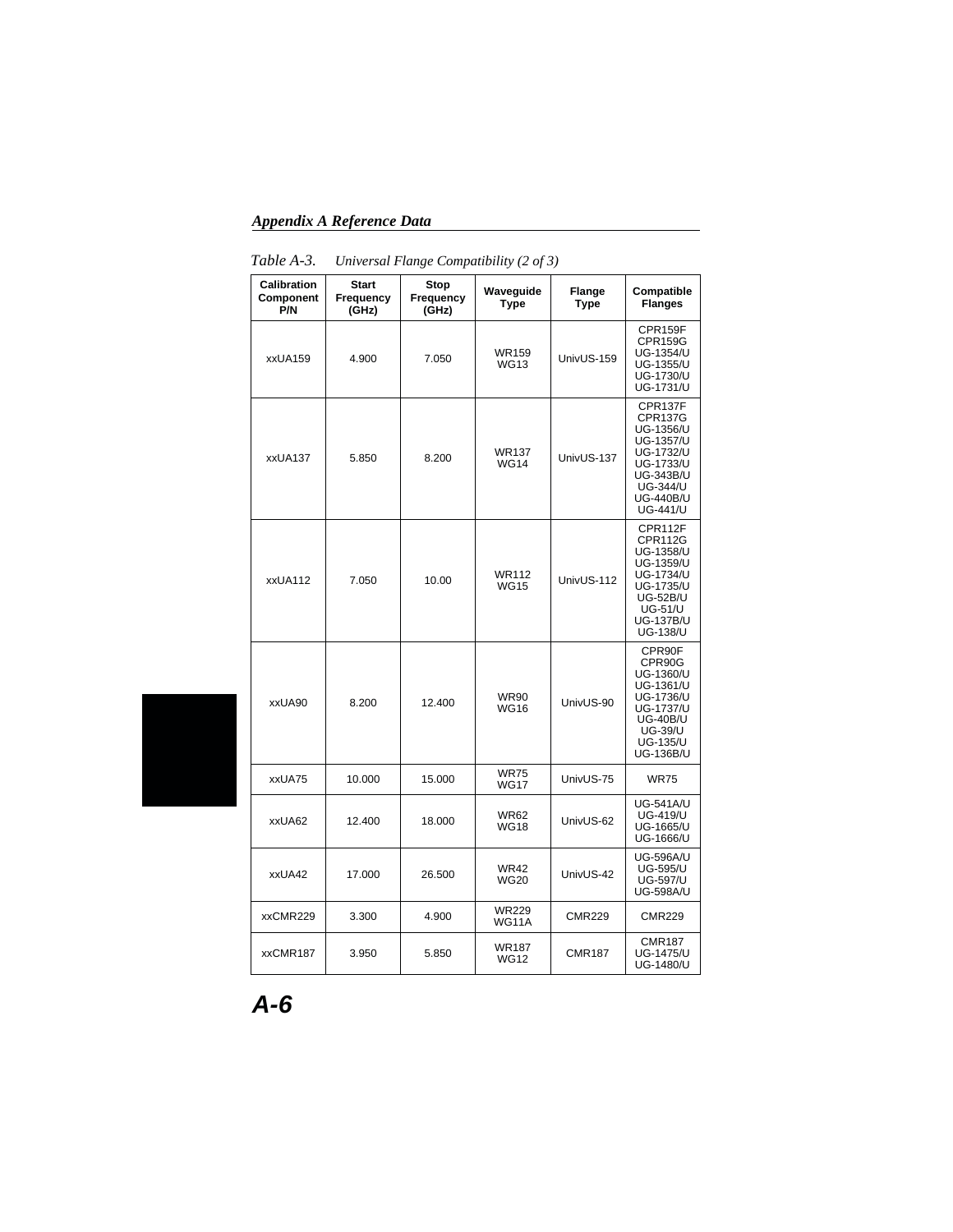Table A-3. Universal Flange Compatibility (2 of 3)

| Calibration Component P/N | Start Frequency (GHz) | Stop Frequency (GHz) | Waveguide Type | Flange Type | Compatible Flanges |
|---|---|---|---|---|---|
| xxUA159 | 4.900 | 7.050 | WR159 WG13 | UnivUS-159 | CPR159F CPR159G UG-1354/U UG-1355/U UG-1730/U UG-1731/U |
| xxUA137 | 5.850 | 8.200 | WR137 WG14 | UnivUS-137 | CPR137F CPR137G UG-1356/U UG-1357/U UG-1732/U UG-1733/U UG-343B/U UG-344/U UG-440B/U UG-441/U |
| xxUA112 | 7.050 | 10.00 | WR112 WG15 | UnivUS-112 | CPR112F CPR112G UG-1358/U UG-1359/U UG-1734/U UG-1735/U UG-52B/U UG-51/U UG-137B/U UG-138/U |
| xxUA90 | 8.200 | 12.400 | WR90 WG16 | UnivUS-90 | CPR90F CPR90G UG-1360/U UG-1361/U UG-1736/U UG-1737/U UG-40B/U UG-39/U UG-135/U UG-136B/U |
| xxUA75 | 10.000 | 15.000 | WR75 WG17 | UnivUS-75 | WR75 |
| xxUA62 | 12.400 | 18.000 | WR62 WG18 | UnivUS-62 | UG-541A/U UG-419/U UG-1665/U UG-1666/U |
| xxUA42 | 17.000 | 26.500 | WR42 WG20 | UnivUS-42 | UG-596A/U UG-595/U UG-597/U UG-598A/U |
| xxCMR229 | 3.300 | 4.900 | WR229 WG11A | CMR229 | CMR229 |
| xxCMR187 | 3.950 | 5.850 | WR187 WG12 | CMR187 | CMR187 UG-1475/U UG-1480/U |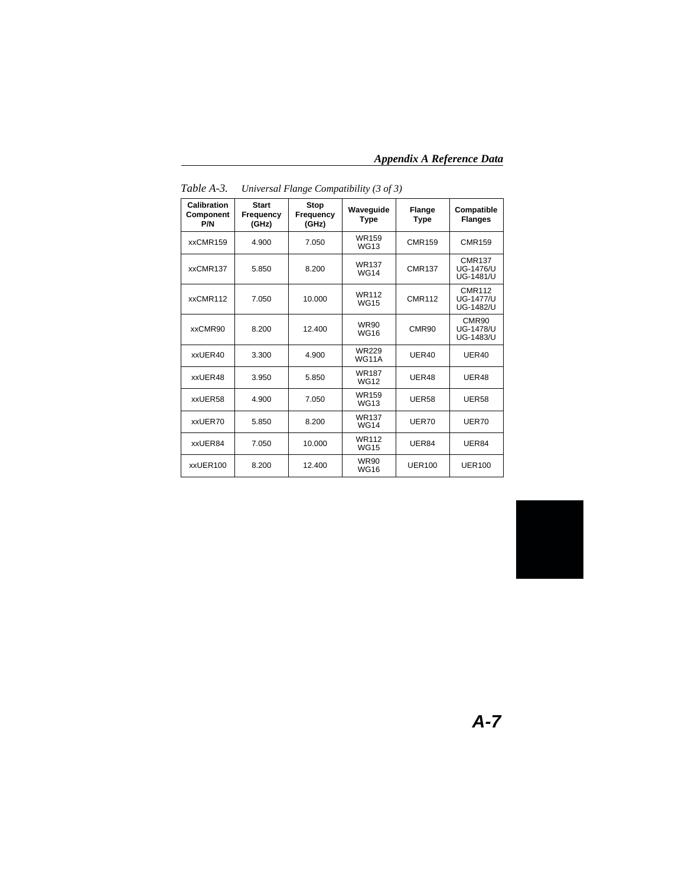*Table A-3. Universal Flange Compatibility (3 of 3)*

| Calibration Component P/N | Start Frequency (GHz) | Stop Frequency (GHz) | Waveguide Type | Flange Type | Compatible Flanges |
|---|---|---|---|---|---|
| xxCMR159 | 4.900 | 7.050 | WR159 WG13 | CMR159 | CMR159 |
| xxCMR137 | 5.850 | 8.200 | WR137 WG14 | CMR137 | CMR137 UG-1476/U UG-1481/U |
| xxCMR112 | 7.050 | 10.000 | WR112 WG15 | CMR112 | CMR112 UG-1477/U UG-1482/U |
| xxCMR90 | 8.200 | 12.400 | WR90 WG16 | CMR90 | CMR90 UG-1478/U UG-1483/U |
| xxUER40 | 3.300 | 4.900 | WR229 WG11A | UER40 | UER40 |
| xxUER48 | 3.950 | 5.850 | WR187 WG12 | UER48 | UER48 |
| xxUER58 | 4.900 | 7.050 | WR159 WG13 | UER58 | UER58 |
| xxUER70 | 5.850 | 8.200 | WR137 WG14 | UER70 | UER70 |
| xxUER84 | 7.050 | 10.000 | WR112 WG15 | UER84 | UER84 |
| xxUER100 | 8.200 | 12.400 | WR90 WG16 | UER100 | UER100 |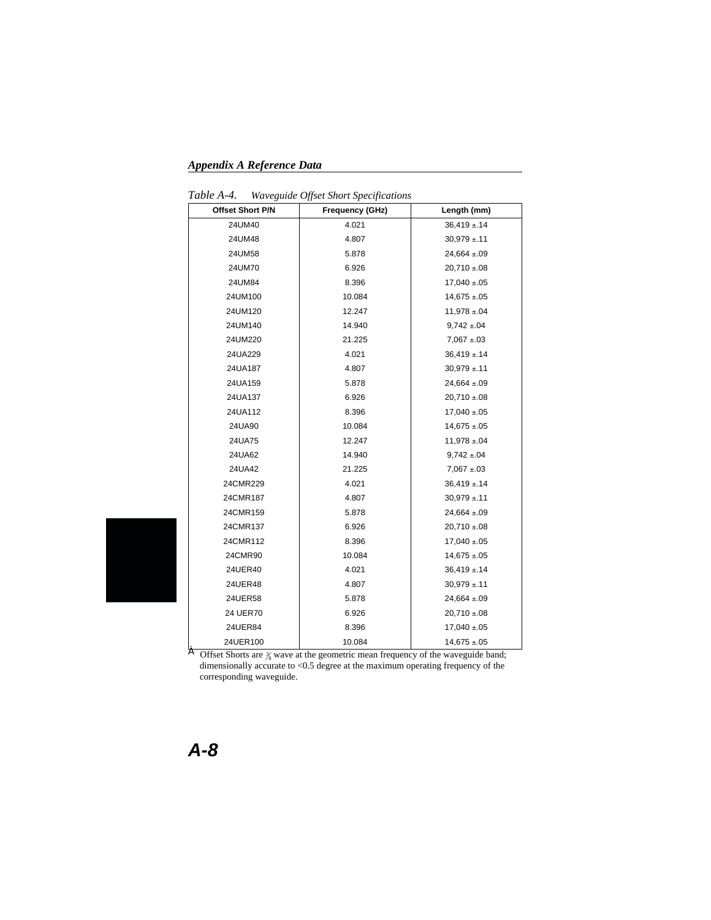*Table A-4. Waveguide Offset Short Specifications*

| Offset Short P/N | Frequency (GHz) | Length (mm) |
|---|---|---|
| 24UM40 | 4.021 | 36,419 ±.14 |
| 24UM48 | 4.807 | 30,979 ±.11 |
| 24UM58 | 5.878 | 24,664 ±.09 |
| 24UM70 | 6.926 | 20,710 ±.08 |
| 24UM84 | 8.396 | 17,040 ±.05 |
| 24UM100 | 10.084 | 14,675 ±.05 |
| 24UM120 | 12.247 | 11,978 ±.04 |
| 24UM140 | 14.940 | 9,742 ±.04 |
| 24UM220 | 21.225 | 7,067 ±.03 |
| 24UA229 | 4.021 | 36,419 ±.14 |
| 24UA187 | 4.807 | 30,979 ±.11 |
| 24UA159 | 5.878 | 24,664 ±.09 |
| 24UA137 | 6.926 | 20,710 ±.08 |
| 24UA112 | 8.396 | 17,040 ±.05 |
| 24UA90 | 10.084 | 14,675 ±.05 |
| 24UA75 | 12.247 | 11,978 ±.04 |
| 24UA62 | 14.940 | 9,742 ±.04 |
| 24UA42 | 21.225 | 7,067 ±.03 |
| 24CMR229 | 4.021 | 36,419 ±.14 |
| 24CMR187 | 4.807 | 30,979 ±.11 |
| 24CMR159 | 5.878 | 24,664 ±.09 |
| 24CMR137 | 6.926 | 20,710 ±.08 |
| 24CMR112 | 8.396 | 17,040 ±.05 |
| 24CMR90 | 10.084 | 14,675 ±.05 |
| 24UER40 | 4.021 | 36,419 ±.14 |
| 24UER48 | 4.807 | 30,979 ±.11 |
| 24UER58 | 5.878 | 24,664 ±.09 |
| 24 UER70 | 6.926 | 20,710 ±.08 |
| 24UER84 | 8.396 | 17,040 ±.05 |
| 24UER100 | 10.084 | 14,675 ±.05 |

À Offset Shorts are $\frac{3}{8}$ wave at the geometric mean frequency of the waveguide band; dimensionally accurate to <0.5 degree at the maximum operating frequency of the corresponding waveguide.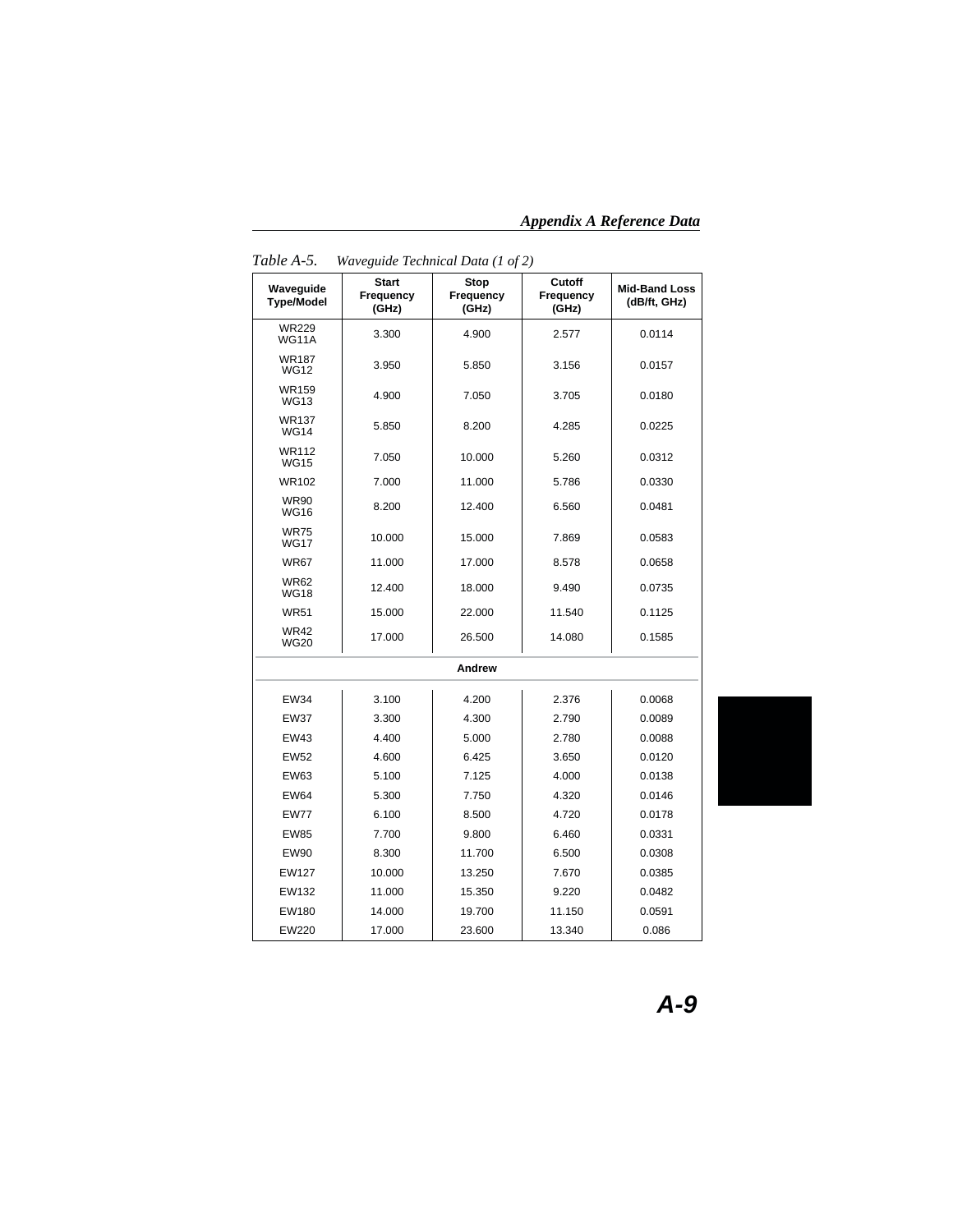*Table A-5.   Waveguide Technical Data (1 of 2)*

| Waveguide Type/Model | Start Frequency (GHz) | Stop Frequency (GHz) | Cutoff Frequency (GHz) | Mid-Band Loss (dB/ft, GHz) |
|---|---|---|---|---|
| WR229 WG11A | 3.300 | 4.900 | 2.577 | 0.0114 |
| WR187 WG12 | 3.950 | 5.850 | 3.156 | 0.0157 |
| WR159 WG13 | 4.900 | 7.050 | 3.705 | 0.0180 |
| WR137 WG14 | 5.850 | 8.200 | 4.285 | 0.0225 |
| WR112 WG15 | 7.050 | 10.000 | 5.260 | 0.0312 |
| WR102 | 7.000 | 11.000 | 5.786 | 0.0330 |
| WR90 WG16 | 8.200 | 12.400 | 6.560 | 0.0481 |
| WR75 WG17 | 10.000 | 15.000 | 7.869 | 0.0583 |
| WR67 | 11.000 | 17.000 | 8.578 | 0.0658 |
| WR62 WG18 | 12.400 | 18.000 | 9.490 | 0.0735 |
| WR51 | 15.000 | 22.000 | 11.540 | 0.1125 |
| WR42 WG20 | 17.000 | 26.500 | 14.080 | 0.1585 |
| **Andrew** | | | | |
| EW34 | 3.100 | 4.200 | 2.376 | 0.0068 |
| EW37 | 3.300 | 4.300 | 2.790 | 0.0089 |
| EW43 | 4.400 | 5.000 | 2.780 | 0.0088 |
| EW52 | 4.600 | 6.425 | 3.650 | 0.0120 |
| EW63 | 5.100 | 7.125 | 4.000 | 0.0138 |
| EW64 | 5.300 | 7.750 | 4.320 | 0.0146 |
| EW77 | 6.100 | 8.500 | 4.720 | 0.0178 |
| EW85 | 7.700 | 9.800 | 6.460 | 0.0331 |
| EW90 | 8.300 | 11.700 | 6.500 | 0.0308 |
| EW127 | 10.000 | 13.250 | 7.670 | 0.0385 |
| EW132 | 11.000 | 15.350 | 9.220 | 0.0482 |
| EW180 | 14.000 | 19.700 | 11.150 | 0.0591 |
| EW220 | 17.000 | 23.600 | 13.340 | 0.086 |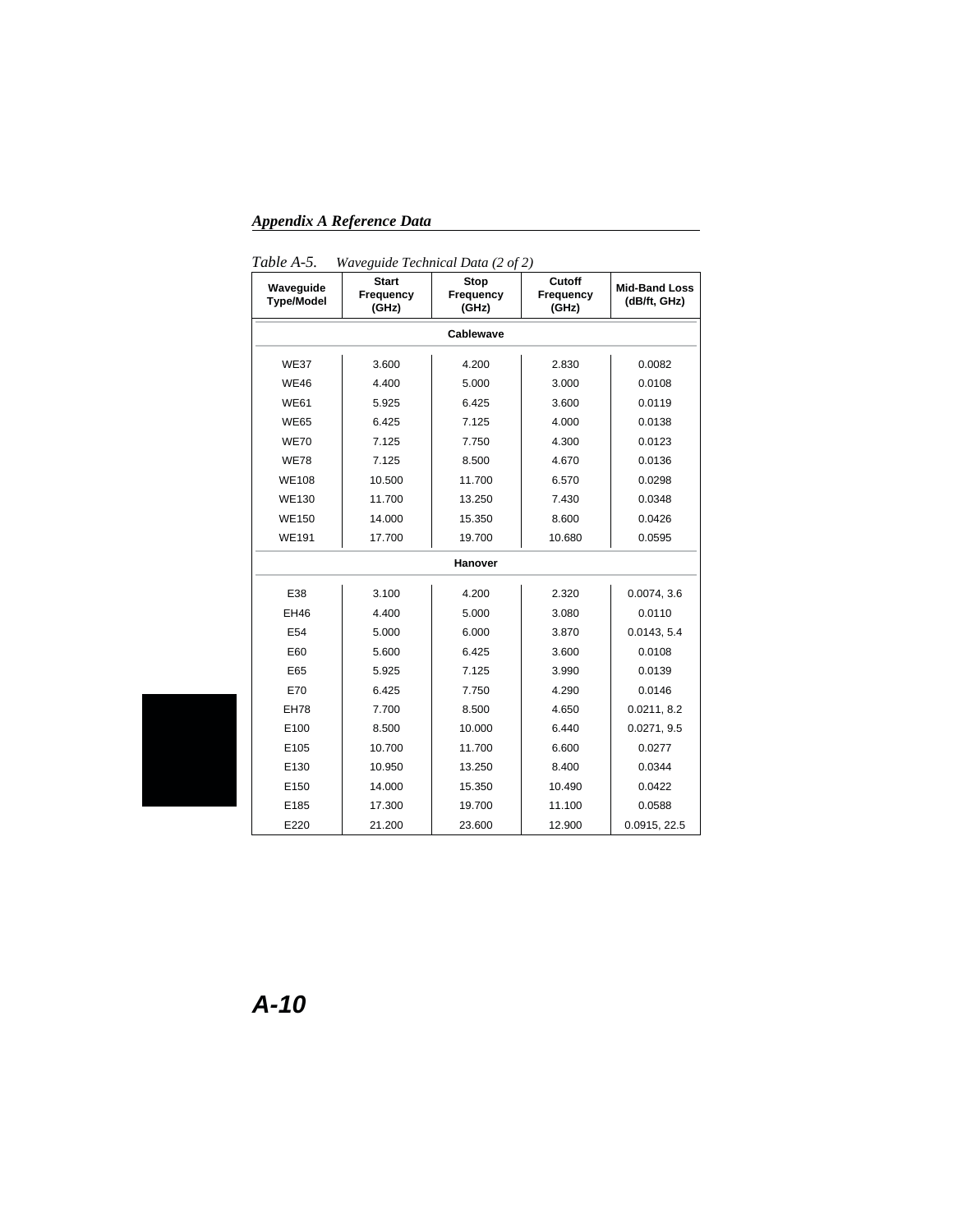*Table A-5. Waveguide Technical Data (2 of 2)*

| Waveguide Type/Model | Start Frequency (GHz) | Stop Frequency (GHz) | Cutoff Frequency (GHz) | Mid-Band Loss (dB/ft, GHz) |
|---|---|---|---|---|
| **Cablewave** | | | | |
| WE37 | 3.600 | 4.200 | 2.830 | 0.0082 |
| WE46 | 4.400 | 5.000 | 3.000 | 0.0108 |
| WE61 | 5.925 | 6.425 | 3.600 | 0.0119 |
| WE65 | 6.425 | 7.125 | 4.000 | 0.0138 |
| WE70 | 7.125 | 7.750 | 4.300 | 0.0123 |
| WE78 | 7.125 | 8.500 | 4.670 | 0.0136 |
| WE108 | 10.500 | 11.700 | 6.570 | 0.0298 |
| WE130 | 11.700 | 13.250 | 7.430 | 0.0348 |
| WE150 | 14.000 | 15.350 | 8.600 | 0.0426 |
| WE191 | 17.700 | 19.700 | 10.680 | 0.0595 |
| **Hanover** | | | | |
| E38 | 3.100 | 4.200 | 2.320 | 0.0074, 3.6 |
| EH46 | 4.400 | 5.000 | 3.080 | 0.0110 |
| E54 | 5.000 | 6.000 | 3.870 | 0.0143, 5.4 |
| E60 | 5.600 | 6.425 | 3.600 | 0.0108 |
| E65 | 5.925 | 7.125 | 3.990 | 0.0139 |
| E70 | 6.425 | 7.750 | 4.290 | 0.0146 |
| EH78 | 7.700 | 8.500 | 4.650 | 0.0211, 8.2 |
| E100 | 8.500 | 10.000 | 6.440 | 0.0271, 9.5 |
| E105 | 10.700 | 11.700 | 6.600 | 0.0277 |
| E130 | 10.950 | 13.250 | 8.400 | 0.0344 |
| E150 | 14.000 | 15.350 | 10.490 | 0.0422 |
| E185 | 17.300 | 19.700 | 11.100 | 0.0588 |
| E220 | 21.200 | 23.600 | 12.900 | 0.0915, 22.5 |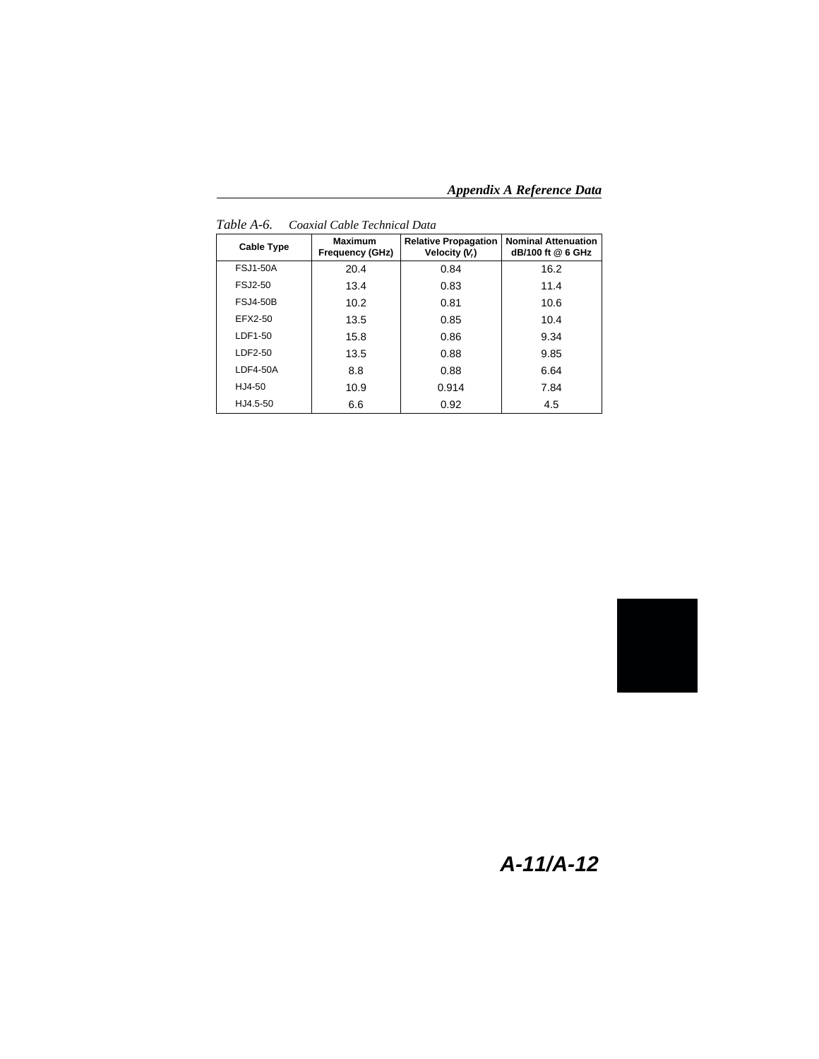*Table A-6. Coaxial Cable Technical Data*

| Cable Type | Maximum Frequency (GHz) | Relative Propagation Velocity ($V_r$) | Nominal Attenuation dB/100 ft @ 6 GHz |
|---|---|---|---|
| FSJ1-50A | 20.4 | 0.84 | 16.2 |
| FSJ2-50 | 13.4 | 0.83 | 11.4 |
| FSJ4-50B | 10.2 | 0.81 | 10.6 |
| EFX2-50 | 13.5 | 0.85 | 10.4 |
| LDF1-50 | 15.8 | 0.86 | 9.34 |
| LDF2-50 | 13.5 | 0.88 | 9.85 |
| LDF4-50A | 8.8 | 0.88 | 6.64 |
| HJ4-50 | 10.9 | 0.914 | 7.84 |
| HJ4.5-50 | 6.6 | 0.92 | 4.5 |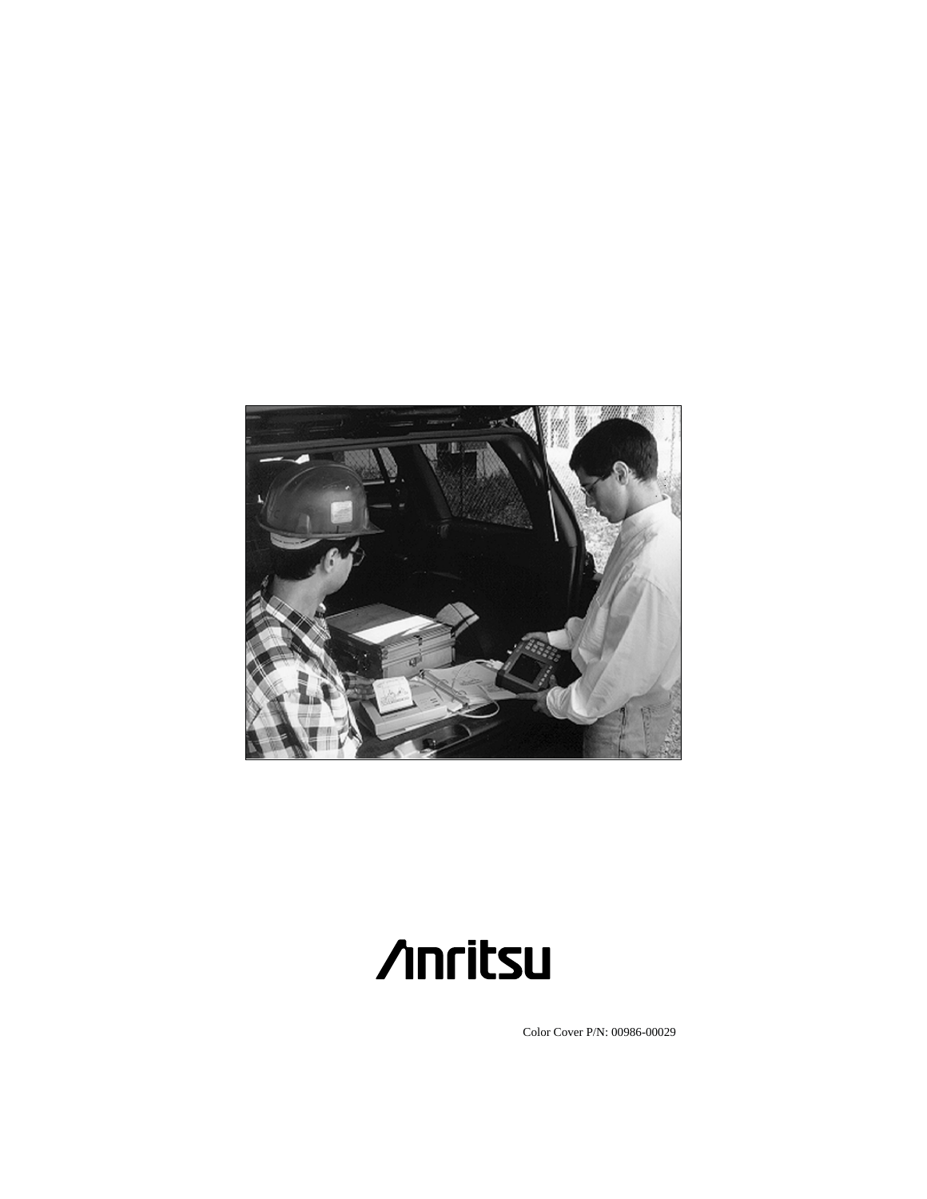Anritsu

Color Cover P/N: 00986-00029